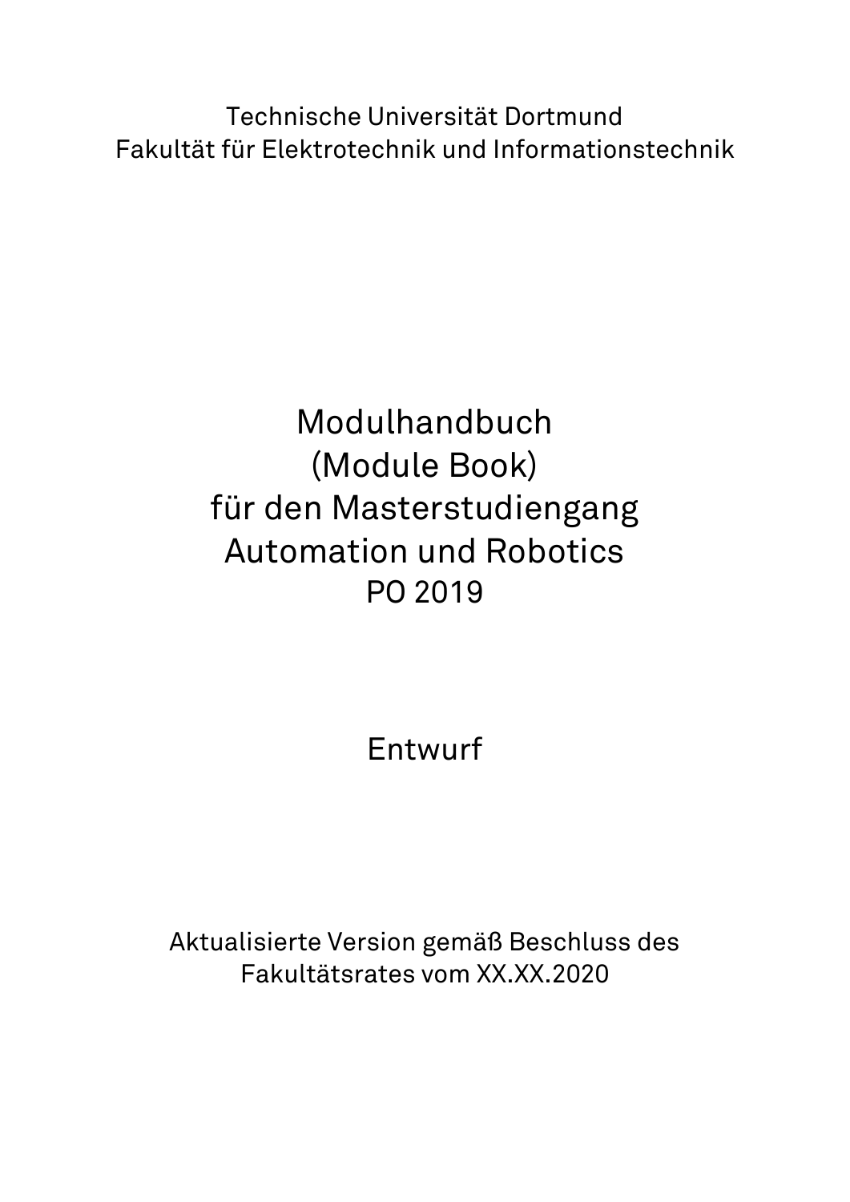Technische Universität Dortmund
Fakultät für Elektrotechnik und Informationstechnik

# Modulhandbuch
# (Module Book)
# für den Masterstudiengang
# Automation und Robotics
# PO 2019

## Entwurf

Aktualisierte Version gemäß Beschluss des
Fakultätsrates vom XX.XX.2020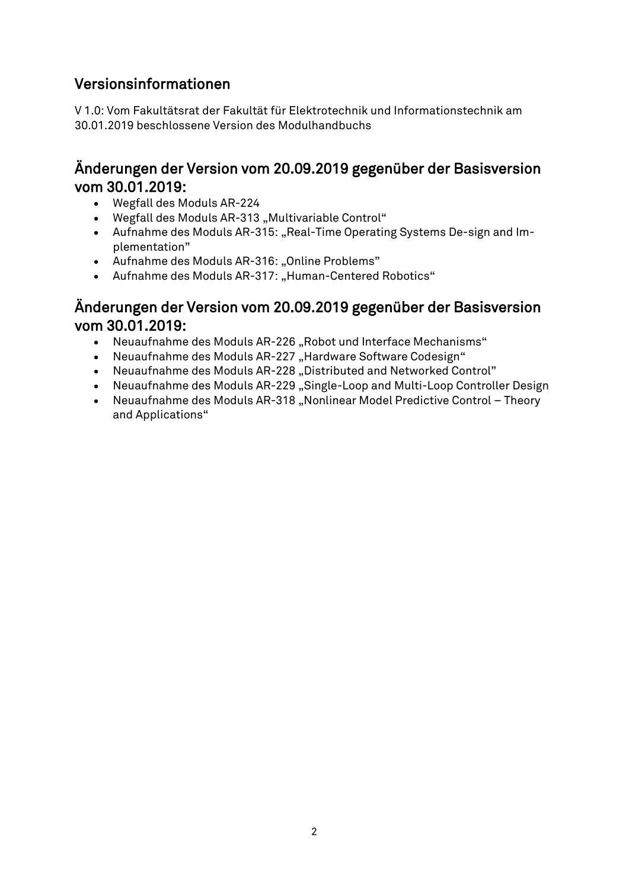## Versionsinformationen

V 1.0: Vom Fakultätsrat der Fakultät für Elektrotechnik und Informationstechnik am 30.01.2019 beschlossene Version des Modulhandbuchs

## Änderungen der Version vom 20.09.2019 gegenüber der Basisversion vom 30.01.2019:

- Wegfall des Moduls AR-224
- Wegfall des Moduls AR-313 „Multivariable Control"
- Aufnahme des Moduls AR-315: „Real-Time Operating Systems De-sign and Implementation"
- Aufnahme des Moduls AR-316: „Online Problems"
- Aufnahme des Moduls AR-317: „Human-Centered Robotics"

## Änderungen der Version vom 20.09.2019 gegenüber der Basisversion vom 30.01.2019:

- Neuaufnahme des Moduls AR-226 „Robot und Interface Mechanisms"
- Neuaufnahme des Moduls AR-227 „Hardware Software Codesign"
- Neuaufnahme des Moduls AR-228 „Distributed and Networked Control"
- Neuaufnahme des Moduls AR-229 „Single-Loop and Multi-Loop Controller Design
- Neuaufnahme des Moduls AR-318 „Nonlinear Model Predictive Control – Theory and Applications"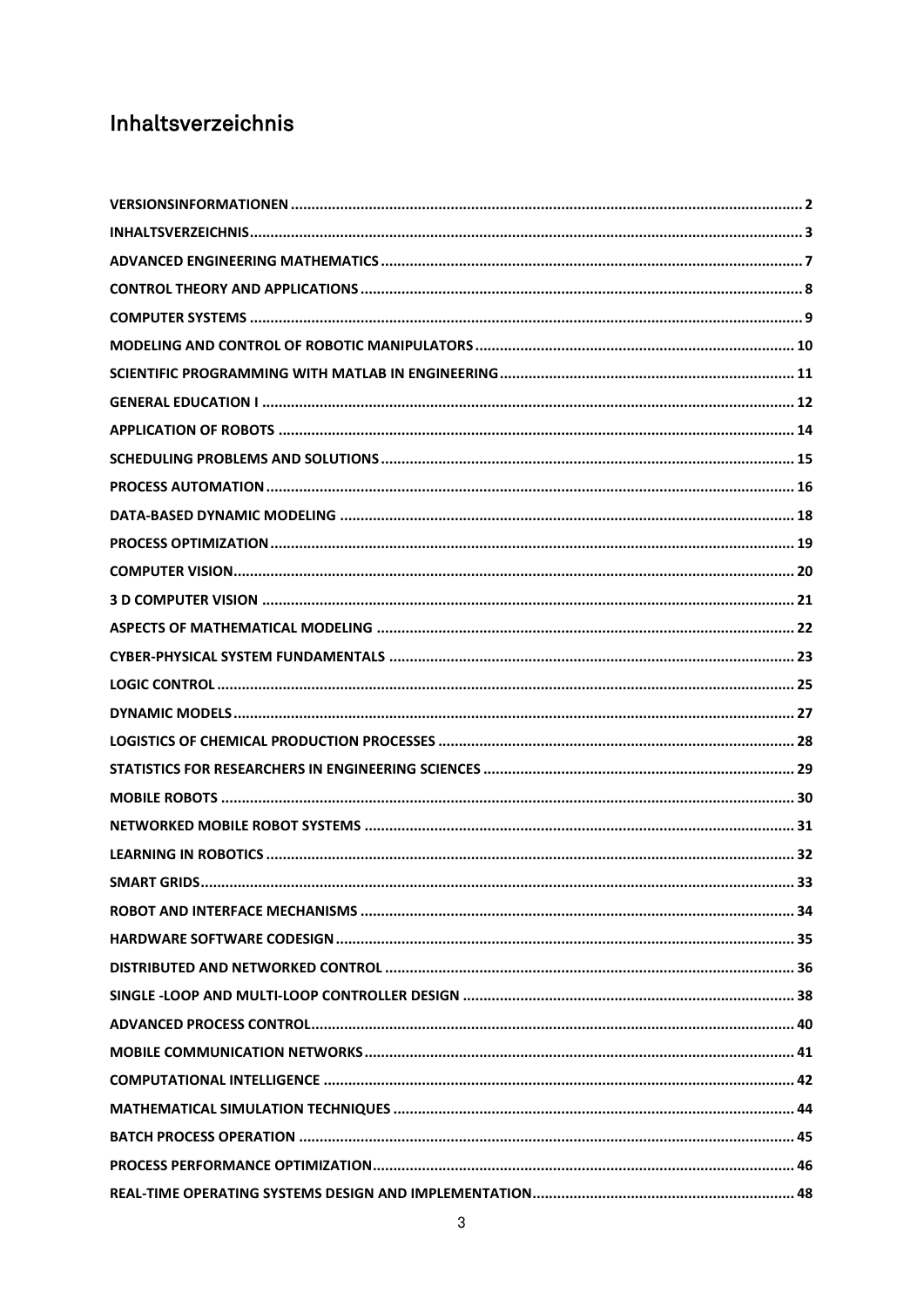# Inhaltsverzeichnis

VERSIONSINFORMATIONEN ........ 2
INHALTSVERZEICHNIS ........ 3
ADVANCED ENGINEERING MATHEMATICS ........ 7
CONTROL THEORY AND APPLICATIONS ........ 8
COMPUTER SYSTEMS ........ 9
MODELING AND CONTROL OF ROBOTIC MANIPULATORS ........ 10
SCIENTIFIC PROGRAMMING WITH MATLAB IN ENGINEERING ........ 11
GENERAL EDUCATION I ........ 12
APPLICATION OF ROBOTS ........ 14
SCHEDULING PROBLEMS AND SOLUTIONS ........ 15
PROCESS AUTOMATION ........ 16
DATA-BASED DYNAMIC MODELING ........ 18
PROCESS OPTIMIZATION ........ 19
COMPUTER VISION ........ 20
3 D COMPUTER VISION ........ 21
ASPECTS OF MATHEMATICAL MODELING ........ 22
CYBER-PHYSICAL SYSTEM FUNDAMENTALS ........ 23
LOGIC CONTROL ........ 25
DYNAMIC MODELS ........ 27
LOGISTICS OF CHEMICAL PRODUCTION PROCESSES ........ 28
STATISTICS FOR RESEARCHERS IN ENGINEERING SCIENCES ........ 29
MOBILE ROBOTS ........ 30
NETWORKED MOBILE ROBOT SYSTEMS ........ 31
LEARNING IN ROBOTICS ........ 32
SMART GRIDS ........ 33
ROBOT AND INTERFACE MECHANISMS ........ 34
HARDWARE SOFTWARE CODESIGN ........ 35
DISTRIBUTED AND NETWORKED CONTROL ........ 36
SINGLE -LOOP AND MULTI-LOOP CONTROLLER DESIGN ........ 38
ADVANCED PROCESS CONTROL ........ 40
MOBILE COMMUNICATION NETWORKS ........ 41
COMPUTATIONAL INTELLIGENCE ........ 42
MATHEMATICAL SIMULATION TECHNIQUES ........ 44
BATCH PROCESS OPERATION ........ 45
PROCESS PERFORMANCE OPTIMIZATION ........ 46
REAL-TIME OPERATING SYSTEMS DESIGN AND IMPLEMENTATION ........ 48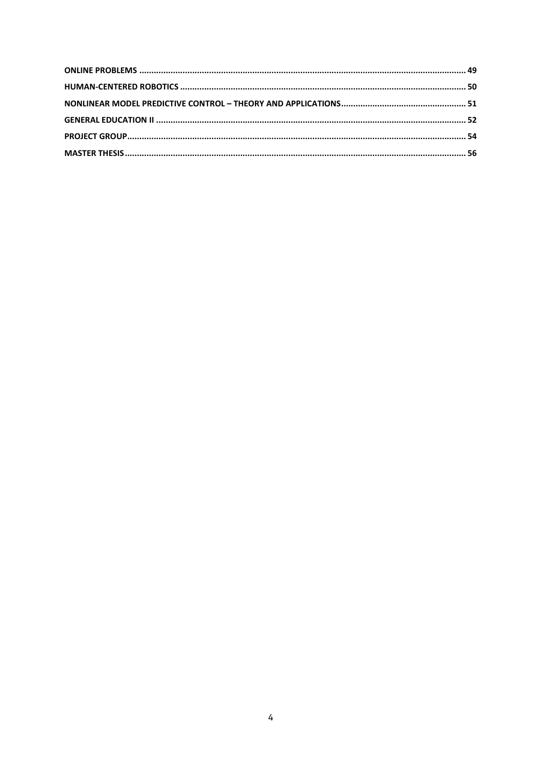**ONLINE PROBLEMS** ........................................................................................................................................ 49

**HUMAN-CENTERED ROBOTICS** ..................................................................................................................... 50

**NONLINEAR MODEL PREDICTIVE CONTROL – THEORY AND APPLICATIONS** ................................................... 51

**GENERAL EDUCATION II** .............................................................................................................................. 52

**PROJECT GROUP** .......................................................................................................................................... 54

**MASTER THESIS** ........................................................................................................................................... 56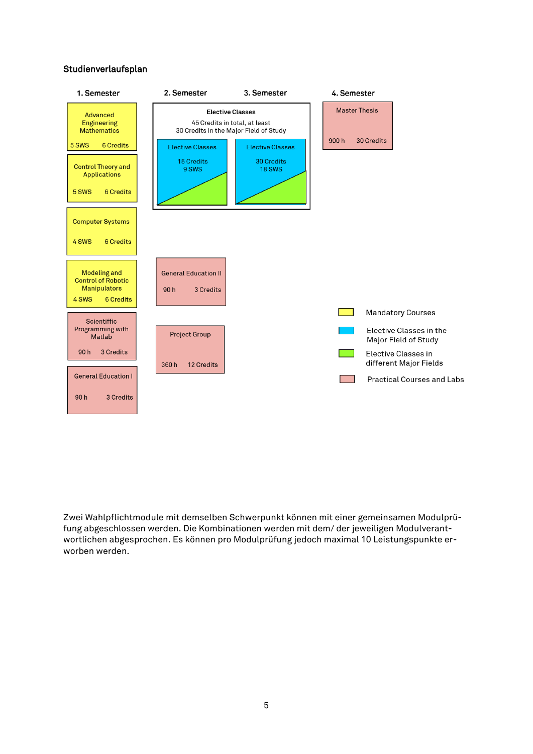## Studienverlaufsplan

| 1. Semester | 2. Semester | 3. Semester | 4. Semester |
|---|---|---|---|
| Advanced Engineering Mathematics<br>5 SWS 6 Credits | Elective Classes<br>45 Credits in total, at least 30 Credits in the Major Field of Study<br><br>Elective Classes<br>15 Credits<br>9 SWS | Elective Classes<br>30 Credits<br>18 SWS | Master Thesis<br>900 h 30 Credits |
| Control Theory and Applications<br>5 SWS 6 Credits | | | |
| Computer Systems<br>4 SWS 6 Credits | | | |
| Modeling and Control of Robotic Manipulators<br>4 SWS 6 Credits | General Education II<br>90 h 3 Credits | | |
| Scientiffic Programming with Matlab<br>90 h 3 Credits | Project Group<br>360 h 12 Credits | | |
| General Education I<br>90 h 3 Credits | | | |

Legende:
- Gelb: Mandatory Courses
- Blau: Elective Classes in the Major Field of Study
- Grün: Elective Classes in different Major Fields
- Rosa: Practical Courses and Labs

Zwei Wahlpflichtmodule mit demselben Schwerpunkt können mit einer gemeinsamen Modulprüfung abgeschlossen werden. Die Kombinationen werden mit dem/ der jeweiligen Modulverantwortlichen abgesprochen. Es können pro Modulprüfung jedoch maximal 10 Leistungspunkte erworben werden.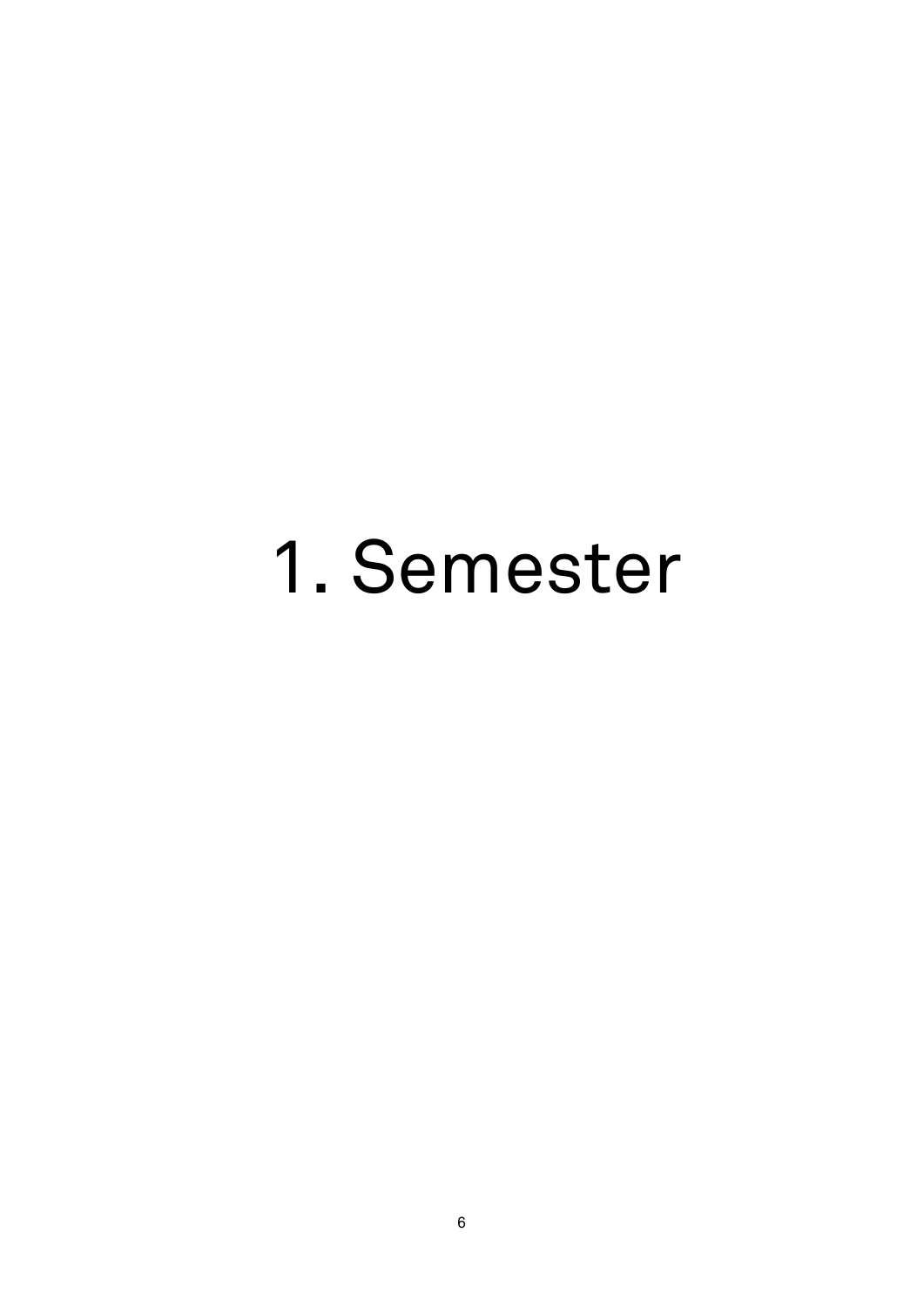# 1. Semester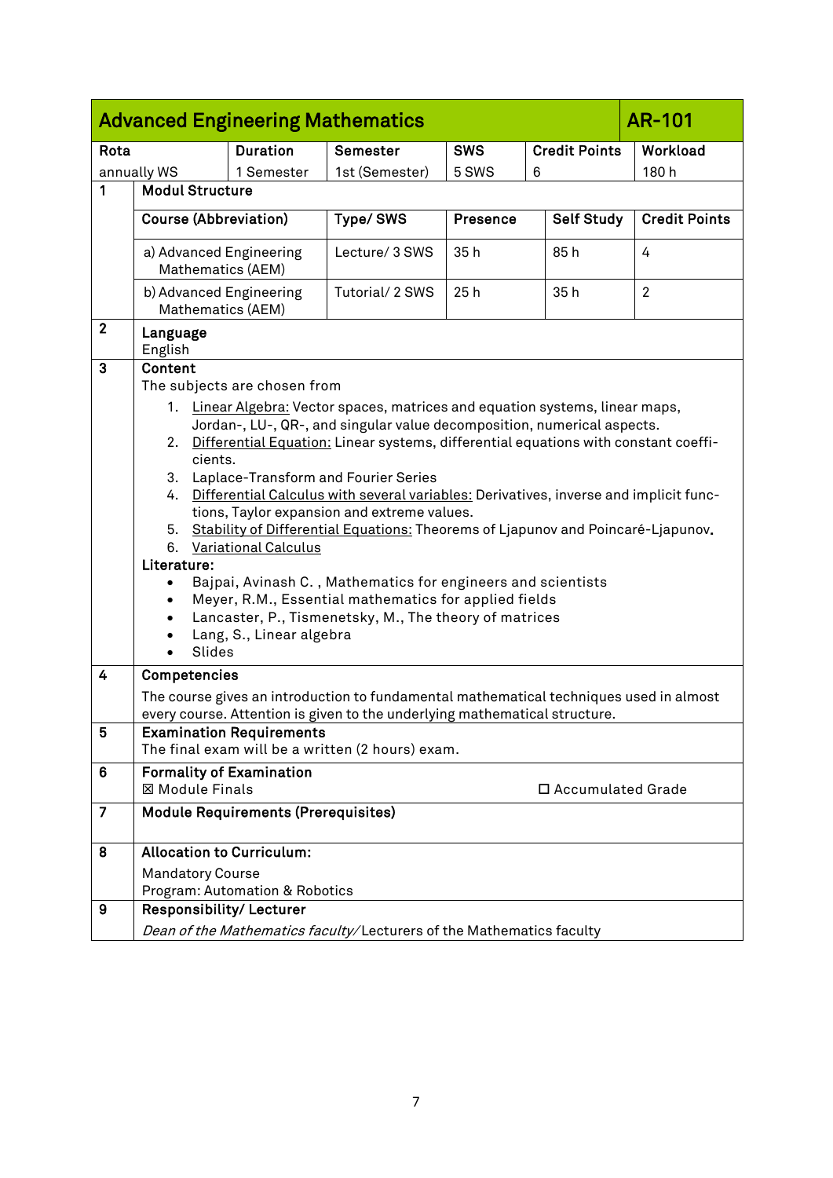## Advanced Engineering Mathematics — AR-101

| Rota | Duration | Semester | SWS | Credit Points | Workload |
|---|---|---|---|---|---|
| annually WS | 1 Semester | 1st (Semester) | 5 SWS | 6 | 180 h |

**1 Modul Structure**

| Course (Abbreviation) | Type/ SWS | Presence | Self Study | Credit Points |
|---|---|---|---|---|
| a) Advanced Engineering Mathematics (AEM) | Lecture/ 3 SWS | 35 h | 85 h | 4 |
| b) Advanced Engineering Mathematics (AEM) | Tutorial/ 2 SWS | 25 h | 35 h | 2 |

**2 Language**

English

**3 Content**

The subjects are chosen from

1. Linear Algebra: Vector spaces, matrices and equation systems, linear maps, Jordan-, LU-, QR-, and singular value decomposition, numerical aspects.
2. Differential Equation: Linear systems, differential equations with constant coefficients.
3. Laplace-Transform and Fourier Series
4. Differential Calculus with several variables: Derivatives, inverse and implicit functions, Taylor expansion and extreme values.
5. Stability of Differential Equations: Theorems of Ljapunov and Poincaré-Ljapunov.
6. Variational Calculus

**Literature:**

- Bajpai, Avinash C. , Mathematics for engineers and scientists
- Meyer, R.M., Essential mathematics for applied fields
- Lancaster, P., Tismenetsky, M., The theory of matrices
- Lang, S., Linear algebra
- Slides

**4 Competencies**

The course gives an introduction to fundamental mathematical techniques used in almost every course. Attention is given to the underlying mathematical structure.

**5 Examination Requirements**

The final exam will be a written (2 hours) exam.

**6 Formality of Examination**

☒ Module Finals ☐ Accumulated Grade

**7 Module Requirements (Prerequisites)**

**8 Allocation to Curriculum:**

Mandatory Course

Program: Automation & Robotics

**9 Responsibility/ Lecturer**

*Dean of the Mathematics faculty/* Lecturers of the Mathematics faculty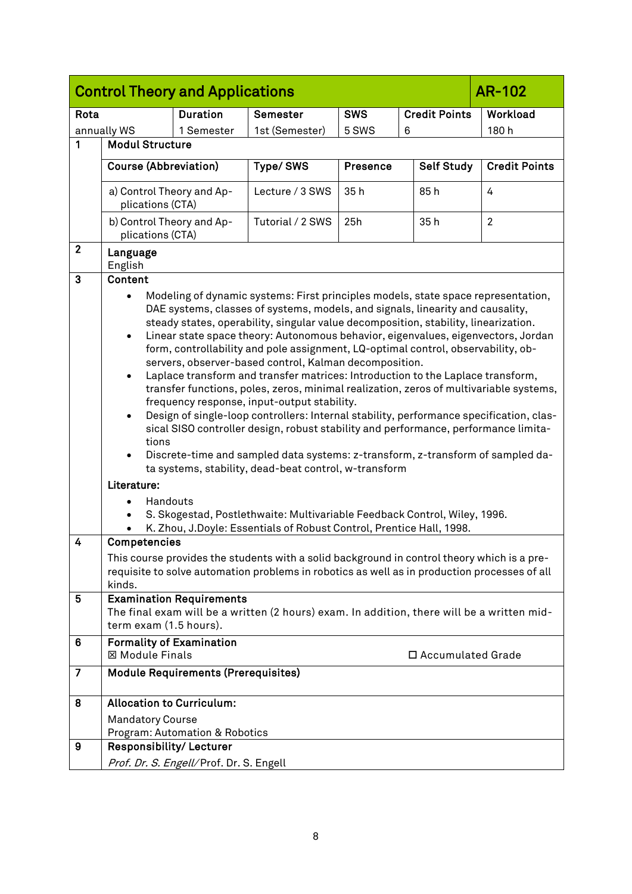## Control Theory and Applications — AR-102

| Rota | Duration | Semester | SWS | Credit Points | Workload |
|---|---|---|---|---|---|
| annually WS | 1 Semester | 1st (Semester) | 5 SWS | 6 | 180 h |

**1 Modul Structure**

| Course (Abbreviation) | Type/ SWS | Presence | Self Study | Credit Points |
|---|---|---|---|---|
| a) Control Theory and Applications (CTA) | Lecture / 3 SWS | 35 h | 85 h | 4 |
| b) Control Theory and Applications (CTA) | Tutorial / 2 SWS | 25h | 35 h | 2 |

**2 Language**

English

**3 Content**

- Modeling of dynamic systems: First principles models, state space representation, DAE systems, classes of systems, models, and signals, linearity and causality, steady states, operability, singular value decomposition, stability, linearization.
- Linear state space theory: Autonomous behavior, eigenvalues, eigenvectors, Jordan form, controllability and pole assignment, LQ-optimal control, observability, observers, observer-based control, Kalman decomposition.
- Laplace transform and transfer matrices: Introduction to the Laplace transform, transfer functions, poles, zeros, minimal realization, zeros of multivariable systems, frequency response, input-output stability.
- Design of single-loop controllers: Internal stability, performance specification, classical SISO controller design, robust stability and performance, performance limitations
- Discrete-time and sampled data systems: z-transform, z-transform of sampled data systems, stability, dead-beat control, w-transform

**Literature:**

- Handouts
- S. Skogestad, Postlethwaite: Multivariable Feedback Control, Wiley, 1996.
- K. Zhou, J.Doyle: Essentials of Robust Control, Prentice Hall, 1998.

**4 Competencies**

This course provides the students with a solid background in control theory which is a prerequisite to solve automation problems in robotics as well as in production processes of all kinds.

**5 Examination Requirements**

The final exam will be a written (2 hours) exam. In addition, there will be a written mid-term exam (1.5 hours).

**6 Formality of Examination**

☒ Module Finals ☐ Accumulated Grade

**7 Module Requirements (Prerequisites)**

**8 Allocation to Curriculum:**

Mandatory Course
Program: Automation & Robotics

**9 Responsibility/ Lecturer**

*Prof. Dr. S. Engell*/ Prof. Dr. S. Engell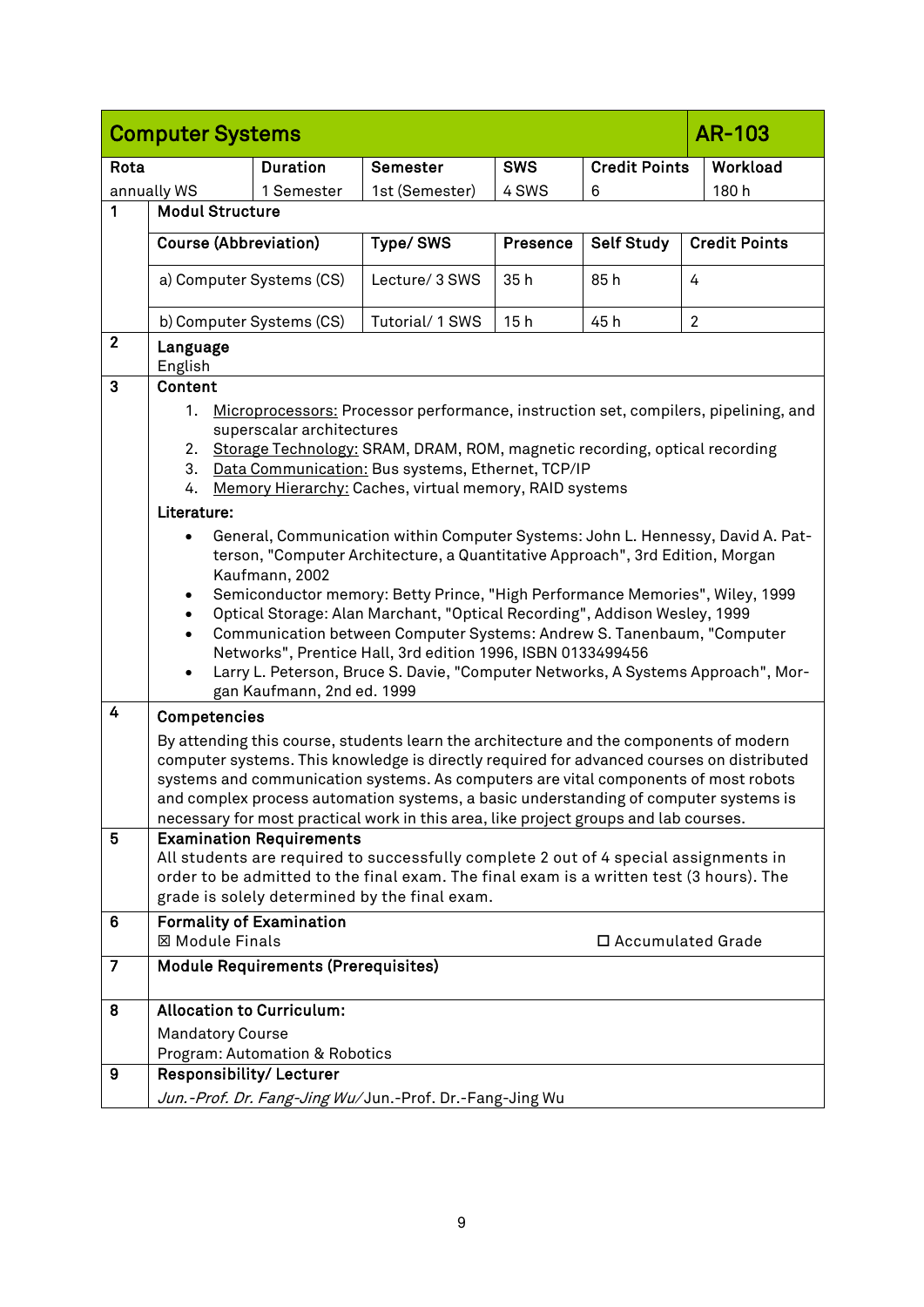## Computer Systems — AR-103

| Rota | Duration | Semester | SWS | Credit Points | Workload |
|---|---|---|---|---|---|
| annually WS | 1 Semester | 1st (Semester) | 4 SWS | 6 | 180 h |

**1 Modul Structure**

| Course (Abbreviation) | Type/ SWS | Presence | Self Study | Credit Points |
|---|---|---|---|---|
| a) Computer Systems (CS) | Lecture/ 3 SWS | 35 h | 85 h | 4 |
| b) Computer Systems (CS) | Tutorial/ 1 SWS | 15 h | 45 h | 2 |

**2 Language**

English

**3 Content**

1. Microprocessors: Processor performance, instruction set, compilers, pipelining, and superscalar architectures
2. Storage Technology: SRAM, DRAM, ROM, magnetic recording, optical recording
3. Data Communication: Bus systems, Ethernet, TCP/IP
4. Memory Hierarchy: Caches, virtual memory, RAID systems

**Literature:**

- General, Communication within Computer Systems: John L. Hennessy, David A. Patterson, "Computer Architecture, a Quantitative Approach", 3rd Edition, Morgan Kaufmann, 2002
- Semiconductor memory: Betty Prince, "High Performance Memories", Wiley, 1999
- Optical Storage: Alan Marchant, "Optical Recording", Addison Wesley, 1999
- Communication between Computer Systems: Andrew S. Tanenbaum, "Computer Networks", Prentice Hall, 3rd edition 1996, ISBN 0133499456
- Larry L. Peterson, Bruce S. Davie, "Computer Networks, A Systems Approach", Morgan Kaufmann, 2nd ed. 1999

**4 Competencies**

By attending this course, students learn the architecture and the components of modern computer systems. This knowledge is directly required for advanced courses on distributed systems and communication systems. As computers are vital components of most robots and complex process automation systems, a basic understanding of computer systems is necessary for most practical work in this area, like project groups and lab courses.

**5 Examination Requirements**

All students are required to successfully complete 2 out of 4 special assignments in order to be admitted to the final exam. The final exam is a written test (3 hours). The grade is solely determined by the final exam.

**6 Formality of Examination**

☒ Module Finals ☐ Accumulated Grade

**7 Module Requirements (Prerequisites)**

**8 Allocation to Curriculum:**

Mandatory Course

Program: Automation & Robotics

**9 Responsibility/ Lecturer**

*Jun.-Prof. Dr. Fang-Jing Wu*/ Jun.-Prof. Dr.-Fang-Jing Wu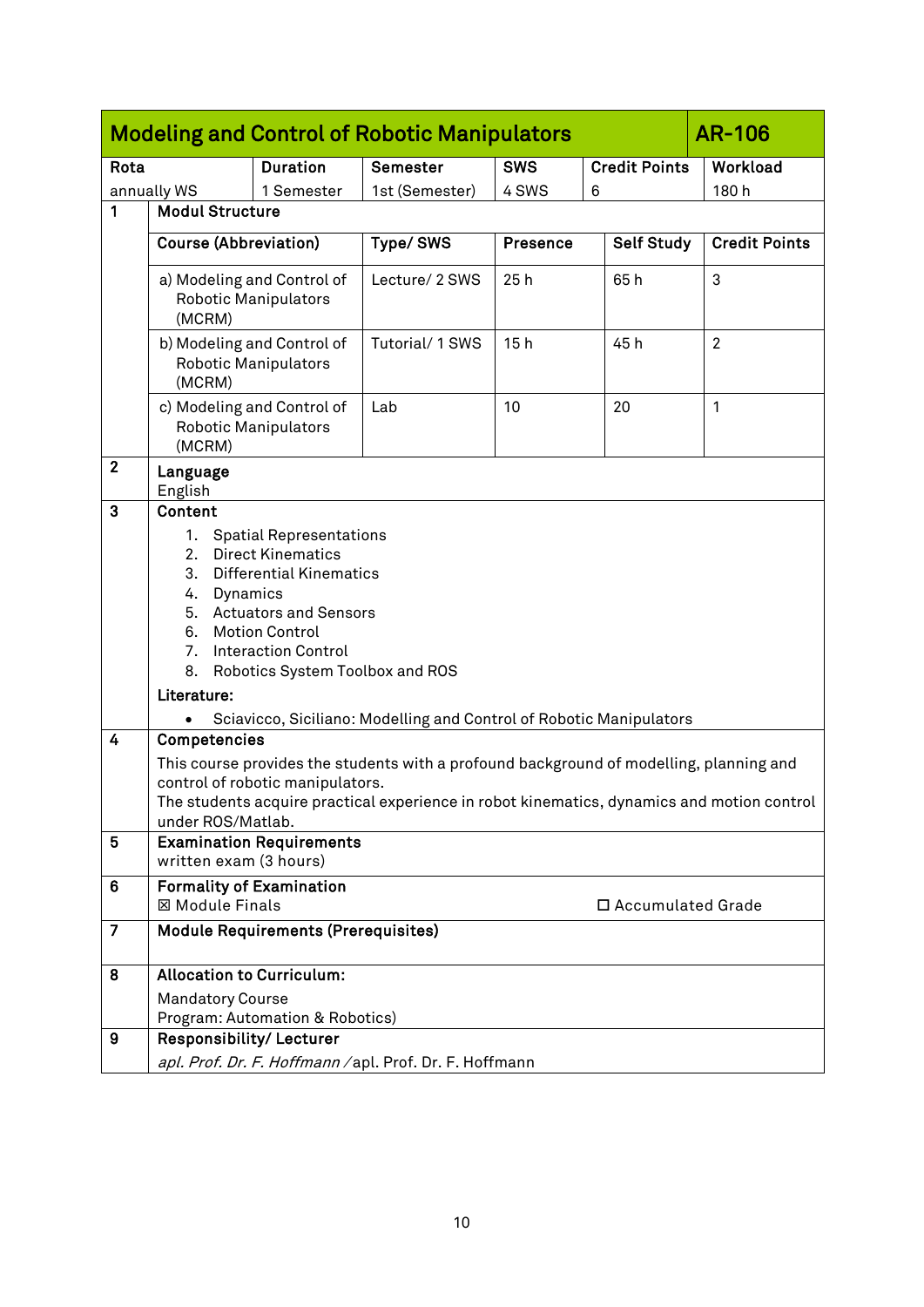## Modeling and Control of Robotic Manipulators — AR-106

| Rota | Duration | Semester | SWS | Credit Points | Workload |
|---|---|---|---|---|---|
| annually WS | 1 Semester | 1st (Semester) | 4 SWS | 6 | 180 h |

**1 Modul Structure**

| Course (Abbreviation) | Type/ SWS | Presence | Self Study | Credit Points |
|---|---|---|---|---|
| a) Modeling and Control of Robotic Manipulators (MCRM) | Lecture/ 2 SWS | 25 h | 65 h | 3 |
| b) Modeling and Control of Robotic Manipulators (MCRM) | Tutorial/ 1 SWS | 15 h | 45 h | 2 |
| c) Modeling and Control of Robotic Manipulators (MCRM) | Lab | 10 | 20 | 1 |

**2 Language**

English

**3 Content**

1. Spatial Representations
2. Direct Kinematics
3. Differential Kinematics
4. Dynamics
5. Actuators and Sensors
6. Motion Control
7. Interaction Control
8. Robotics System Toolbox and ROS

**Literature:**

- Sciavicco, Siciliano: Modelling and Control of Robotic Manipulators

**4 Competencies**

This course provides the students with a profound background of modelling, planning and control of robotic manipulators.
The students acquire practical experience in robot kinematics, dynamics and motion control under ROS/Matlab.

**5 Examination Requirements**

written exam (3 hours)

**6 Formality of Examination**

☒ Module Finals ☐ Accumulated Grade

**7 Module Requirements (Prerequisites)**

**8 Allocation to Curriculum:**

Mandatory Course
Program: Automation & Robotics)

**9 Responsibility/ Lecturer**

*apl. Prof. Dr. F. Hoffmann* / apl. Prof. Dr. F. Hoffmann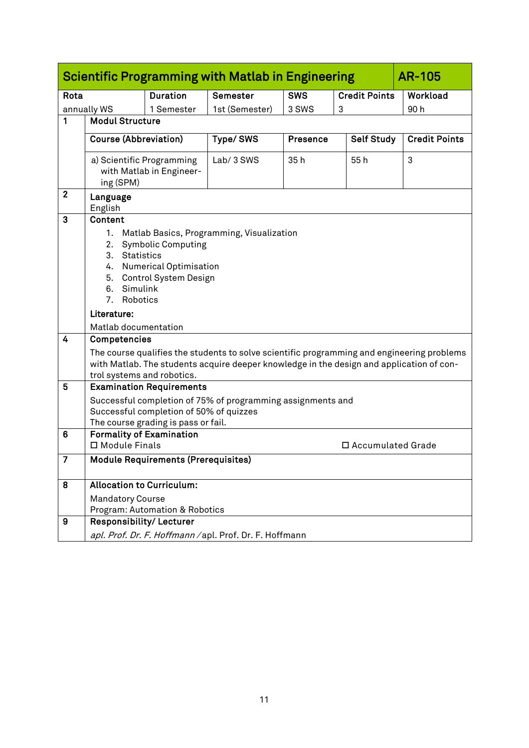## Scientific Programming with Matlab in Engineering — AR-105

| Rota | Duration | Semester | SWS | Credit Points | Workload |
|---|---|---|---|---|---|
| annually WS | 1 Semester | 1st (Semester) | 3 SWS | 3 | 90 h |

**1 Modul Structure**

| Course (Abbreviation) | Type/ SWS | Presence | Self Study | Credit Points |
|---|---|---|---|---|
| a) Scientific Programming with Matlab in Engineering (SPM) | Lab/ 3 SWS | 35 h | 55 h | 3 |

**2 Language**

English

**3 Content**

1. Matlab Basics, Programming, Visualization
2. Symbolic Computing
3. Statistics
4. Numerical Optimisation
5. Control System Design
6. Simulink
7. Robotics

**Literature:**

Matlab documentation

**4 Competencies**

The course qualifies the students to solve scientific programming and engineering problems with Matlab. The students acquire deeper knowledge in the design and application of control systems and robotics.

**5 Examination Requirements**

Successful completion of 75% of programming assignments and
Successful completion of 50% of quizzes
The course grading is pass or fail.

**6 Formality of Examination**

☐ Module Finals ☐ Accumulated Grade

**7 Module Requirements (Prerequisites)**

**8 Allocation to Curriculum:**

Mandatory Course
Program: Automation & Robotics

**9 Responsibility/ Lecturer**

*apl. Prof. Dr. F. Hoffmann* /apl. Prof. Dr. F. Hoffmann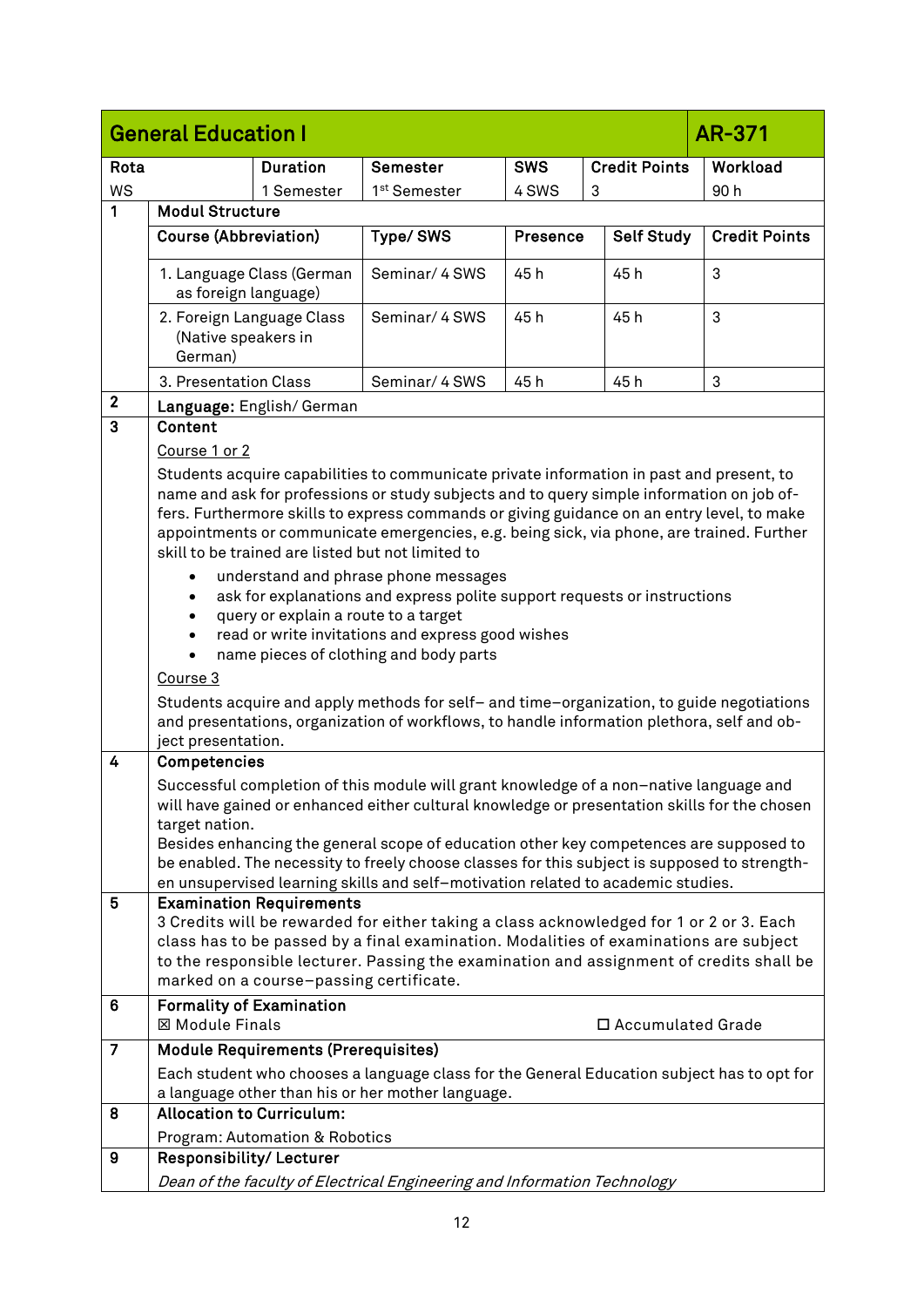## General Education I — AR-371

| Rota | Duration | Semester | SWS | Credit Points | Workload |
|---|---|---|---|---|---|
| WS | 1 Semester | 1st Semester | 4 SWS | 3 | 90 h |

**1 Modul Structure**

| Course (Abbreviation) | Type/ SWS | Presence | Self Study | Credit Points |
|---|---|---|---|---|
| 1. Language Class (German as foreign language) | Seminar/ 4 SWS | 45 h | 45 h | 3 |
| 2. Foreign Language Class (Native speakers in German) | Seminar/ 4 SWS | 45 h | 45 h | 3 |
| 3. Presentation Class | Seminar/ 4 SWS | 45 h | 45 h | 3 |

**2 Language:** English/ German

**3 Content**

Course 1 or 2

Students acquire capabilities to communicate private information in past and present, to name and ask for professions or study subjects and to query simple information on job offers. Furthermore skills to express commands or giving guidance on an entry level, to make appointments or communicate emergencies, e.g. being sick, via phone, are trained. Further skill to be trained are listed but not limited to

- understand and phrase phone messages
- ask for explanations and express polite support requests or instructions
- query or explain a route to a target
- read or write invitations and express good wishes
- name pieces of clothing and body parts

Course 3

Students acquire and apply methods for self– and time–organization, to guide negotiations and presentations, organization of workflows, to handle information plethora, self and object presentation.

**4 Competencies**

Successful completion of this module will grant knowledge of a non–native language and will have gained or enhanced either cultural knowledge or presentation skills for the chosen target nation.

Besides enhancing the general scope of education other key competences are supposed to be enabled. The necessity to freely choose classes for this subject is supposed to strengthen unsupervised learning skills and self–motivation related to academic studies.

**5 Examination Requirements**

3 Credits will be rewarded for either taking a class acknowledged for 1 or 2 or 3. Each class has to be passed by a final examination. Modalities of examinations are subject to the responsible lecturer. Passing the examination and assignment of credits shall be marked on a course–passing certificate.

**6 Formality of Examination**

☒ Module Finals ☐ Accumulated Grade

**7 Module Requirements (Prerequisites)**

Each student who chooses a language class for the General Education subject has to opt for a language other than his or her mother language.

**8 Allocation to Curriculum:**

Program: Automation & Robotics

**9 Responsibility/ Lecturer**

*Dean of the faculty of Electrical Engineering and Information Technology*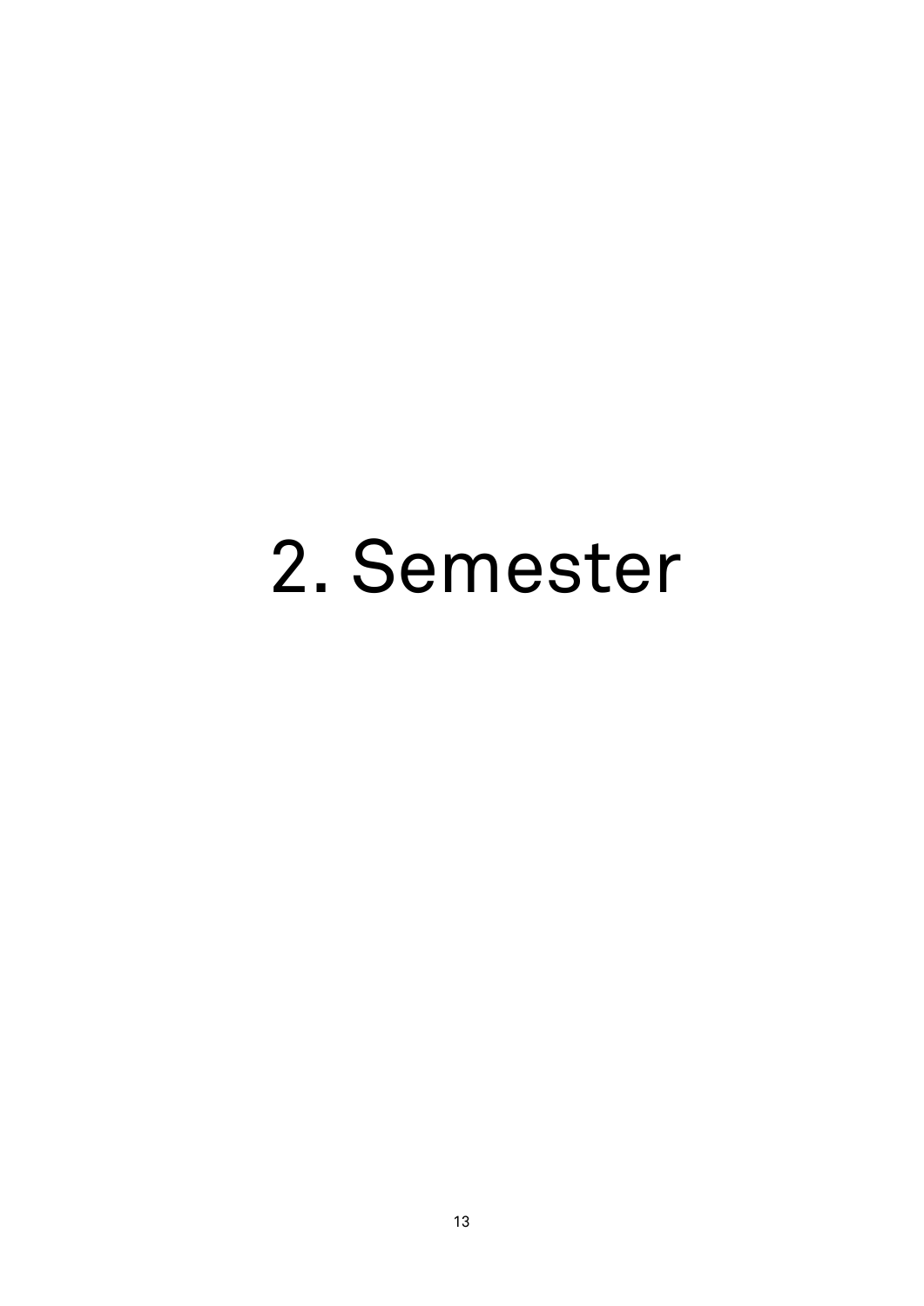# 2. Semester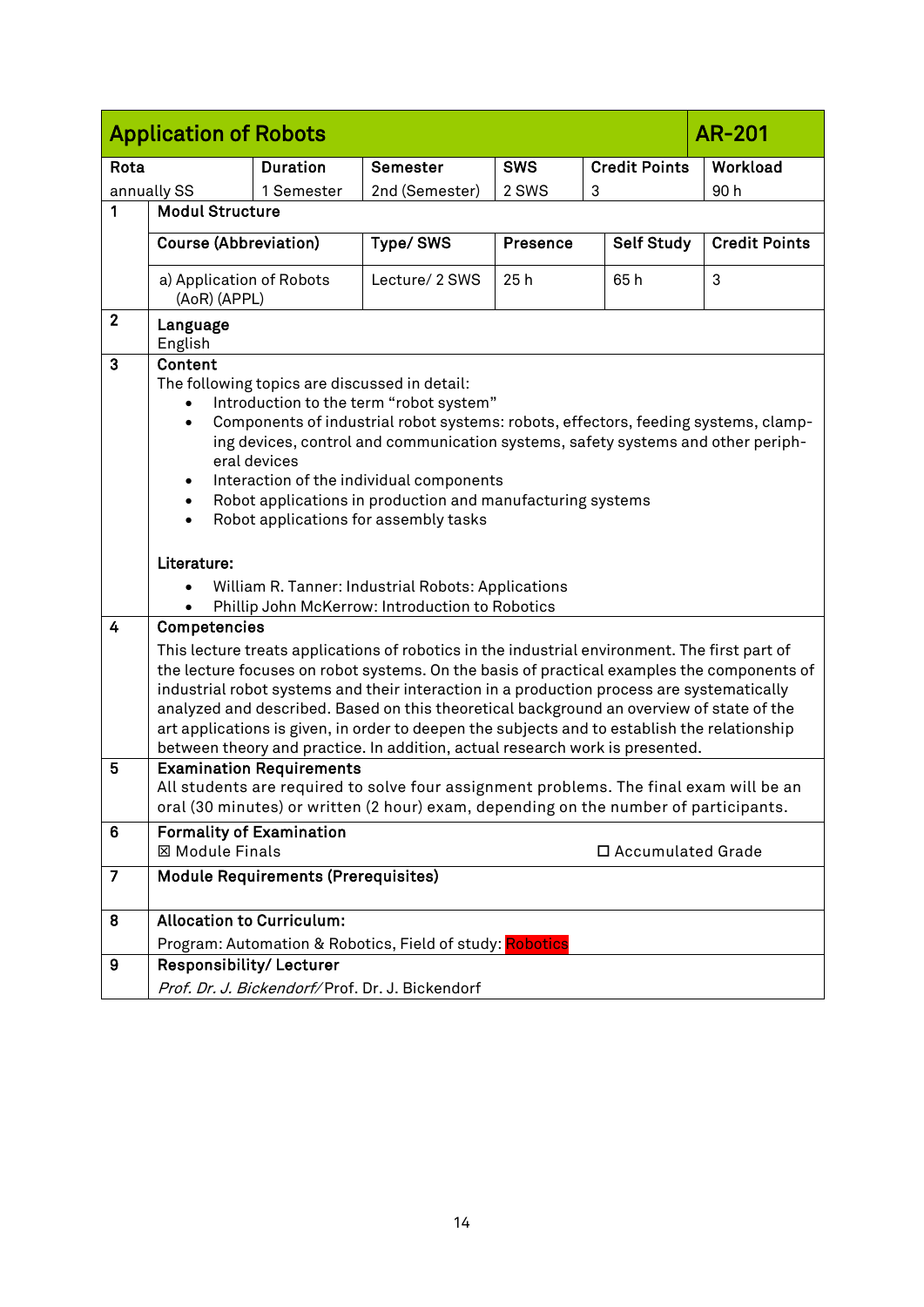## Application of Robots — AR-201

| Rota | Duration | Semester | SWS | Credit Points | Workload |
|---|---|---|---|---|---|
| annually SS | 1 Semester | 2nd (Semester) | 2 SWS | 3 | 90 h |

**1 Modul Structure**

| Course (Abbreviation) | Type/ SWS | Presence | Self Study | Credit Points |
|---|---|---|---|---|
| a) Application of Robots (AoR) (APPL) | Lecture/ 2 SWS | 25 h | 65 h | 3 |

**2 Language**

English

**3 Content**

The following topics are discussed in detail:

- Introduction to the term "robot system"
- Components of industrial robot systems: robots, effectors, feeding systems, clamping devices, control and communication systems, safety systems and other peripheral devices
- Interaction of the individual components
- Robot applications in production and manufacturing systems
- Robot applications for assembly tasks

**Literature:**

- William R. Tanner: Industrial Robots: Applications
- Phillip John McKerrow: Introduction to Robotics

**4 Competencies**

This lecture treats applications of robotics in the industrial environment. The first part of the lecture focuses on robot systems. On the basis of practical examples the components of industrial robot systems and their interaction in a production process are systematically analyzed and described. Based on this theoretical background an overview of state of the art applications is given, in order to deepen the subjects and to establish the relationship between theory and practice. In addition, actual research work is presented.

**5 Examination Requirements**

All students are required to solve four assignment problems. The final exam will be an oral (30 minutes) or written (2 hour) exam, depending on the number of participants.

**6 Formality of Examination**

☒ Module Finals ☐ Accumulated Grade

**7 Module Requirements (Prerequisites)**

**8 Allocation to Curriculum:**

Program: Automation & Robotics, Field of study: Robotics

**9 Responsibility/ Lecturer**

*Prof. Dr. J. Bickendorf/* Prof. Dr. J. Bickendorf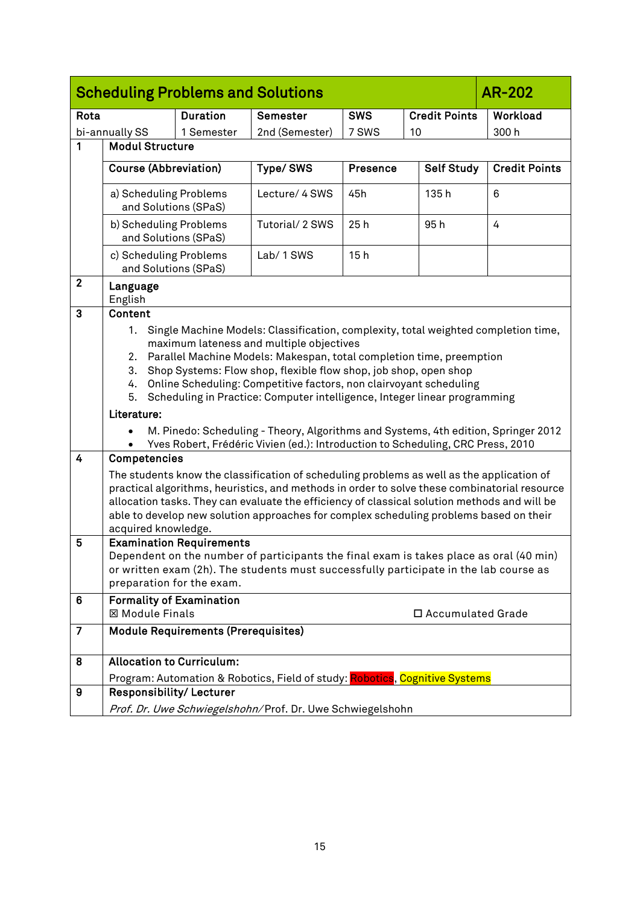## Scheduling Problems and Solutions — AR-202

| Rota | Duration | Semester | SWS | Credit Points | Workload |
|---|---|---|---|---|---|
| bi-annually SS | 1 Semester | 2nd (Semester) | 7 SWS | 10 | 300 h |

**1 Modul Structure**

| Course (Abbreviation) | Type/ SWS | Presence | Self Study | Credit Points |
|---|---|---|---|---|
| a) Scheduling Problems and Solutions (SPaS) | Lecture/ 4 SWS | 45h | 135 h | 6 |
| b) Scheduling Problems and Solutions (SPaS) | Tutorial/ 2 SWS | 25 h | 95 h | 4 |
| c) Scheduling Problems and Solutions (SPaS) | Lab/ 1 SWS | 15 h | | |

**2 Language**

English

**3 Content**

1. Single Machine Models: Classification, complexity, total weighted completion time, maximum lateness and multiple objectives
2. Parallel Machine Models: Makespan, total completion time, preemption
3. Shop Systems: Flow shop, flexible flow shop, job shop, open shop
4. Online Scheduling: Competitive factors, non clairvoyant scheduling
5. Scheduling in Practice: Computer intelligence, Integer linear programming

**Literature:**

- M. Pinedo: Scheduling - Theory, Algorithms and Systems, 4th edition, Springer 2012
- Yves Robert, Frédéric Vivien (ed.): Introduction to Scheduling, CRC Press, 2010

**4 Competencies**

The students know the classification of scheduling problems as well as the application of practical algorithms, heuristics, and methods in order to solve these combinatorial resource allocation tasks. They can evaluate the efficiency of classical solution methods and will be able to develop new solution approaches for complex scheduling problems based on their acquired knowledge.

**5 Examination Requirements**

Dependent on the number of participants the final exam is takes place as oral (40 min) or written exam (2h). The students must successfully participate in the lab course as preparation for the exam.

**6 Formality of Examination**

☒ Module Finals ☐ Accumulated Grade

**7 Module Requirements (Prerequisites)**

**8 Allocation to Curriculum:**

Program: Automation & Robotics, Field of study: Robotics, Cognitive Systems

**9 Responsibility/ Lecturer**

*Prof. Dr. Uwe Schwiegelshohn/* Prof. Dr. Uwe Schwiegelshohn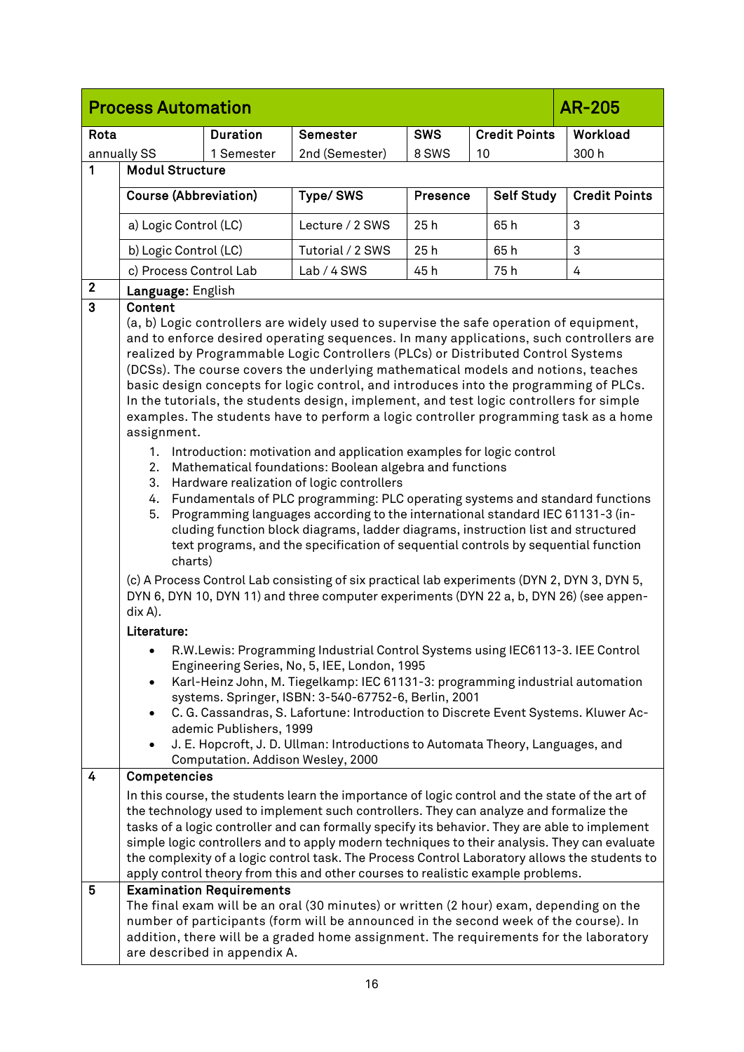## Process Automation — AR-205

| Rota | Duration | Semester | SWS | Credit Points | Workload |
|---|---|---|---|---|---|
| annually SS | 1 Semester | 2nd (Semester) | 8 SWS | 10 | 300 h |

**1 Modul Structure**

| Course (Abbreviation) | Type/ SWS | Presence | Self Study | Credit Points |
|---|---|---|---|---|
| a) Logic Control (LC) | Lecture / 2 SWS | 25 h | 65 h | 3 |
| b) Logic Control (LC) | Tutorial / 2 SWS | 25 h | 65 h | 3 |
| c) Process Control Lab | Lab / 4 SWS | 45 h | 75 h | 4 |

**2 Language:** English

**3 Content**

(a, b) Logic controllers are widely used to supervise the safe operation of equipment, and to enforce desired operating sequences. In many applications, such controllers are realized by Programmable Logic Controllers (PLCs) or Distributed Control Systems (DCSs). The course covers the underlying mathematical models and notions, teaches basic design concepts for logic control, and introduces into the programming of PLCs. In the tutorials, the students design, implement, and test logic controllers for simple examples. The students have to perform a logic controller programming task as a home assignment.

1. Introduction: motivation and application examples for logic control
2. Mathematical foundations: Boolean algebra and functions
3. Hardware realization of logic controllers
4. Fundamentals of PLC programming: PLC operating systems and standard functions
5. Programming languages according to the international standard IEC 61131-3 (including function block diagrams, ladder diagrams, instruction list and structured text programs, and the specification of sequential controls by sequential function charts)

(c) A Process Control Lab consisting of six practical lab experiments (DYN 2, DYN 3, DYN 5, DYN 6, DYN 10, DYN 11) and three computer experiments (DYN 22 a, b, DYN 26) (see appendix A).

**Literature:**

- R.W.Lewis: Programming Industrial Control Systems using IEC6113-3. IEE Control Engineering Series, No, 5, IEE, London, 1995
- Karl-Heinz John, M. Tiegelkamp: IEC 61131-3: programming industrial automation systems. Springer, ISBN: 3-540-67752-6, Berlin, 2001
- C. G. Cassandras, S. Lafortune: Introduction to Discrete Event Systems. Kluwer Academic Publishers, 1999
- J. E. Hopcroft, J. D. Ullman: Introductions to Automata Theory, Languages, and Computation. Addison Wesley, 2000

**4 Competencies**

In this course, the students learn the importance of logic control and the state of the art of the technology used to implement such controllers. They can analyze and formalize the tasks of a logic controller and can formally specify its behavior. They are able to implement simple logic controllers and to apply modern techniques to their analysis. They can evaluate the complexity of a logic control task. The Process Control Laboratory allows the students to apply control theory from this and other courses to realistic example problems.

**5 Examination Requirements**

The final exam will be an oral (30 minutes) or written (2 hour) exam, depending on the number of participants (form will be announced in the second week of the course). In addition, there will be a graded home assignment. The requirements for the laboratory are described in appendix A.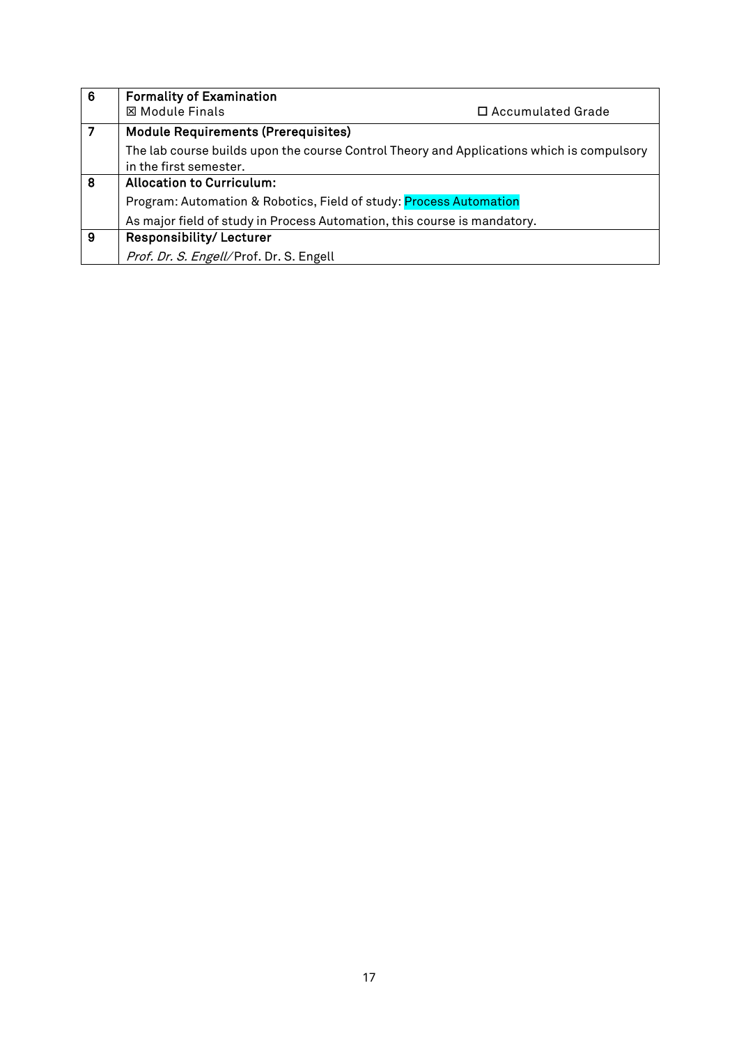| 6 | **Formality of Examination**<br>☒ Module Finals ☐ Accumulated Grade |
|---|---|
| 7 | **Module Requirements (Prerequisites)**<br>The lab course builds upon the course Control Theory and Applications which is compulsory in the first semester. |
| 8 | **Allocation to Curriculum:**<br>Program: Automation & Robotics, Field of study: Process Automation<br>As major field of study in Process Automation, this course is mandatory. |
| 9 | **Responsibility/ Lecturer**<br>*Prof. Dr. S. Engell/* Prof. Dr. S. Engell |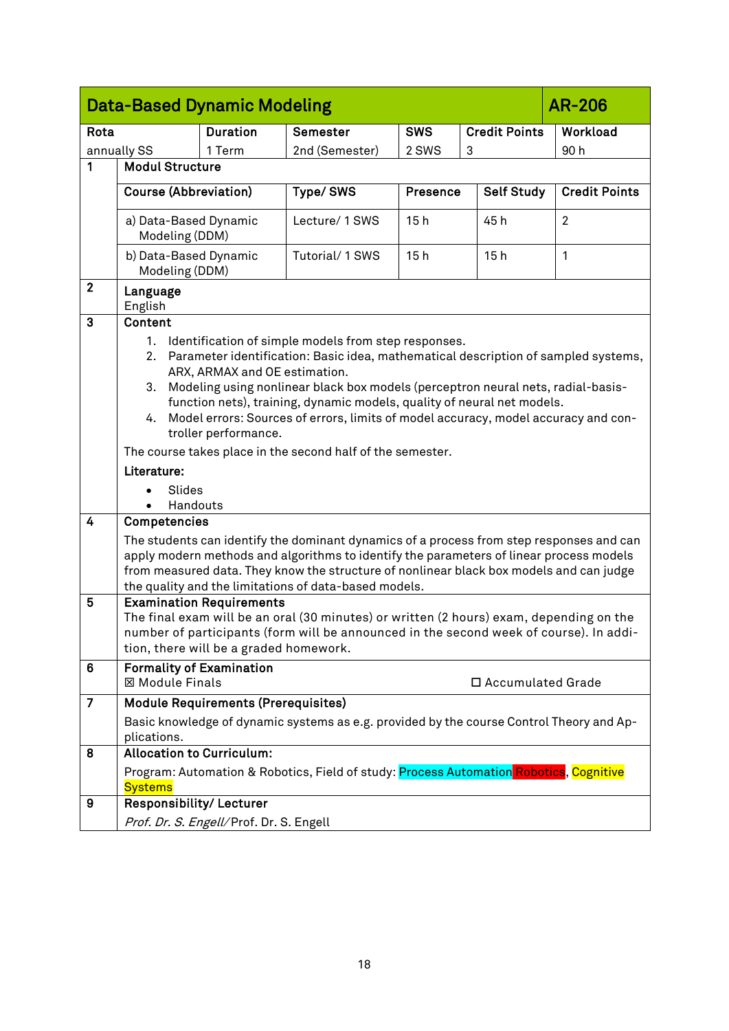## Data-Based Dynamic Modeling — AR-206

| Rota | Duration | Semester | SWS | Credit Points | Workload |
|---|---|---|---|---|---|
| annually SS | 1 Term | 2nd (Semester) | 2 SWS | 3 | 90 h |

**1 Modul Structure**

| Course (Abbreviation) | Type/ SWS | Presence | Self Study | Credit Points |
|---|---|---|---|---|
| a) Data-Based Dynamic Modeling (DDM) | Lecture/ 1 SWS | 15 h | 45 h | 2 |
| b) Data-Based Dynamic Modeling (DDM) | Tutorial/ 1 SWS | 15 h | 15 h | 1 |

**2 Language**

English

**3 Content**

1. Identification of simple models from step responses.
2. Parameter identification: Basic idea, mathematical description of sampled systems, ARX, ARMAX and OE estimation.
3. Modeling using nonlinear black box models (perceptron neural nets, radial-basis-function nets), training, dynamic models, quality of neural net models.
4. Model errors: Sources of errors, limits of model accuracy, model accuracy and controller performance.

The course takes place in the second half of the semester.

**Literature:**

- Slides
- Handouts

**4 Competencies**

The students can identify the dominant dynamics of a process from step responses and can apply modern methods and algorithms to identify the parameters of linear process models from measured data. They know the structure of nonlinear black box models and can judge the quality and the limitations of data-based models.

**5 Examination Requirements**

The final exam will be an oral (30 minutes) or written (2 hours) exam, depending on the number of participants (form will be announced in the second week of course). In addition, there will be a graded homework.

**6 Formality of Examination**

☒ Module Finals ☐ Accumulated Grade

**7 Module Requirements (Prerequisites)**

Basic knowledge of dynamic systems as e.g. provided by the course Control Theory and Applications.

**8 Allocation to Curriculum:**

Program: Automation & Robotics, Field of study: Process Automation Robotics, Cognitive Systems

**9 Responsibility/ Lecturer**

*Prof. Dr. S. Engell*/ Prof. Dr. S. Engell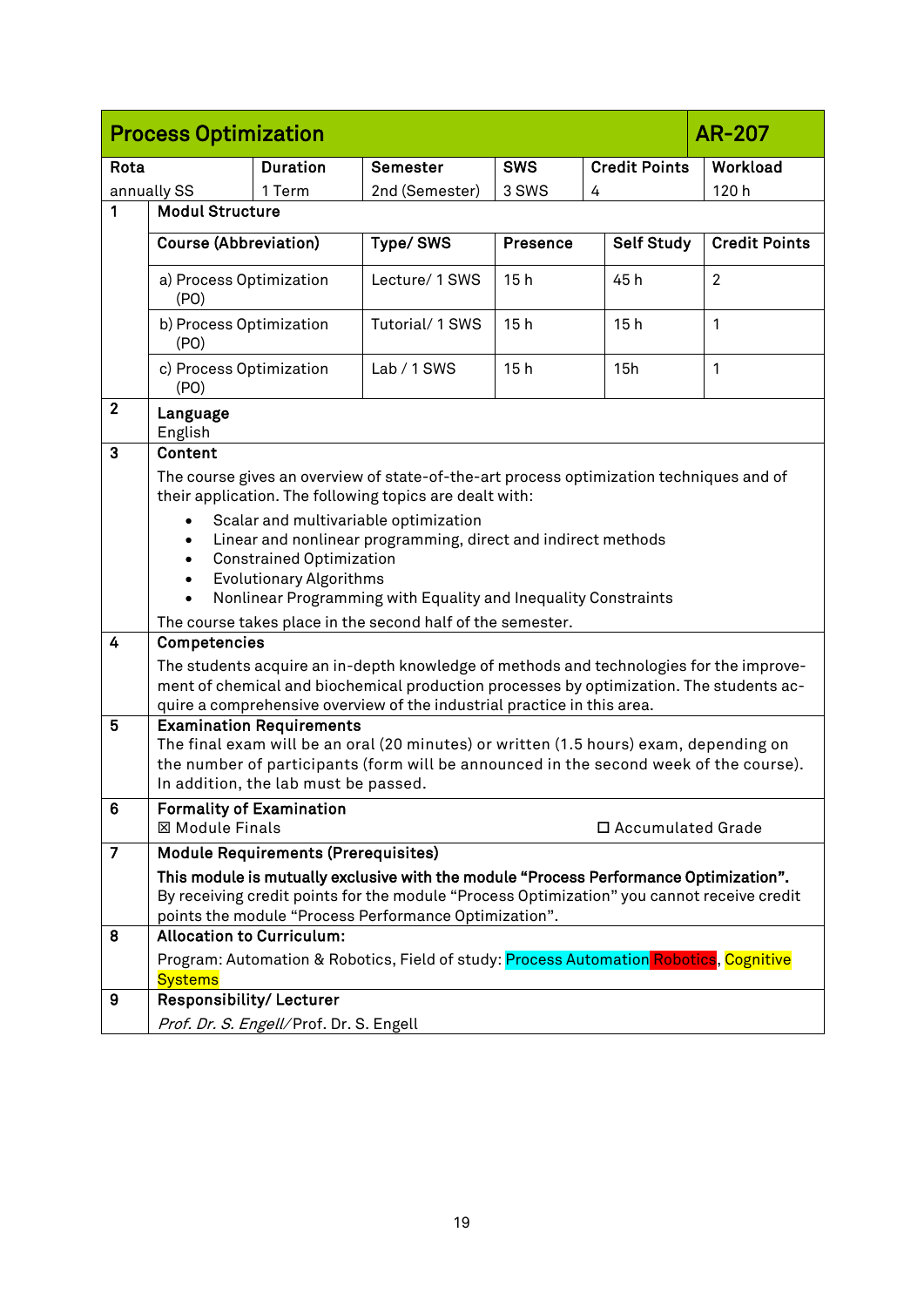## Process Optimization — AR-207

| Rota | Duration | Semester | SWS | Credit Points | Workload |
|---|---|---|---|---|---|
| annually SS | 1 Term | 2nd (Semester) | 3 SWS | 4 | 120 h |

**1 Modul Structure**

| Course (Abbreviation) | Type/ SWS | Presence | Self Study | Credit Points |
|---|---|---|---|---|
| a) Process Optimization (PO) | Lecture/ 1 SWS | 15 h | 45 h | 2 |
| b) Process Optimization (PO) | Tutorial/ 1 SWS | 15 h | 15 h | 1 |
| c) Process Optimization (PO) | Lab / 1 SWS | 15 h | 15h | 1 |

**2 Language**

English

**3 Content**

The course gives an overview of state-of-the-art process optimization techniques and of their application. The following topics are dealt with:

- Scalar and multivariable optimization
- Linear and nonlinear programming, direct and indirect methods
- Constrained Optimization
- Evolutionary Algorithms
- Nonlinear Programming with Equality and Inequality Constraints

The course takes place in the second half of the semester.

**4 Competencies**

The students acquire an in-depth knowledge of methods and technologies for the improvement of chemical and biochemical production processes by optimization. The students acquire a comprehensive overview of the industrial practice in this area.

**5 Examination Requirements**

The final exam will be an oral (20 minutes) or written (1.5 hours) exam, depending on the number of participants (form will be announced in the second week of the course). In addition, the lab must be passed.

**6 Formality of Examination**

☒ Module Finals ☐ Accumulated Grade

**7 Module Requirements (Prerequisites)**

**This module is mutually exclusive with the module "Process Performance Optimization".**
By receiving credit points for the module "Process Optimization" you cannot receive credit points the module "Process Performance Optimization".

**8 Allocation to Curriculum:**

Program: Automation & Robotics, Field of study: Process Automation Robotics, Cognitive Systems

**9 Responsibility/ Lecturer**

*Prof. Dr. S. Engell/* Prof. Dr. S. Engell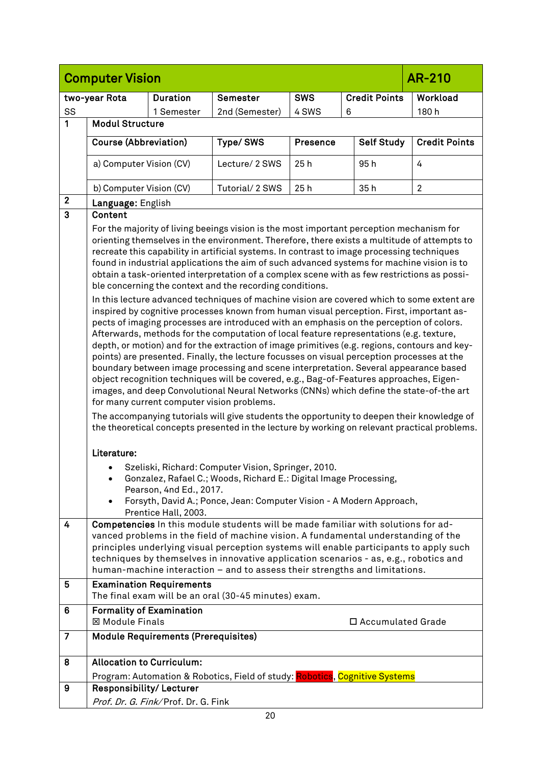| **Computer Vision** | | | | | **AR-210** |
|---|---|---|---|---|---|
| **two-year Rota** | **Duration** | **Semester** | **SWS** | **Credit Points** | **Workload** |
| SS | 1 Semester | 2nd (Semester) | 4 SWS | 6 | 180 h |

**1 Modul Structure**

| Course (Abbreviation) | Type/ SWS | Presence | Self Study | Credit Points |
|---|---|---|---|---|
| a) Computer Vision (CV) | Lecture/ 2 SWS | 25 h | 95 h | 4 |
| b) Computer Vision (CV) | Tutorial/ 2 SWS | 25 h | 35 h | 2 |

**2 Language:** English

**3 Content**

For the majority of living beeings vision is the most important perception mechanism for orienting themselves in the environment. Therefore, there exists a multitude of attempts to recreate this capability in artificial systems. In contrast to image processing techniques found in industrial applications the aim of such advanced systems for machine vision is to obtain a task-oriented interpretation of a complex scene with as few restrictions as possible concerning the context and the recording conditions.

In this lecture advanced techniques of machine vision are covered which to some extent are inspired by cognitive processes known from human visual perception. First, important aspects of imaging processes are introduced with an emphasis on the perception of colors. Afterwards, methods for the computation of local feature representations (e.g. texture, depth, or motion) and for the extraction of image primitives (e.g. regions, contours and keypoints) are presented. Finally, the lecture focusses on visual perception processes at the boundary between image processing and scene interpretation. Several appearance based object recognition techniques will be covered, e.g., Bag-of-Features approaches, Eigenimages, and deep Convolutional Neural Networks (CNNs) which define the state-of-the art for many current computer vision problems.

The accompanying tutorials will give students the opportunity to deepen their knowledge of the theoretical concepts presented in the lecture by working on relevant practical problems.

**Literature:**

- Szeliski, Richard: Computer Vision, Springer, 2010.
- Gonzalez, Rafael C.; Woods, Richard E.: Digital Image Processing, Pearson, 4nd Ed., 2017.
- Forsyth, David A.; Ponce, Jean: Computer Vision - A Modern Approach, Prentice Hall, 2003.

**4 Competencies** In this module students will be made familiar with solutions for advanced problems in the field of machine vision. A fundamental understanding of the principles underlying visual perception systems will enable participants to apply such techniques by themselves in innovative application scenarios - as, e.g., robotics and human-machine interaction – and to assess their strengths and limitations.

**5 Examination Requirements**

The final exam will be an oral (30-45 minutes) exam.

**6 Formality of Examination**

☒ Module Finals ☐ Accumulated Grade

**7 Module Requirements (Prerequisites)**

**8 Allocation to Curriculum:**

Program: Automation & Robotics, Field of study: Robotics, Cognitive Systems

**9 Responsibility/ Lecturer**

*Prof. Dr. G. Fink*/ Prof. Dr. G. Fink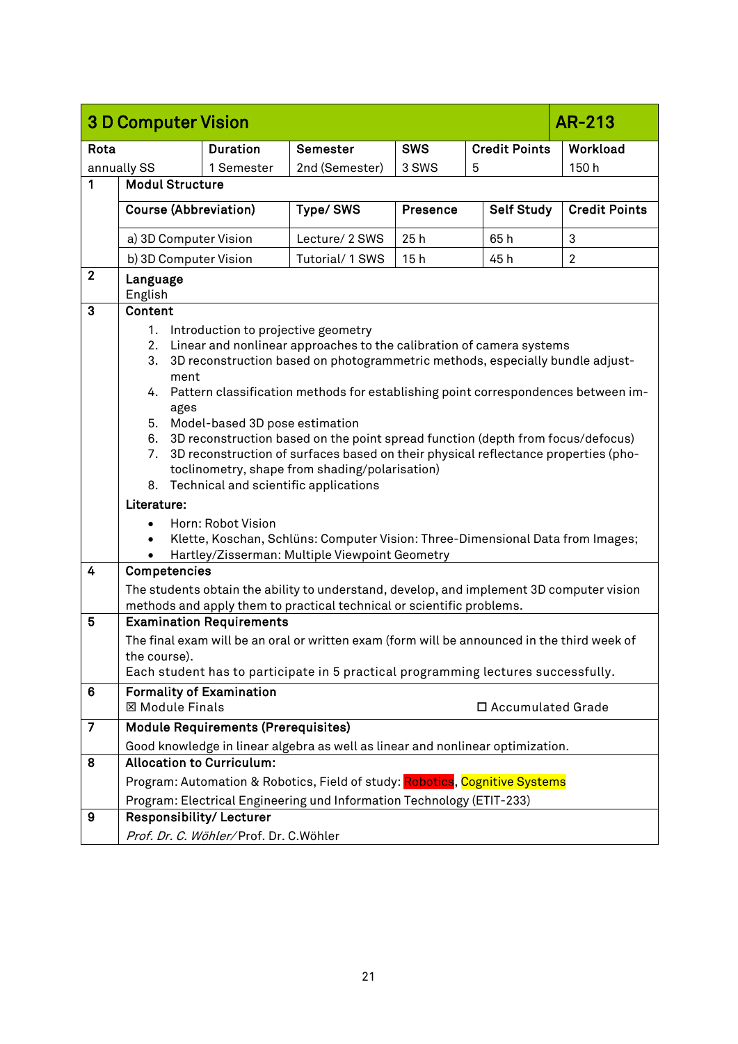## 3 D Computer Vision — AR-213

| Rota | Duration | Semester | SWS | Credit Points | Workload |
|---|---|---|---|---|---|
| annually SS | 1 Semester | 2nd (Semester) | 3 SWS | 5 | 150 h |

**1 Modul Structure**

| Course (Abbreviation) | Type/ SWS | Presence | Self Study | Credit Points |
|---|---|---|---|---|
| a) 3D Computer Vision | Lecture/ 2 SWS | 25 h | 65 h | 3 |
| b) 3D Computer Vision | Tutorial/ 1 SWS | 15 h | 45 h | 2 |

**2 Language**

English

**3 Content**

1. Introduction to projective geometry
2. Linear and nonlinear approaches to the calibration of camera systems
3. 3D reconstruction based on photogrammetric methods, especially bundle adjustment
4. Pattern classification methods for establishing point correspondences between images
5. Model-based 3D pose estimation
6. 3D reconstruction based on the point spread function (depth from focus/defocus)
7. 3D reconstruction of surfaces based on their physical reflectance properties (photoclinometry, shape from shading/polarisation)
8. Technical and scientific applications

**Literature:**

- Horn: Robot Vision
- Klette, Koschan, Schlüns: Computer Vision: Three-Dimensional Data from Images;
- Hartley/Zisserman: Multiple Viewpoint Geometry

**4 Competencies**

The students obtain the ability to understand, develop, and implement 3D computer vision methods and apply them to practical technical or scientific problems.

**5 Examination Requirements**

The final exam will be an oral or written exam (form will be announced in the third week of the course).
Each student has to participate in 5 practical programming lectures successfully.

**6 Formality of Examination**

☒ Module Finals ☐ Accumulated Grade

**7 Module Requirements (Prerequisites)**

Good knowledge in linear algebra as well as linear and nonlinear optimization.

**8 Allocation to Curriculum:**

Program: Automation & Robotics, Field of study: Robotics, Cognitive Systems

Program: Electrical Engineering und Information Technology (ETIT-233)

**9 Responsibility/ Lecturer**

*Prof. Dr. C. Wöhler/* Prof. Dr. C.Wöhler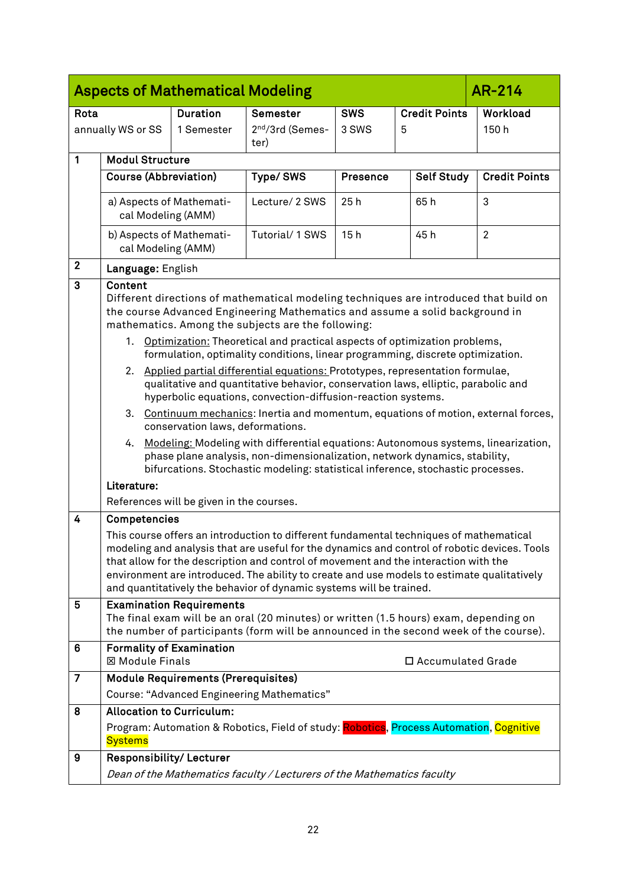| Aspects of Mathematical Modeling | | | | | AR-214 |
|---|---|---|---|---|---|
| **Rota** annually WS or SS | **Duration** 1 Semester | **Semester** 2nd/3rd (Semester) | **SWS** 3 SWS | **Credit Points** 5 | **Workload** 150 h |

**1 Modul Structure**

| Course (Abbreviation) | Type/ SWS | Presence | Self Study | Credit Points |
|---|---|---|---|---|
| a) Aspects of Mathematical Modeling (AMM) | Lecture/ 2 SWS | 25 h | 65 h | 3 |
| b) Aspects of Mathematical Modeling (AMM) | Tutorial/ 1 SWS | 15 h | 45 h | 2 |

**2 Language:** English

**3 Content**

Different directions of mathematical modeling techniques are introduced that build on the course Advanced Engineering Mathematics and assume a solid background in mathematics. Among the subjects are the following:

1. Optimization: Theoretical and practical aspects of optimization problems, formulation, optimality conditions, linear programming, discrete optimization.
2. Applied partial differential equations: Prototypes, representation formulae, qualitative and quantitative behavior, conservation laws, elliptic, parabolic and hyperbolic equations, convection-diffusion-reaction systems.
3. Continuum mechanics: Inertia and momentum, equations of motion, external forces, conservation laws, deformations.
4. Modeling: Modeling with differential equations: Autonomous systems, linearization, phase plane analysis, non-dimensionalization, network dynamics, stability, bifurcations. Stochastic modeling: statistical inference, stochastic processes.

**Literature:**

References will be given in the courses.

**4 Competencies**

This course offers an introduction to different fundamental techniques of mathematical modeling and analysis that are useful for the dynamics and control of robotic devices. Tools that allow for the description and control of movement and the interaction with the environment are introduced. The ability to create and use models to estimate qualitatively and quantitatively the behavior of dynamic systems will be trained.

**5 Examination Requirements**

The final exam will be an oral (20 minutes) or written (1.5 hours) exam, depending on the number of participants (form will be announced in the second week of the course).

**6 Formality of Examination**

☒ Module Finals ☐ Accumulated Grade

**7 Module Requirements (Prerequisites)**

Course: “Advanced Engineering Mathematics”

**8 Allocation to Curriculum:**

Program: Automation & Robotics, Field of study: Robotics, Process Automation, Cognitive Systems

**9 Responsibility/ Lecturer**

*Dean of the Mathematics faculty / Lecturers of the Mathematics faculty*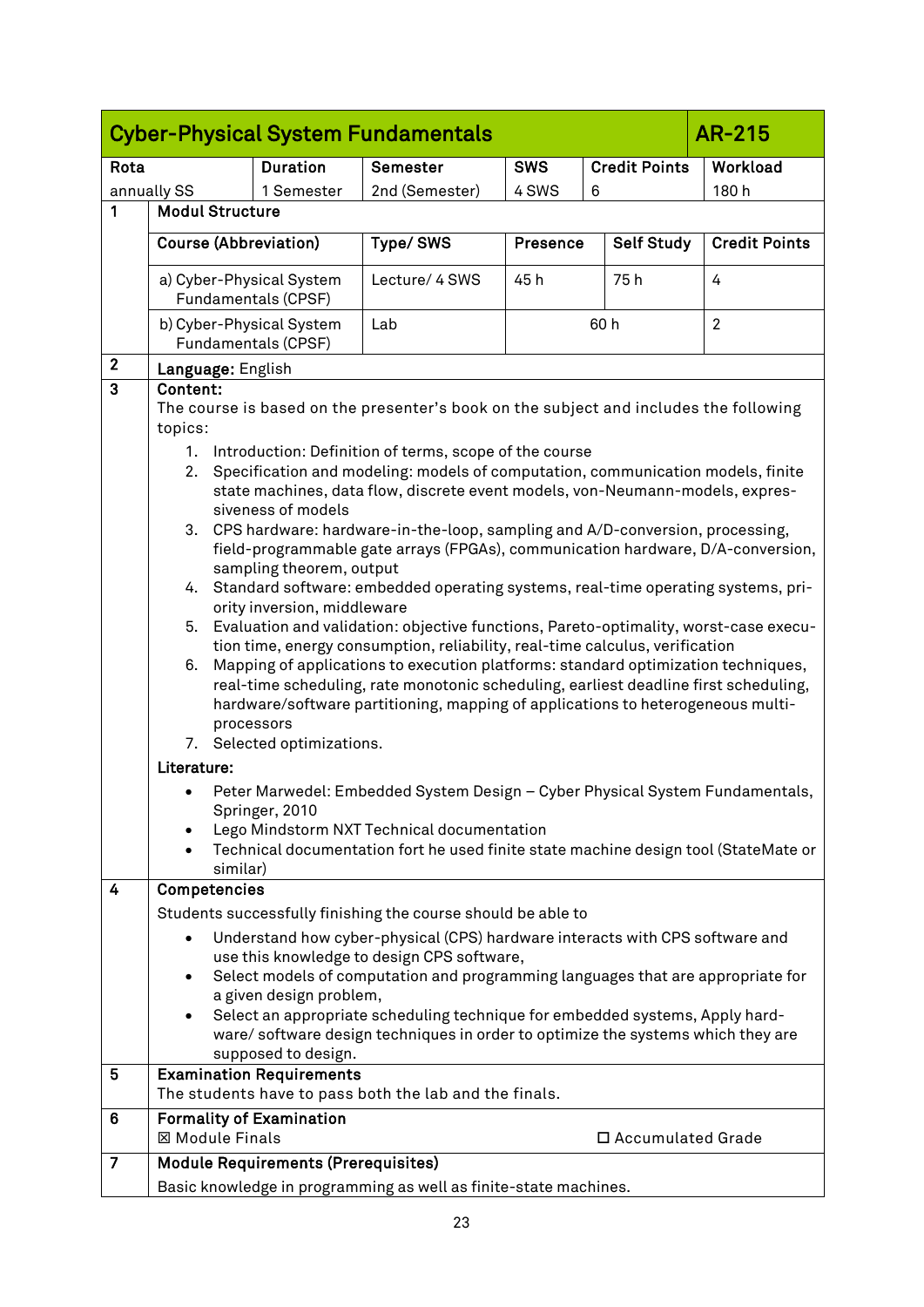| Cyber-Physical System Fundamentals | | | | | AR-215 |
|---|---|---|---|---|---|
| **Rota** | **Duration** | **Semester** | **SWS** | **Credit Points** | **Workload** |
| annually SS | 1 Semester | 2nd (Semester) | 4 SWS | 6 | 180 h |

**1 Modul Structure**

| Course (Abbreviation) | Type/ SWS | Presence | Self Study | Credit Points |
|---|---|---|---|---|
| a) Cyber-Physical System Fundamentals (CPSF) | Lecture/ 4 SWS | 45 h | 75 h | 4 |
| b) Cyber-Physical System Fundamentals (CPSF) | Lab | 60 h | | 2 |

**2 Language:** English

**3 Content:**

The course is based on the presenter's book on the subject and includes the following topics:

1. Introduction: Definition of terms, scope of the course
2. Specification and modeling: models of computation, communication models, finite state machines, data flow, discrete event models, von-Neumann-models, expressiveness of models
3. CPS hardware: hardware-in-the-loop, sampling and A/D-conversion, processing, field-programmable gate arrays (FPGAs), communication hardware, D/A-conversion, sampling theorem, output
4. Standard software: embedded operating systems, real-time operating systems, priority inversion, middleware
5. Evaluation and validation: objective functions, Pareto-optimality, worst-case execution time, energy consumption, reliability, real-time calculus, verification
6. Mapping of applications to execution platforms: standard optimization techniques, real-time scheduling, rate monotonic scheduling, earliest deadline first scheduling, hardware/software partitioning, mapping of applications to heterogeneous multi-processors
7. Selected optimizations.

**Literature:**

- Peter Marwedel: Embedded System Design – Cyber Physical System Fundamentals, Springer, 2010
- Lego Mindstorm NXT Technical documentation
- Technical documentation fort he used finite state machine design tool (StateMate or similar)

**4 Competencies**

Students successfully finishing the course should be able to

- Understand how cyber-physical (CPS) hardware interacts with CPS software and use this knowledge to design CPS software,
- Select models of computation and programming languages that are appropriate for a given design problem,
- Select an appropriate scheduling technique for embedded systems, Apply hardware/ software design techniques in order to optimize the systems which they are supposed to design.

**5 Examination Requirements**

The students have to pass both the lab and the finals.

**6 Formality of Examination**

☒ Module Finals ☐ Accumulated Grade

**7 Module Requirements (Prerequisites)**

Basic knowledge in programming as well as finite-state machines.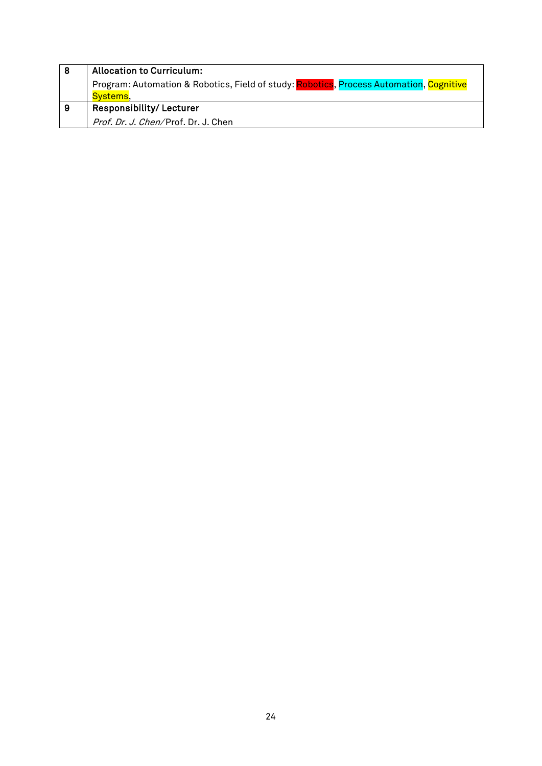| | |
|---|---|
| 8 | **Allocation to Curriculum:**<br>Program: Automation & Robotics, Field of study: Robotics, Process Automation, Cognitive Systems, |
| 9 | **Responsibility/ Lecturer**<br>*Prof. Dr. J. Chen/* Prof. Dr. J. Chen |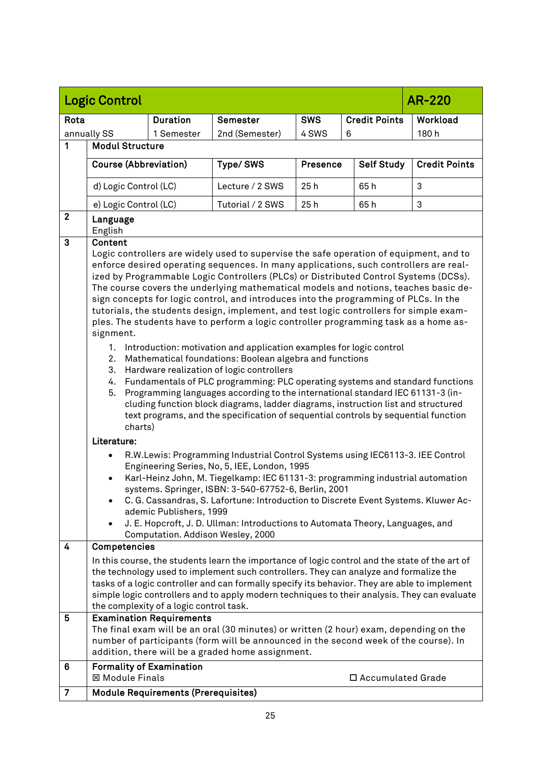| Logic Control | | | | | AR-220 |
|---|---|---|---|---|---|
| **Rota** | **Duration** | **Semester** | **SWS** | **Credit Points** | **Workload** |
| annually SS | 1 Semester | 2nd (Semester) | 4 SWS | 6 | 180 h |

**1 Modul Structure**

| Course (Abbreviation) | Type/ SWS | Presence | Self Study | Credit Points |
|---|---|---|---|---|
| d) Logic Control (LC) | Lecture / 2 SWS | 25 h | 65 h | 3 |
| e) Logic Control (LC) | Tutorial / 2 SWS | 25 h | 65 h | 3 |

**2 Language**

English

**3 Content**

Logic controllers are widely used to supervise the safe operation of equipment, and to enforce desired operating sequences. In many applications, such controllers are realized by Programmable Logic Controllers (PLCs) or Distributed Control Systems (DCSs). The course covers the underlying mathematical models and notions, teaches basic design concepts for logic control, and introduces into the programming of PLCs. In the tutorials, the students design, implement, and test logic controllers for simple examples. The students have to perform a logic controller programming task as a home assignment.

1. Introduction: motivation and application examples for logic control
2. Mathematical foundations: Boolean algebra and functions
3. Hardware realization of logic controllers
4. Fundamentals of PLC programming: PLC operating systems and standard functions
5. Programming languages according to the international standard IEC 61131-3 (including function block diagrams, ladder diagrams, instruction list and structured text programs, and the specification of sequential controls by sequential function charts)

**Literature:**

- R.W.Lewis: Programming Industrial Control Systems using IEC6113-3. IEE Control Engineering Series, No, 5, IEE, London, 1995
- Karl-Heinz John, M. Tiegelkamp: IEC 61131-3: programming industrial automation systems. Springer, ISBN: 3-540-67752-6, Berlin, 2001
- C. G. Cassandras, S. Lafortune: Introduction to Discrete Event Systems. Kluwer Academic Publishers, 1999
- J. E. Hopcroft, J. D. Ullman: Introductions to Automata Theory, Languages, and Computation. Addison Wesley, 2000

**4 Competencies**

In this course, the students learn the importance of logic control and the state of the art of the technology used to implement such controllers. They can analyze and formalize the tasks of a logic controller and can formally specify its behavior. They are able to implement simple logic controllers and to apply modern techniques to their analysis. They can evaluate the complexity of a logic control task.

**5 Examination Requirements**

The final exam will be an oral (30 minutes) or written (2 hour) exam, depending on the number of participants (form will be announced in the second week of the course). In addition, there will be a graded home assignment.

**6 Formality of Examination**

☒ Module Finals ☐ Accumulated Grade

**7 Module Requirements (Prerequisites)**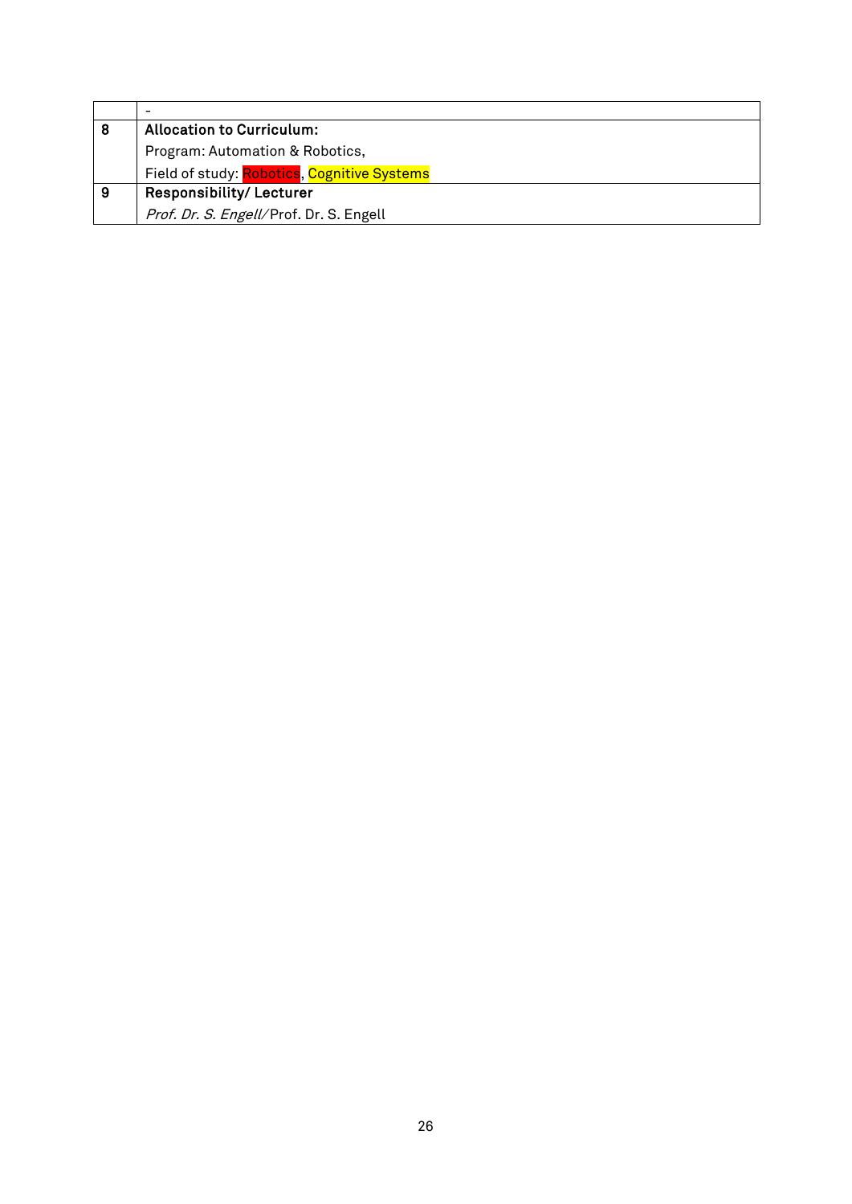| | |
|---|---|
| | - |
| 8 | **Allocation to Curriculum:**<br>Program: Automation & Robotics,<br>Field of study: Robotics, Cognitive Systems |
| 9 | **Responsibility/ Lecturer**<br>*Prof. Dr. S. Engell/* Prof. Dr. S. Engell |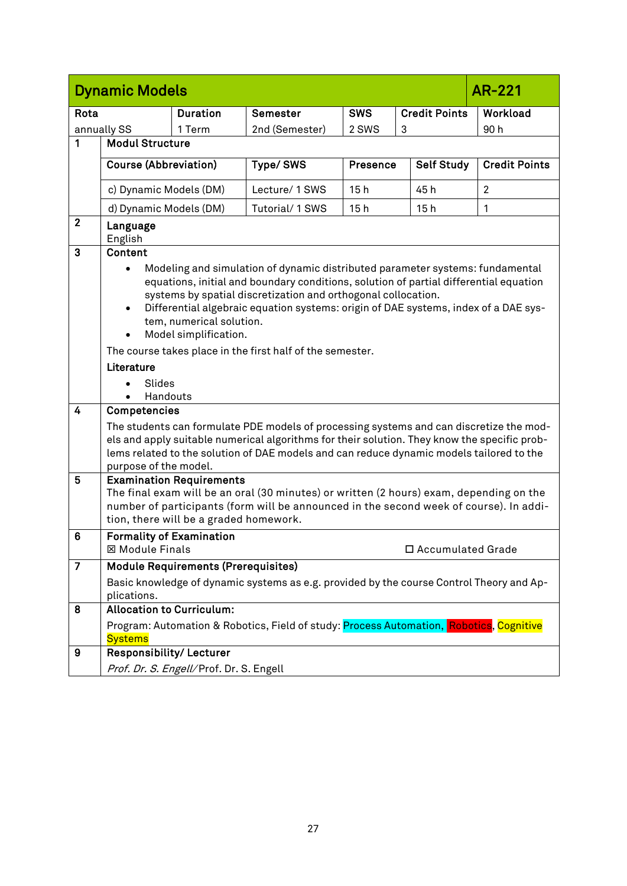| Dynamic Models | | | | | AR-221 |
|---|---|---|---|---|---|
| **Rota** | **Duration** | **Semester** | **SWS** | **Credit Points** | **Workload** |
| annually SS | 1 Term | 2nd (Semester) | 2 SWS | 3 | 90 h |

**1 Modul Structure**

| Course (Abbreviation) | Type/ SWS | Presence | Self Study | Credit Points |
|---|---|---|---|---|
| c) Dynamic Models (DM) | Lecture/ 1 SWS | 15 h | 45 h | 2 |
| d) Dynamic Models (DM) | Tutorial/ 1 SWS | 15 h | 15 h | 1 |

**2 Language**

English

**3 Content**

- Modeling and simulation of dynamic distributed parameter systems: fundamental equations, initial and boundary conditions, solution of partial differential equation systems by spatial discretization and orthogonal collocation.
- Differential algebraic equation systems: origin of DAE systems, index of a DAE system, numerical solution.
- Model simplification.

The course takes place in the first half of the semester.

**Literature**

- Slides
- Handouts

**4 Competencies**

The students can formulate PDE models of processing systems and can discretize the models and apply suitable numerical algorithms for their solution. They know the specific problems related to the solution of DAE models and can reduce dynamic models tailored to the purpose of the model.

**5 Examination Requirements**

The final exam will be an oral (30 minutes) or written (2 hours) exam, depending on the number of participants (form will be announced in the second week of course). In addition, there will be a graded homework.

**6 Formality of Examination**

☒ Module Finals ☐ Accumulated Grade

**7 Module Requirements (Prerequisites)**

Basic knowledge of dynamic systems as e.g. provided by the course Control Theory and Applications.

**8 Allocation to Curriculum:**

Program: Automation & Robotics, Field of study: Process Automation, Robotics, Cognitive Systems

**9 Responsibility/ Lecturer**

*Prof. Dr. S. Engell*/ Prof. Dr. S. Engell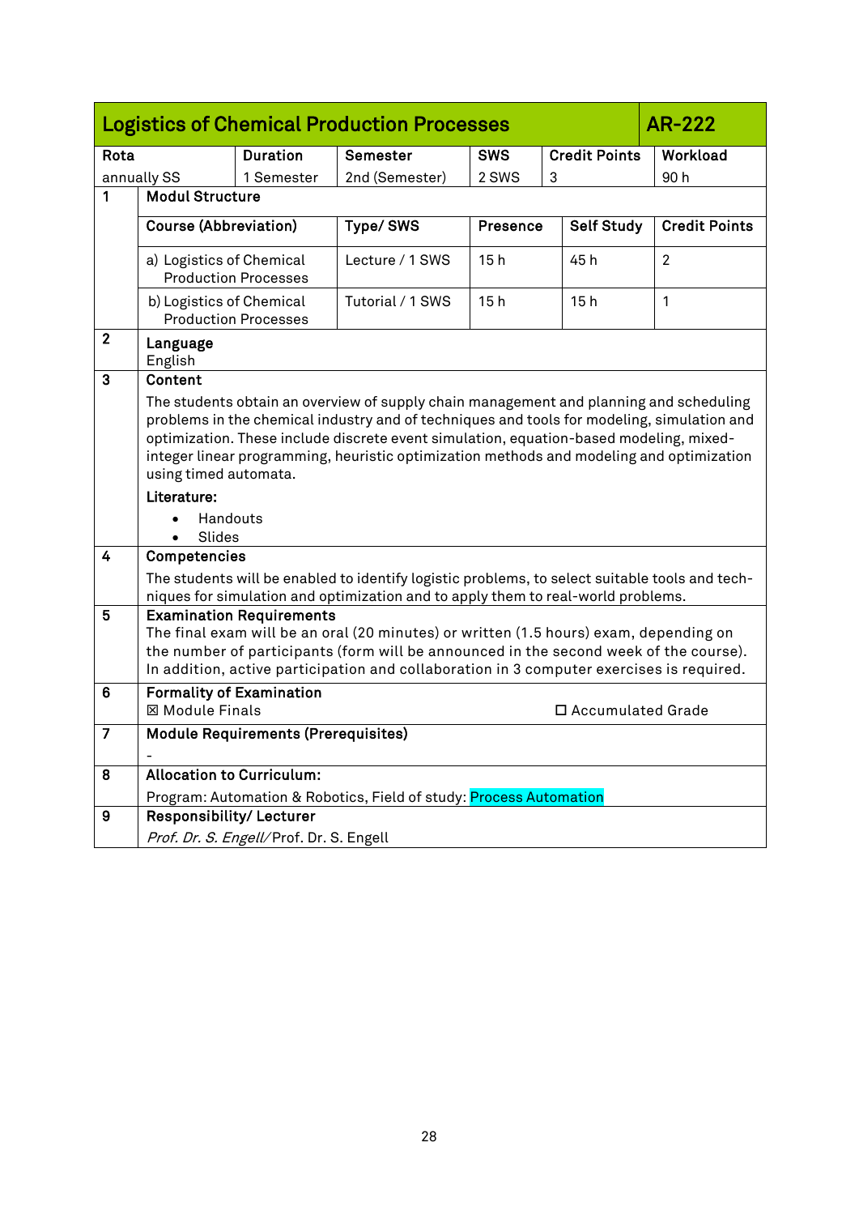## Logistics of Chemical Production Processes — AR-222

| Rota | Duration | Semester | SWS | Credit Points | Workload |
|---|---|---|---|---|---|
| annually SS | 1 Semester | 2nd (Semester) | 2 SWS | 3 | 90 h |

**1 Modul Structure**

| Course (Abbreviation) | Type/ SWS | Presence | Self Study | Credit Points |
|---|---|---|---|---|
| a) Logistics of Chemical Production Processes | Lecture / 1 SWS | 15 h | 45 h | 2 |
| b) Logistics of Chemical Production Processes | Tutorial / 1 SWS | 15 h | 15 h | 1 |

**2 Language**

English

**3 Content**

The students obtain an overview of supply chain management and planning and scheduling problems in the chemical industry and of techniques and tools for modeling, simulation and optimization. These include discrete event simulation, equation-based modeling, mixed-integer linear programming, heuristic optimization methods and modeling and optimization using timed automata.

**Literature:**

- Handouts
- Slides

**4 Competencies**

The students will be enabled to identify logistic problems, to select suitable tools and techniques for simulation and optimization and to apply them to real-world problems.

**5 Examination Requirements**

The final exam will be an oral (20 minutes) or written (1.5 hours) exam, depending on the number of participants (form will be announced in the second week of the course). In addition, active participation and collaboration in 3 computer exercises is required.

**6 Formality of Examination**

☒ Module Finals ☐ Accumulated Grade

**7 Module Requirements (Prerequisites)**

-

**8 Allocation to Curriculum:**

Program: Automation & Robotics, Field of study: Process Automation

**9 Responsibility/ Lecturer**

*Prof. Dr. S. Engell*/ Prof. Dr. S. Engell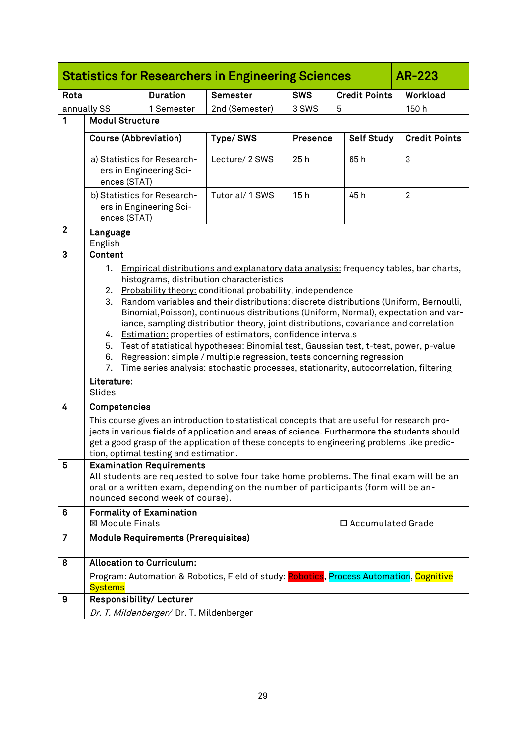## Statistics for Researchers in Engineering Sciences — AR-223

| Rota | Duration | Semester | SWS | Credit Points | Workload |
|---|---|---|---|---|---|
| annually SS | 1 Semester | 2nd (Semester) | 3 SWS | 5 | 150 h |

**1 Modul Structure**

| Course (Abbreviation) | Type/ SWS | Presence | Self Study | Credit Points |
|---|---|---|---|---|
| a) Statistics for Researchers in Engineering Sciences (STAT) | Lecture/ 2 SWS | 25 h | 65 h | 3 |
| b) Statistics for Researchers in Engineering Sciences (STAT) | Tutorial/ 1 SWS | 15 h | 45 h | 2 |

**2 Language**

English

**3 Content**

1. Empirical distributions and explanatory data analysis: frequency tables, bar charts, histograms, distribution characteristics
2. Probability theory: conditional probability, independence
3. Random variables and their distributions: discrete distributions (Uniform, Bernoulli, Binomial,Poisson), continuous distributions (Uniform, Normal), expectation and variance, sampling distribution theory, joint distributions, covariance and correlation
4. Estimation: properties of estimators, confidence intervals
5. Test of statistical hypotheses: Binomial test, Gaussian test, t-test, power, p-value
6. Regression: simple / multiple regression, tests concerning regression
7. Time series analysis: stochastic processes, stationarity, autocorrelation, filtering

**Literature:**
Slides

**4 Competencies**

This course gives an introduction to statistical concepts that are useful for research projects in various fields of application and areas of science. Furthermore the students should get a good grasp of the application of these concepts to engineering problems like prediction, optimal testing and estimation.

**5 Examination Requirements**

All students are requested to solve four take home problems. The final exam will be an oral or a written exam, depending on the number of participants (form will be announced second week of course).

**6 Formality of Examination**

☒ Module Finals ☐ Accumulated Grade

**7 Module Requirements (Prerequisites)**

**8 Allocation to Curriculum:**

Program: Automation & Robotics, Field of study: Robotics, Process Automation, Cognitive Systems

**9 Responsibility/ Lecturer**

*Dr. T. Mildenberger/* Dr. T. Mildenberger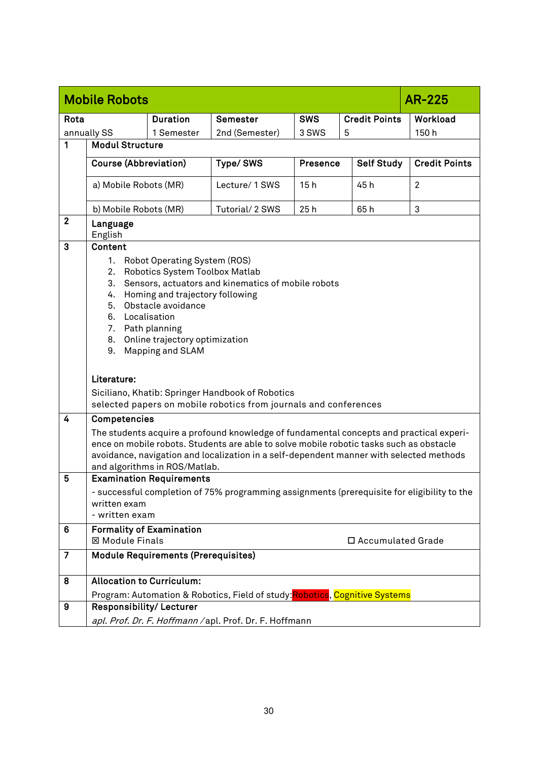## Mobile Robots — AR-225

| Rota | Duration | Semester | SWS | Credit Points | Workload |
|---|---|---|---|---|---|
| annually SS | 1 Semester | 2nd (Semester) | 3 SWS | 5 | 150 h |

**1 Modul Structure**

| Course (Abbreviation) | Type/ SWS | Presence | Self Study | Credit Points |
|---|---|---|---|---|
| a) Mobile Robots (MR) | Lecture/ 1 SWS | 15 h | 45 h | 2 |
| b) Mobile Robots (MR) | Tutorial/ 2 SWS | 25 h | 65 h | 3 |

**2 Language**

English

**3 Content**

1. Robot Operating System (ROS)
2. Robotics System Toolbox Matlab
3. Sensors, actuators and kinematics of mobile robots
4. Homing and trajectory following
5. Obstacle avoidance
6. Localisation
7. Path planning
8. Online trajectory optimization
9. Mapping and SLAM

**Literature:**

Siciliano, Khatib: Springer Handbook of Robotics
selected papers on mobile robotics from journals and conferences

**4 Competencies**

The students acquire a profound knowledge of fundamental concepts and practical experience on mobile robots. Students are able to solve mobile robotic tasks such as obstacle avoidance, navigation and localization in a self-dependent manner with selected methods and algorithms in ROS/Matlab.

**5 Examination Requirements**

- successful completion of 75% programming assignments (prerequisite for eligibility to the written exam
- written exam

**6 Formality of Examination**

☒ Module Finals ☐ Accumulated Grade

**7 Module Requirements (Prerequisites)**

**8 Allocation to Curriculum:**

Program: Automation & Robotics, Field of study: Robotics, Cognitive Systems

**9 Responsibility/ Lecturer**

*apl. Prof. Dr. F. Hoffmann* / apl. Prof. Dr. F. Hoffmann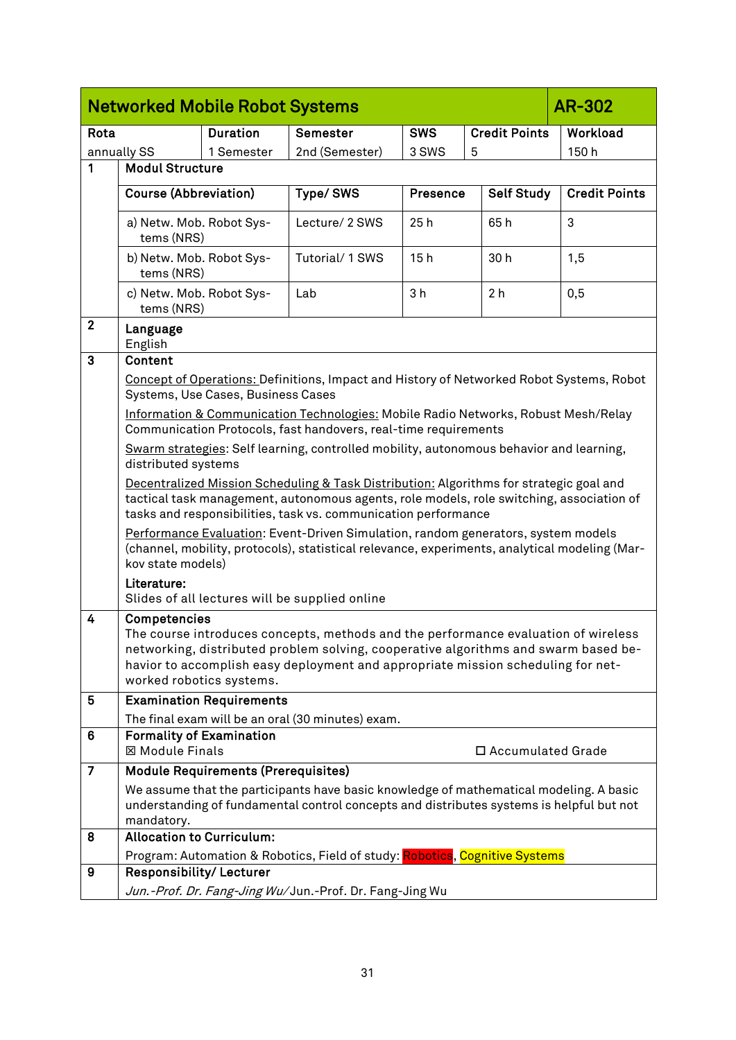| Networked Mobile Robot Systems | | | | | AR-302 |
|---|---|---|---|---|---|
| **Rota** | **Duration** | **Semester** | **SWS** | **Credit Points** | **Workload** |
| annually SS | 1 Semester | 2nd (Semester) | 3 SWS | 5 | 150 h |

**1 Modul Structure**

| Course (Abbreviation) | Type/ SWS | Presence | Self Study | Credit Points |
|---|---|---|---|---|
| a) Netw. Mob. Robot Systems (NRS) | Lecture/ 2 SWS | 25 h | 65 h | 3 |
| b) Netw. Mob. Robot Systems (NRS) | Tutorial/ 1 SWS | 15 h | 30 h | 1,5 |
| c) Netw. Mob. Robot Systems (NRS) | Lab | 3 h | 2 h | 0,5 |

**2 Language**

English

**3 Content**

Concept of Operations: Definitions, Impact and History of Networked Robot Systems, Robot Systems, Use Cases, Business Cases

Information & Communication Technologies: Mobile Radio Networks, Robust Mesh/Relay Communication Protocols, fast handovers, real-time requirements

Swarm strategies: Self learning, controlled mobility, autonomous behavior and learning, distributed systems

Decentralized Mission Scheduling & Task Distribution: Algorithms for strategic goal and tactical task management, autonomous agents, role models, role switching, association of tasks and responsibilities, task vs. communication performance

Performance Evaluation: Event-Driven Simulation, random generators, system models (channel, mobility, protocols), statistical relevance, experiments, analytical modeling (Markov state models)

**Literature:**
Slides of all lectures will be supplied online

**4 Competencies**

The course introduces concepts, methods and the performance evaluation of wireless networking, distributed problem solving, cooperative algorithms and swarm based behavior to accomplish easy deployment and appropriate mission scheduling for networked robotics systems.

**5 Examination Requirements**

The final exam will be an oral (30 minutes) exam.

**6 Formality of Examination**

☒ Module Finals ☐ Accumulated Grade

**7 Module Requirements (Prerequisites)**

We assume that the participants have basic knowledge of mathematical modeling. A basic understanding of fundamental control concepts and distributes systems is helpful but not mandatory.

**8 Allocation to Curriculum:**

Program: Automation & Robotics, Field of study: Robotics, Cognitive Systems

**9 Responsibility/ Lecturer**

*Jun.-Prof. Dr. Fang-Jing Wu/* Jun.-Prof. Dr. Fang-Jing Wu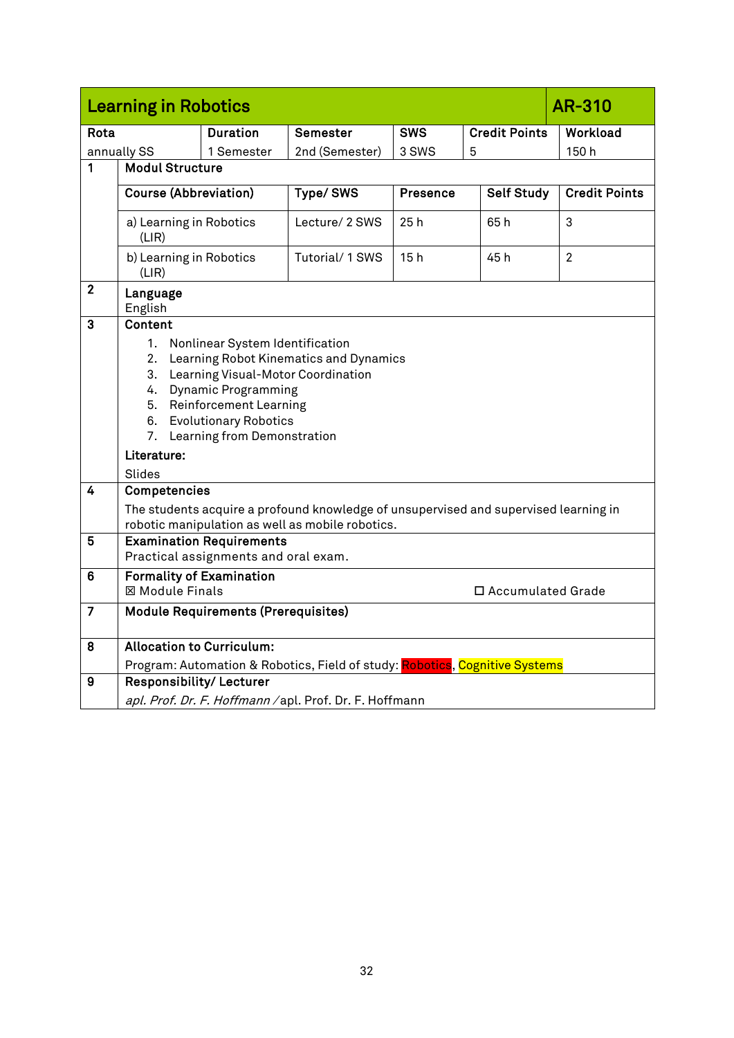## Learning in Robotics — AR-310

| Rota | Duration | Semester | SWS | Credit Points | Workload |
|---|---|---|---|---|---|
| annually SS | 1 Semester | 2nd (Semester) | 3 SWS | 5 | 150 h |

**1 Modul Structure**

| Course (Abbreviation) | Type/ SWS | Presence | Self Study | Credit Points |
|---|---|---|---|---|
| a) Learning in Robotics (LIR) | Lecture/ 2 SWS | 25 h | 65 h | 3 |
| b) Learning in Robotics (LIR) | Tutorial/ 1 SWS | 15 h | 45 h | 2 |

**2 Language**

English

**3 Content**

1. Nonlinear System Identification
2. Learning Robot Kinematics and Dynamics
3. Learning Visual-Motor Coordination
4. Dynamic Programming
5. Reinforcement Learning
6. Evolutionary Robotics
7. Learning from Demonstration

**Literature:**

Slides

**4 Competencies**

The students acquire a profound knowledge of unsupervised and supervised learning in robotic manipulation as well as mobile robotics.

**5 Examination Requirements**

Practical assignments and oral exam.

**6 Formality of Examination**

☒ Module Finals ☐ Accumulated Grade

**7 Module Requirements (Prerequisites)**

**8 Allocation to Curriculum:**

Program: Automation & Robotics, Field of study: Robotics, Cognitive Systems

**9 Responsibility/ Lecturer**

*apl. Prof. Dr. F. Hoffmann* /apl. Prof. Dr. F. Hoffmann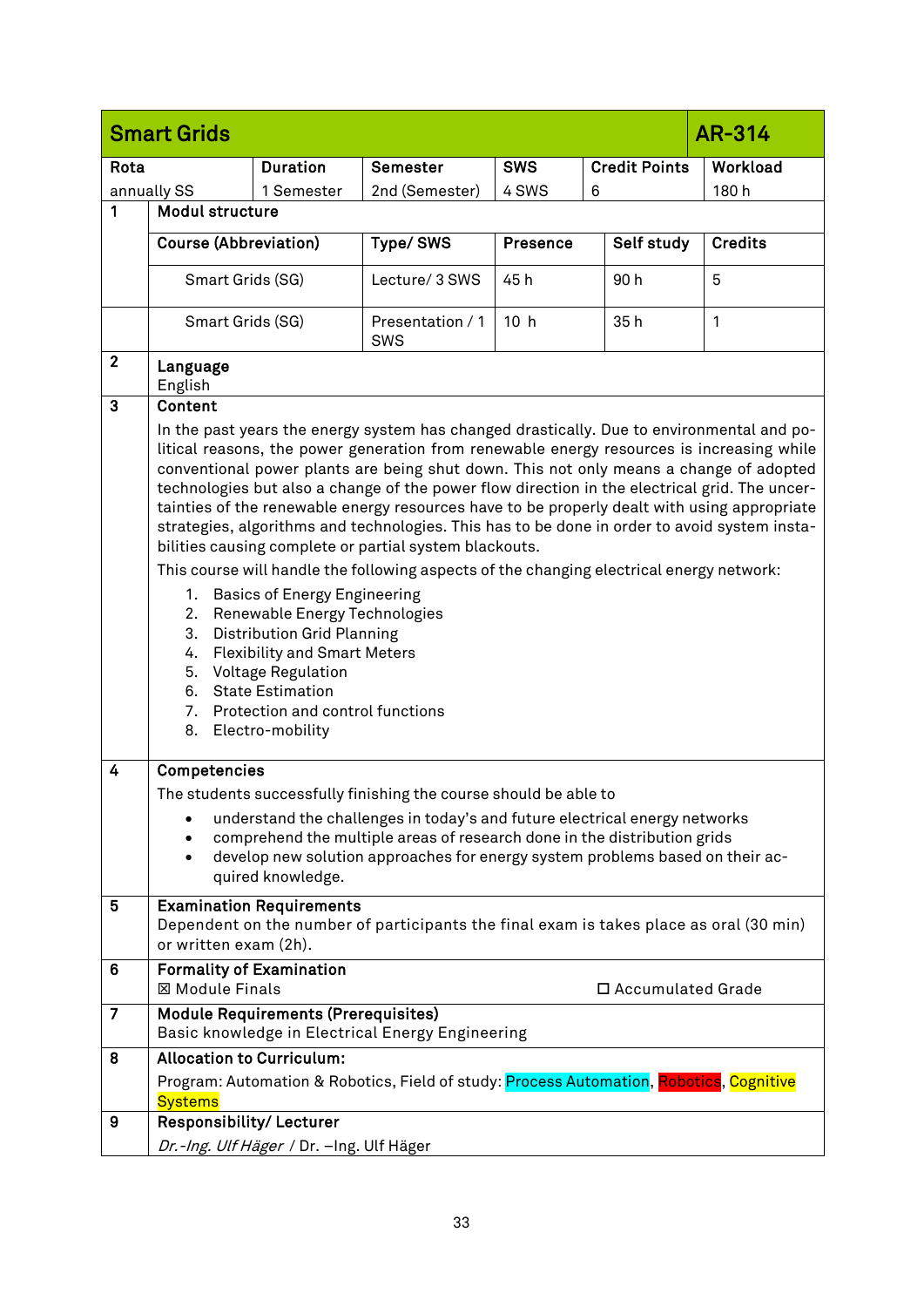## Smart Grids — AR-314

| Rota | Duration | Semester | SWS | Credit Points | Workload |
|---|---|---|---|---|---|
| annually SS | 1 Semester | 2nd (Semester) | 4 SWS | 6 | 180 h |

**1 Modul structure**

| Course (Abbreviation) | Type/ SWS | Presence | Self study | Credits |
|---|---|---|---|---|
| Smart Grids (SG) | Lecture/ 3 SWS | 45 h | 90 h | 5 |
| Smart Grids (SG) | Presentation / 1 SWS | 10 h | 35 h | 1 |

**2 Language**

English

**3 Content**

In the past years the energy system has changed drastically. Due to environmental and political reasons, the power generation from renewable energy resources is increasing while conventional power plants are being shut down. This not only means a change of adopted technologies but also a change of the power flow direction in the electrical grid. The uncertainties of the renewable energy resources have to be properly dealt with using appropriate strategies, algorithms and technologies. This has to be done in order to avoid system instabilities causing complete or partial system blackouts.

This course will handle the following aspects of the changing electrical energy network:

1. Basics of Energy Engineering
2. Renewable Energy Technologies
3. Distribution Grid Planning
4. Flexibility and Smart Meters
5. Voltage Regulation
6. State Estimation
7. Protection and control functions
8. Electro-mobility

**4 Competencies**

The students successfully finishing the course should be able to

- understand the challenges in today's and future electrical energy networks
- comprehend the multiple areas of research done in the distribution grids
- develop new solution approaches for energy system problems based on their acquired knowledge.

**5 Examination Requirements**

Dependent on the number of participants the final exam is takes place as oral (30 min) or written exam (2h).

**6 Formality of Examination**

☒ Module Finals ☐ Accumulated Grade

**7 Module Requirements (Prerequisites)**

Basic knowledge in Electrical Energy Engineering

**8 Allocation to Curriculum:**

Program: Automation & Robotics, Field of study: Process Automation, Robotics, Cognitive Systems

**9 Responsibility/ Lecturer**

*Dr.-Ing. Ulf Häger* / Dr. –Ing. Ulf Häger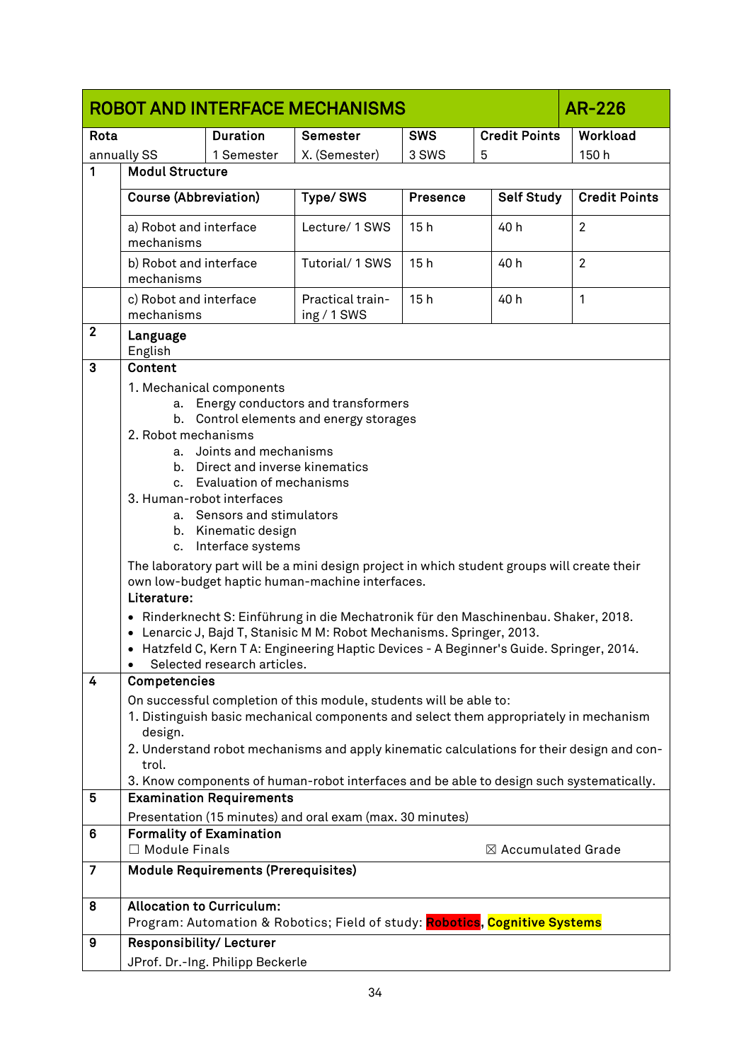## ROBOT AND INTERFACE MECHANISMS — AR-226

| Rota | Duration | Semester | SWS | Credit Points | Workload |
|---|---|---|---|---|---|
| annually SS | 1 Semester | X. (Semester) | 3 SWS | 5 | 150 h |

**1 Modul Structure**

| Course (Abbreviation) | Type/ SWS | Presence | Self Study | Credit Points |
|---|---|---|---|---|
| a) Robot and interface mechanisms | Lecture/ 1 SWS | 15 h | 40 h | 2 |
| b) Robot and interface mechanisms | Tutorial/ 1 SWS | 15 h | 40 h | 2 |
| c) Robot and interface mechanisms | Practical training / 1 SWS | 15 h | 40 h | 1 |

**2 Language**

English

**3 Content**

1. Mechanical components
   a. Energy conductors and transformers
   b. Control elements and energy storages
2. Robot mechanisms
   a. Joints and mechanisms
   b. Direct and inverse kinematics
   c. Evaluation of mechanisms
3. Human-robot interfaces
   a. Sensors and stimulators
   b. Kinematic design
   c. Interface systems

The laboratory part will be a mini design project in which student groups will create their own low-budget haptic human-machine interfaces.

**Literature:**

- Rinderknecht S: Einführung in die Mechatronik für den Maschinenbau. Shaker, 2018.
- Lenarcic J, Bajd T, Stanisic M M: Robot Mechanisms. Springer, 2013.
- Hatzfeld C, Kern T A: Engineering Haptic Devices - A Beginner's Guide. Springer, 2014.
- Selected research articles.

**4 Competencies**

On successful completion of this module, students will be able to:

1. Distinguish basic mechanical components and select them appropriately in mechanism design.
2. Understand robot mechanisms and apply kinematic calculations for their design and control.
3. Know components of human-robot interfaces and be able to design such systematically.

**5 Examination Requirements**

Presentation (15 minutes) and oral exam (max. 30 minutes)

**6 Formality of Examination**

☐ Module Finals ☒ Accumulated Grade

**7 Module Requirements (Prerequisites)**

**8 Allocation to Curriculum:**

Program: Automation & Robotics; Field of study: Robotics, Cognitive Systems

**9 Responsibility/ Lecturer**

JProf. Dr.-Ing. Philipp Beckerle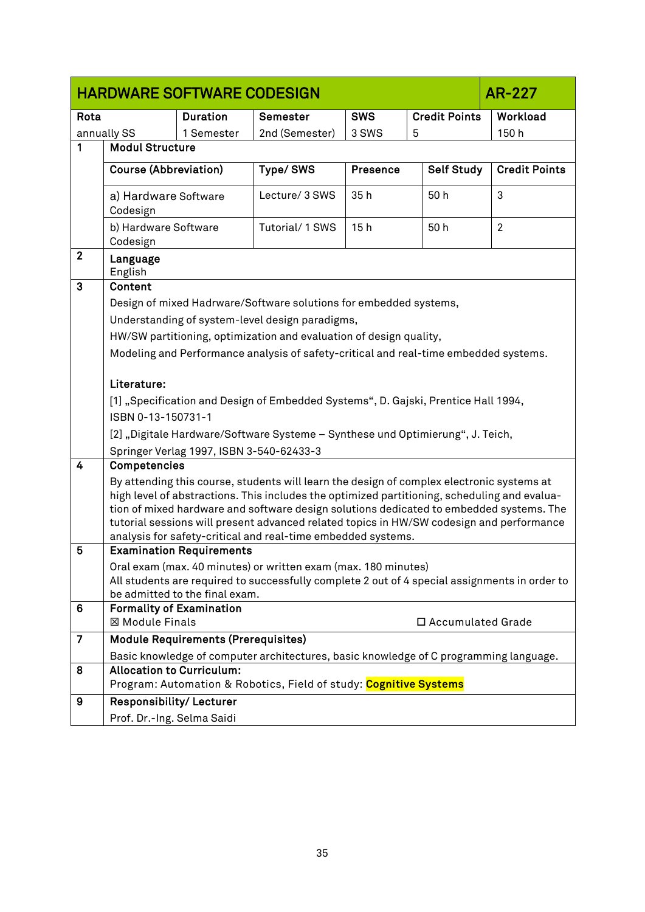| HARDWARE SOFTWARE CODESIGN | | | | | AR-227 |
|---|---|---|---|---|---|
| **Rota** | **Duration** | **Semester** | **SWS** | **Credit Points** | **Workload** |
| annually SS | 1 Semester | 2nd (Semester) | 3 SWS | 5 | 150 h |

**1 Modul Structure**

| Course (Abbreviation) | Type/ SWS | Presence | Self Study | Credit Points |
|---|---|---|---|---|
| a) Hardware Software Codesign | Lecture/ 3 SWS | 35 h | 50 h | 3 |
| b) Hardware Software Codesign | Tutorial/ 1 SWS | 15 h | 50 h | 2 |

**2 Language**

English

**3 Content**

Design of mixed Hadrware/Software solutions for embedded systems,

Understanding of system-level design paradigms,

HW/SW partitioning, optimization and evaluation of design quality,

Modeling and Performance analysis of safety-critical and real-time embedded systems.

**Literature:**

[1] „Specification and Design of Embedded Systems“, D. Gajski, Prentice Hall 1994, ISBN 0-13-150731-1

[2] „Digitale Hardware/Software Systeme – Synthese und Optimierung“, J. Teich, Springer Verlag 1997, ISBN 3-540-62433-3

**4 Competencies**

By attending this course, students will learn the design of complex electronic systems at high level of abstractions. This includes the optimized partitioning, scheduling and evaluation of mixed hardware and software design solutions dedicated to embedded systems. The tutorial sessions will present advanced related topics in HW/SW codesign and performance analysis for safety-critical and real-time embedded systems.

**5 Examination Requirements**

Oral exam (max. 40 minutes) or written exam (max. 180 minutes)
All students are required to successfully complete 2 out of 4 special assignments in order to be admitted to the final exam.

**6 Formality of Examination**

☒ Module Finals ☐ Accumulated Grade

**7 Module Requirements (Prerequisites)**

Basic knowledge of computer architectures, basic knowledge of C programming language.

**8 Allocation to Curriculum:**

Program: Automation & Robotics, Field of study: **Cognitive Systems**

**9 Responsibility/ Lecturer**

Prof. Dr.-Ing. Selma Saidi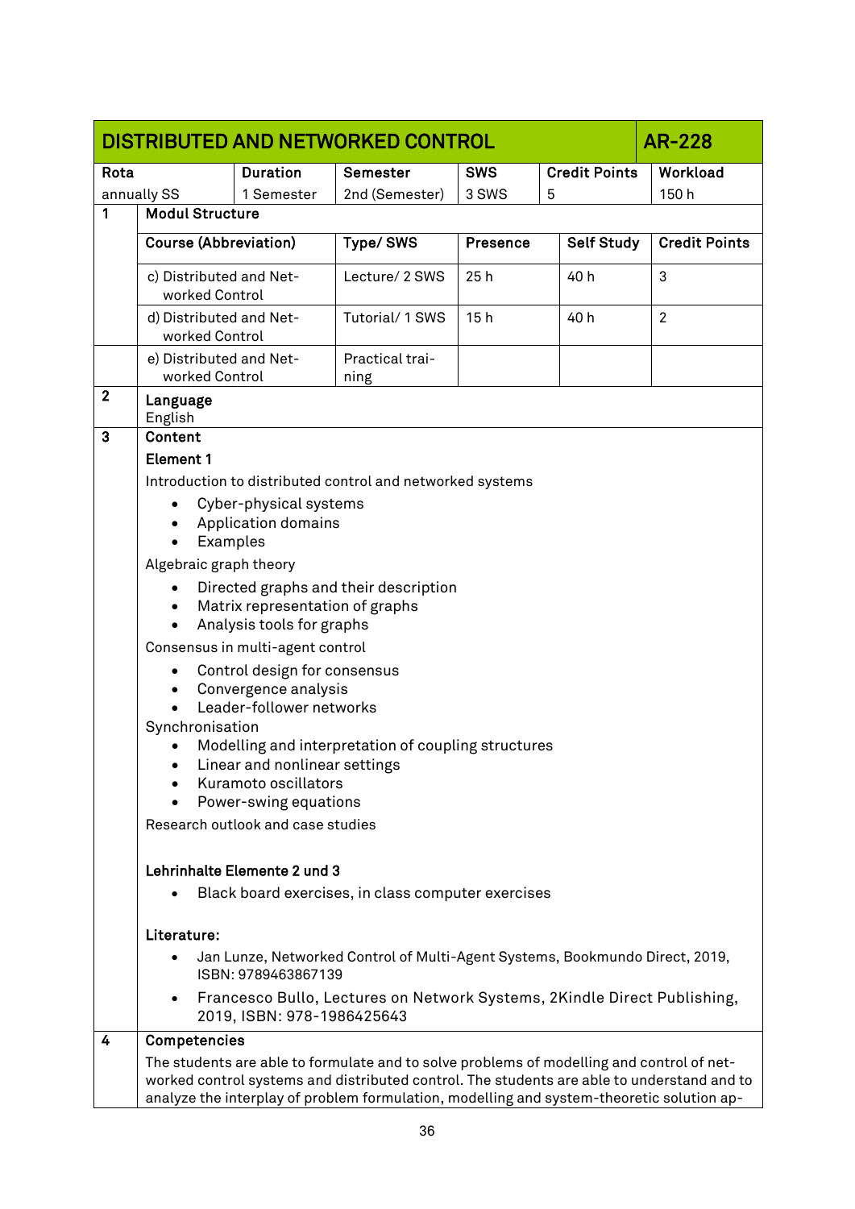| DISTRIBUTED AND NETWORKED CONTROL | | | | | AR-228 |
|---|---|---|---|---|---|
| **Rota** | **Duration** | **Semester** | **SWS** | **Credit Points** | **Workload** |
| annually SS | 1 Semester | 2nd (Semester) | 3 SWS | 5 | 150 h |

**1 Modul Structure**

| Course (Abbreviation) | Type/ SWS | Presence | Self Study | Credit Points |
|---|---|---|---|---|
| c) Distributed and Networked Control | Lecture/ 2 SWS | 25 h | 40 h | 3 |
| d) Distributed and Networked Control | Tutorial/ 1 SWS | 15 h | 40 h | 2 |
| e) Distributed and Networked Control | Practical training | | | |

**2 Language**

English

**3 Content**

**Element 1**

Introduction to distributed control and networked systems

- Cyber-physical systems
- Application domains
- Examples

Algebraic graph theory

- Directed graphs and their description
- Matrix representation of graphs
- Analysis tools for graphs

Consensus in multi-agent control

- Control design for consensus
- Convergence analysis
- Leader-follower networks

Synchronisation

- Modelling and interpretation of coupling structures
- Linear and nonlinear settings
- Kuramoto oscillators
- Power-swing equations

Research outlook and case studies

**Lehrinhalte Elemente 2 und 3**

- Black board exercises, in class computer exercises

**Literature:**

- Jan Lunze, Networked Control of Multi-Agent Systems, Bookmundo Direct, 2019, ISBN: 9789463867139
- Francesco Bullo, Lectures on Network Systems, 2Kindle Direct Publishing, 2019, ISBN: 978-1986425643

**4 Competencies**

The students are able to formulate and to solve problems of modelling and control of networked control systems and distributed control. The students are able to understand and to analyze the interplay of problem formulation, modelling and system-theoretic solution ap-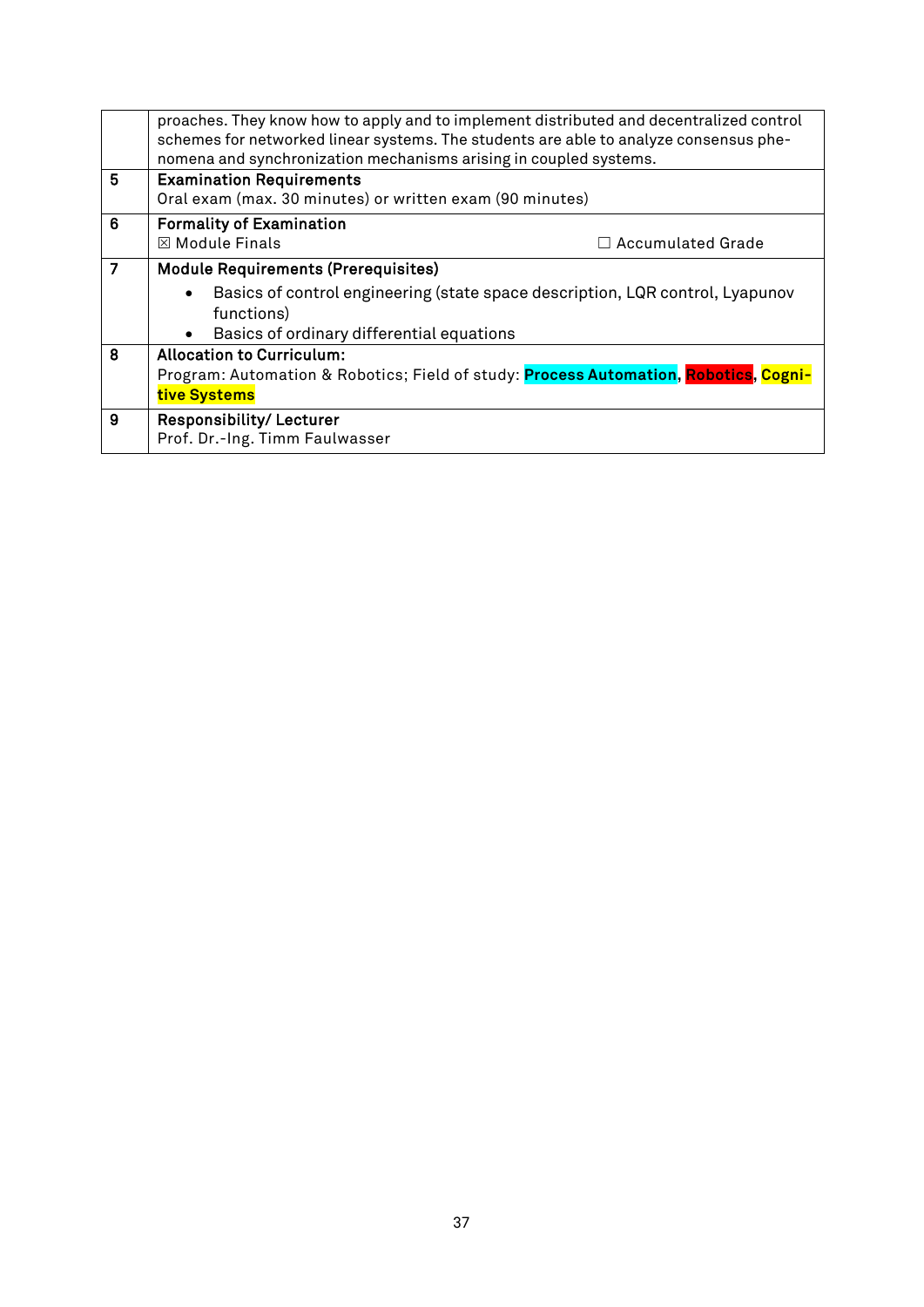| | |
|---|---|
| | proaches. They know how to apply and to implement distributed and decentralized control schemes for networked linear systems. The students are able to analyze consensus phenomena and synchronization mechanisms arising in coupled systems. |
| 5 | **Examination Requirements**<br>Oral exam (max. 30 minutes) or written exam (90 minutes) |
| 6 | **Formality of Examination**<br>☒ Module Finals ☐ Accumulated Grade |
| 7 | **Module Requirements (Prerequisites)**<br>• Basics of control engineering (state space description, LQR control, Lyapunov functions)<br>• Basics of ordinary differential equations |
| 8 | **Allocation to Curriculum:**<br>Program: Automation & Robotics; Field of study: **Process Automation**, **Robotics**, **Cognitive Systems** |
| 9 | **Responsibility/ Lecturer**<br>Prof. Dr.-Ing. Timm Faulwasser |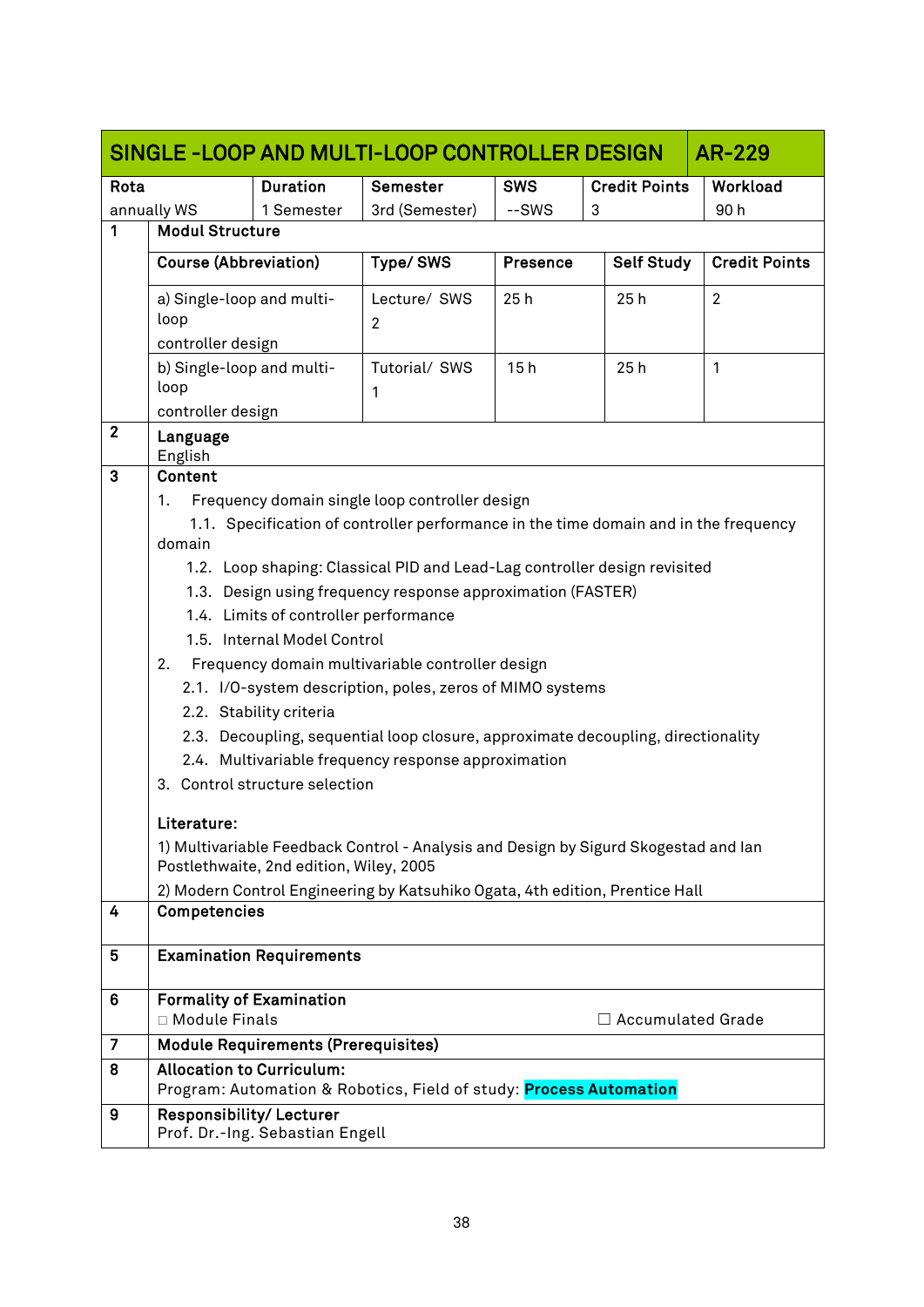| SINGLE -LOOP AND MULTI-LOOP CONTROLLER DESIGN | | | | | AR-229 |
|---|---|---|---|---|---|
| **Rota** | **Duration** | **Semester** | **SWS** | **Credit Points** | **Workload** |
| annually WS | 1 Semester | 3rd (Semester) | --SWS | 3 | 90 h |

**1 Modul Structure**

| Course (Abbreviation) | Type/ SWS | Presence | Self Study | Credit Points |
|---|---|---|---|---|
| a) Single-loop and multi-loop controller design | Lecture/ SWS 2 | 25 h | 25 h | 2 |
| b) Single-loop and multi-loop controller design | Tutorial/ SWS 1 | 15 h | 25 h | 1 |

**2 Language**

English

**3 Content**

1. Frequency domain single loop controller design
   1.1. Specification of controller performance in the time domain and in the frequency domain
   1.2. Loop shaping: Classical PID and Lead-Lag controller design revisited
   1.3. Design using frequency response approximation (FASTER)
   1.4. Limits of controller performance
   1.5. Internal Model Control
2. Frequency domain multivariable controller design
   2.1. I/O-system description, poles, zeros of MIMO systems
   2.2. Stability criteria
   2.3. Decoupling, sequential loop closure, approximate decoupling, directionality
   2.4. Multivariable frequency response approximation
3. Control structure selection

**Literature:**

1) Multivariable Feedback Control - Analysis and Design by Sigurd Skogestad and Ian Postlethwaite, 2nd edition, Wiley, 2005

2) Modern Control Engineering by Katsuhiko Ogata, 4th edition, Prentice Hall

**4 Competencies**

**5 Examination Requirements**

**6 Formality of Examination**

□ Module Finals ☐ Accumulated Grade

**7 Module Requirements (Prerequisites)**

**8 Allocation to Curriculum:**

Program: Automation & Robotics, Field of study: **Process Automation**

**9 Responsibility/ Lecturer**

Prof. Dr.-Ing. Sebastian Engell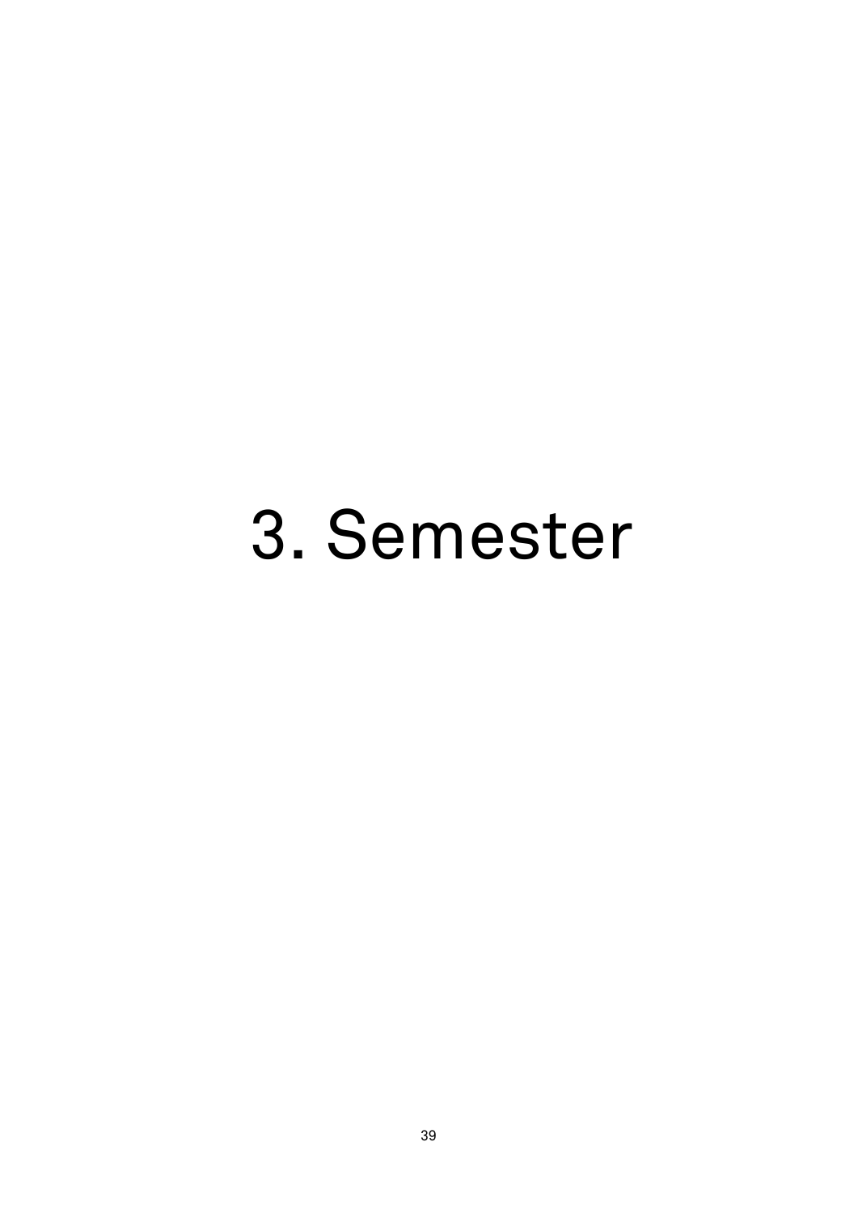# 3. Semester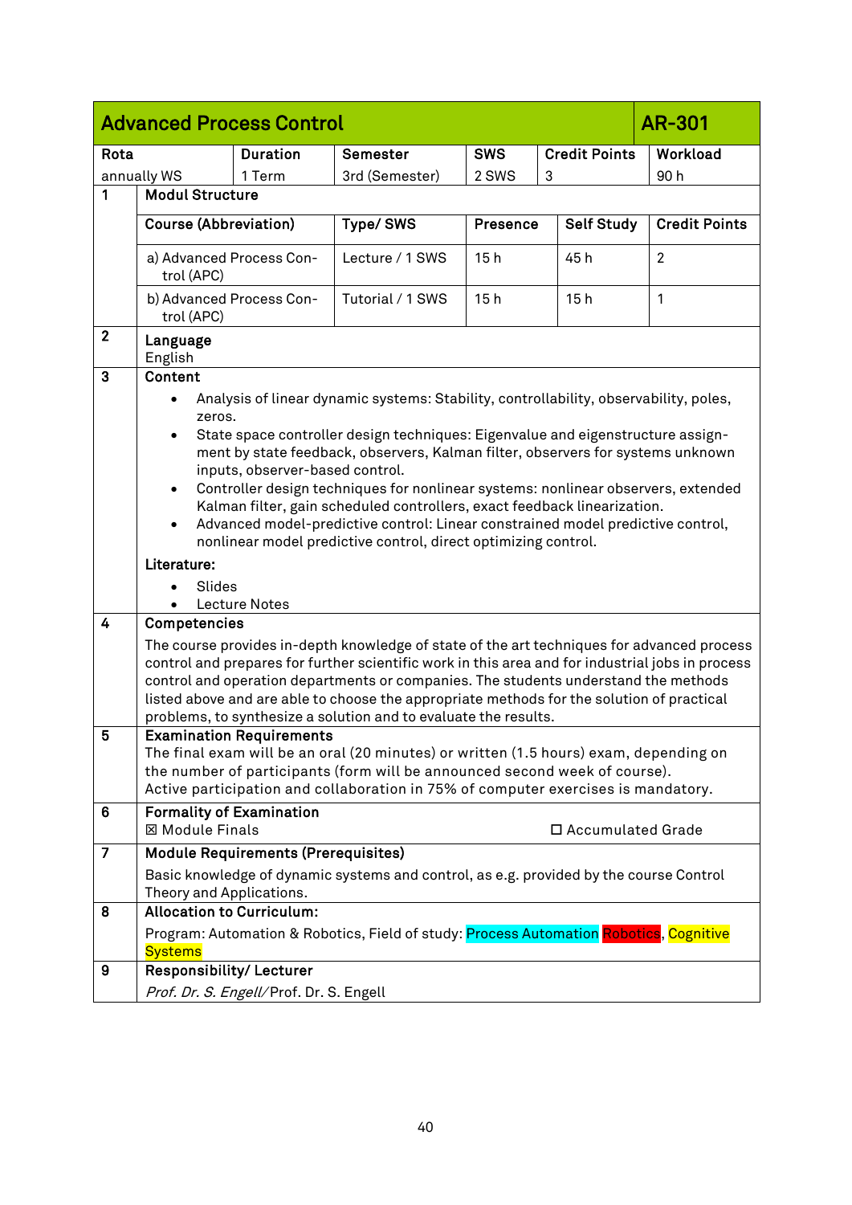## Advanced Process Control — AR-301

| Rota | Duration | Semester | SWS | Credit Points | Workload |
|---|---|---|---|---|---|
| annually WS | 1 Term | 3rd (Semester) | 2 SWS | 3 | 90 h |

**1 Modul Structure**

| Course (Abbreviation) | Type/ SWS | Presence | Self Study | Credit Points |
|---|---|---|---|---|
| a) Advanced Process Control (APC) | Lecture / 1 SWS | 15 h | 45 h | 2 |
| b) Advanced Process Control (APC) | Tutorial / 1 SWS | 15 h | 15 h | 1 |

**2 Language**

English

**3 Content**

- Analysis of linear dynamic systems: Stability, controllability, observability, poles, zeros.
- State space controller design techniques: Eigenvalue and eigenstructure assignment by state feedback, observers, Kalman filter, observers for systems unknown inputs, observer-based control.
- Controller design techniques for nonlinear systems: nonlinear observers, extended Kalman filter, gain scheduled controllers, exact feedback linearization.
- Advanced model-predictive control: Linear constrained model predictive control, nonlinear model predictive control, direct optimizing control.

**Literature:**

- Slides
- Lecture Notes

**4 Competencies**

The course provides in-depth knowledge of state of the art techniques for advanced process control and prepares for further scientific work in this area and for industrial jobs in process control and operation departments or companies. The students understand the methods listed above and are able to choose the appropriate methods for the solution of practical problems, to synthesize a solution and to evaluate the results.

**5 Examination Requirements**

The final exam will be an oral (20 minutes) or written (1.5 hours) exam, depending on the number of participants (form will be announced second week of course).
Active participation and collaboration in 75% of computer exercises is mandatory.

**6 Formality of Examination**

☒ Module Finals ☐ Accumulated Grade

**7 Module Requirements (Prerequisites)**

Basic knowledge of dynamic systems and control, as e.g. provided by the course Control Theory and Applications.

**8 Allocation to Curriculum:**

Program: Automation & Robotics, Field of study: Process Automation Robotics, Cognitive Systems

**9 Responsibility/ Lecturer**

*Prof. Dr. S. Engell/* Prof. Dr. S. Engell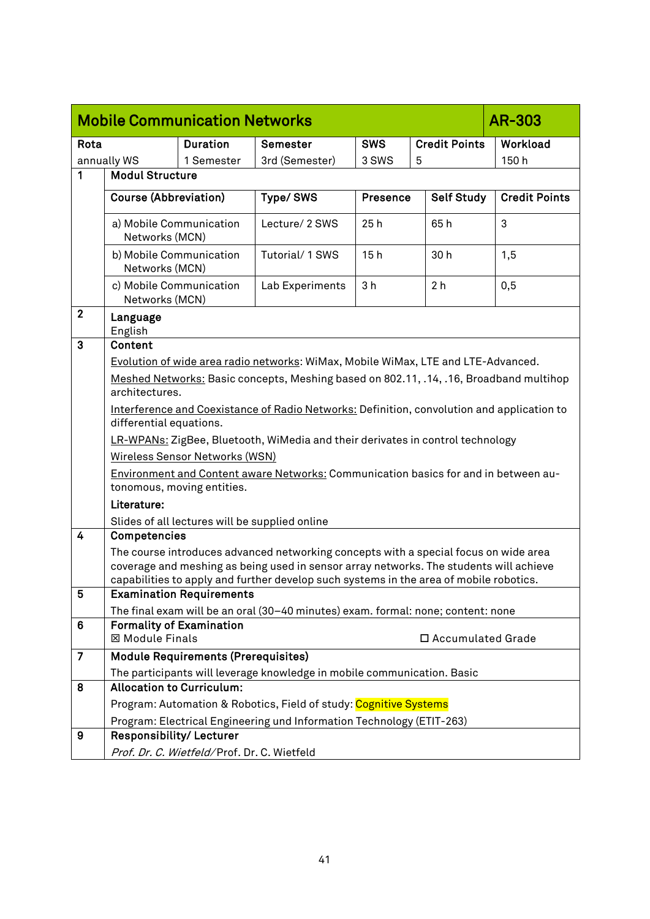## Mobile Communication Networks — AR-303

| Rota | Duration | Semester | SWS | Credit Points | Workload |
|---|---|---|---|---|---|
| annually WS | 1 Semester | 3rd (Semester) | 3 SWS | 5 | 150 h |

**1 Modul Structure**

| Course (Abbreviation) | Type/ SWS | Presence | Self Study | Credit Points |
|---|---|---|---|---|
| a) Mobile Communication Networks (MCN) | Lecture/ 2 SWS | 25 h | 65 h | 3 |
| b) Mobile Communication Networks (MCN) | Tutorial/ 1 SWS | 15 h | 30 h | 1,5 |
| c) Mobile Communication Networks (MCN) | Lab Experiments | 3 h | 2 h | 0,5 |

**2 Language**

English

**3 Content**

Evolution of wide area radio networks: WiMax, Mobile WiMax, LTE and LTE-Advanced.

Meshed Networks: Basic concepts, Meshing based on 802.11, .14, .16, Broadband multihop architectures.

Interference and Coexistance of Radio Networks: Definition, convolution and application to differential equations.

LR-WPANs: ZigBee, Bluetooth, WiMedia and their derivates in control technology

Wireless Sensor Networks (WSN)

Environment and Content aware Networks: Communication basics for and in between autonomous, moving entities.

**Literature:**

Slides of all lectures will be supplied online

**4 Competencies**

The course introduces advanced networking concepts with a special focus on wide area coverage and meshing as being used in sensor array networks. The students will achieve capabilities to apply and further develop such systems in the area of mobile robotics.

**5 Examination Requirements**

The final exam will be an oral (30–40 minutes) exam. formal: none; content: none

**6 Formality of Examination**

☒ Module Finals ☐ Accumulated Grade

**7 Module Requirements (Prerequisites)**

The participants will leverage knowledge in mobile communication. Basic

**8 Allocation to Curriculum:**

Program: Automation & Robotics, Field of study: Cognitive Systems

Program: Electrical Engineering und Information Technology (ETIT-263)

**9 Responsibility/ Lecturer**

*Prof. Dr. C. Wietfeld*/Prof. Dr. C. Wietfeld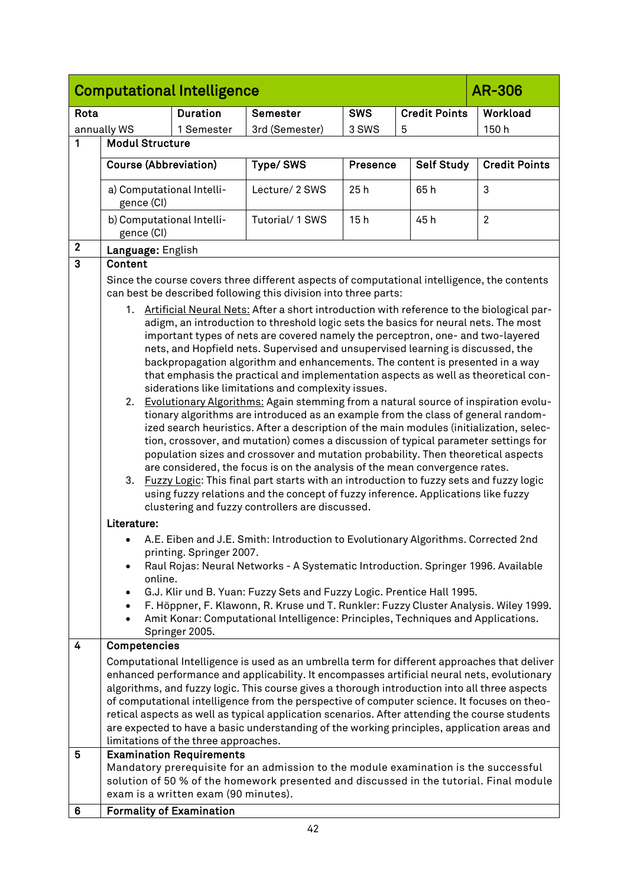| Computational Intelligence | | | | | AR-306 |
|---|---|---|---|---|---|
| **Rota** | **Duration** | **Semester** | **SWS** | **Credit Points** | **Workload** |
| annually WS | 1 Semester | 3rd (Semester) | 3 SWS | 5 | 150 h |

**1 Modul Structure**

| Course (Abbreviation) | Type/ SWS | Presence | Self Study | Credit Points |
|---|---|---|---|---|
| a) Computational Intelligence (CI) | Lecture/ 2 SWS | 25 h | 65 h | 3 |
| b) Computational Intelligence (CI) | Tutorial/ 1 SWS | 15 h | 45 h | 2 |

**2 Language:** English

**3 Content**

Since the course covers three different aspects of computational intelligence, the contents can best be described following this division into three parts:

1. Artificial Neural Nets: After a short introduction with reference to the biological paradigm, an introduction to threshold logic sets the basics for neural nets. The most important types of nets are covered namely the perceptron, one- and two-layered nets, and Hopfield nets. Supervised and unsupervised learning is discussed, the backpropagation algorithm and enhancements. The content is presented in a way that emphasis the practical and implementation aspects as well as theoretical considerations like limitations and complexity issues.
2. Evolutionary Algorithms: Again stemming from a natural source of inspiration evolutionary algorithms are introduced as an example from the class of general randomized search heuristics. After a description of the main modules (initialization, selection, crossover, and mutation) comes a discussion of typical parameter settings for population sizes and crossover and mutation probability. Then theoretical aspects are considered, the focus is on the analysis of the mean convergence rates.
3. Fuzzy Logic: This final part starts with an introduction to fuzzy sets and fuzzy logic using fuzzy relations and the concept of fuzzy inference. Applications like fuzzy clustering and fuzzy controllers are discussed.

**Literature:**

- A.E. Eiben and J.E. Smith: Introduction to Evolutionary Algorithms. Corrected 2nd printing. Springer 2007.
- Raul Rojas: Neural Networks - A Systematic Introduction. Springer 1996. Available online.
- G.J. Klir und B. Yuan: Fuzzy Sets and Fuzzy Logic. Prentice Hall 1995.
- F. Höppner, F. Klawonn, R. Kruse und T. Runkler: Fuzzy Cluster Analysis. Wiley 1999.
- Amit Konar: Computational Intelligence: Principles, Techniques and Applications. Springer 2005.

**4 Competencies**

Computational Intelligence is used as an umbrella term for different approaches that deliver enhanced performance and applicability. It encompasses artificial neural nets, evolutionary algorithms, and fuzzy logic. This course gives a thorough introduction into all three aspects of computational intelligence from the perspective of computer science. It focuses on theoretical aspects as well as typical application scenarios. After attending the course students are expected to have a basic understanding of the working principles, application areas and limitations of the three approaches.

**5 Examination Requirements**

Mandatory prerequisite for an admission to the module examination is the successful solution of 50 % of the homework presented and discussed in the tutorial. Final module exam is a written exam (90 minutes).

**6 Formality of Examination**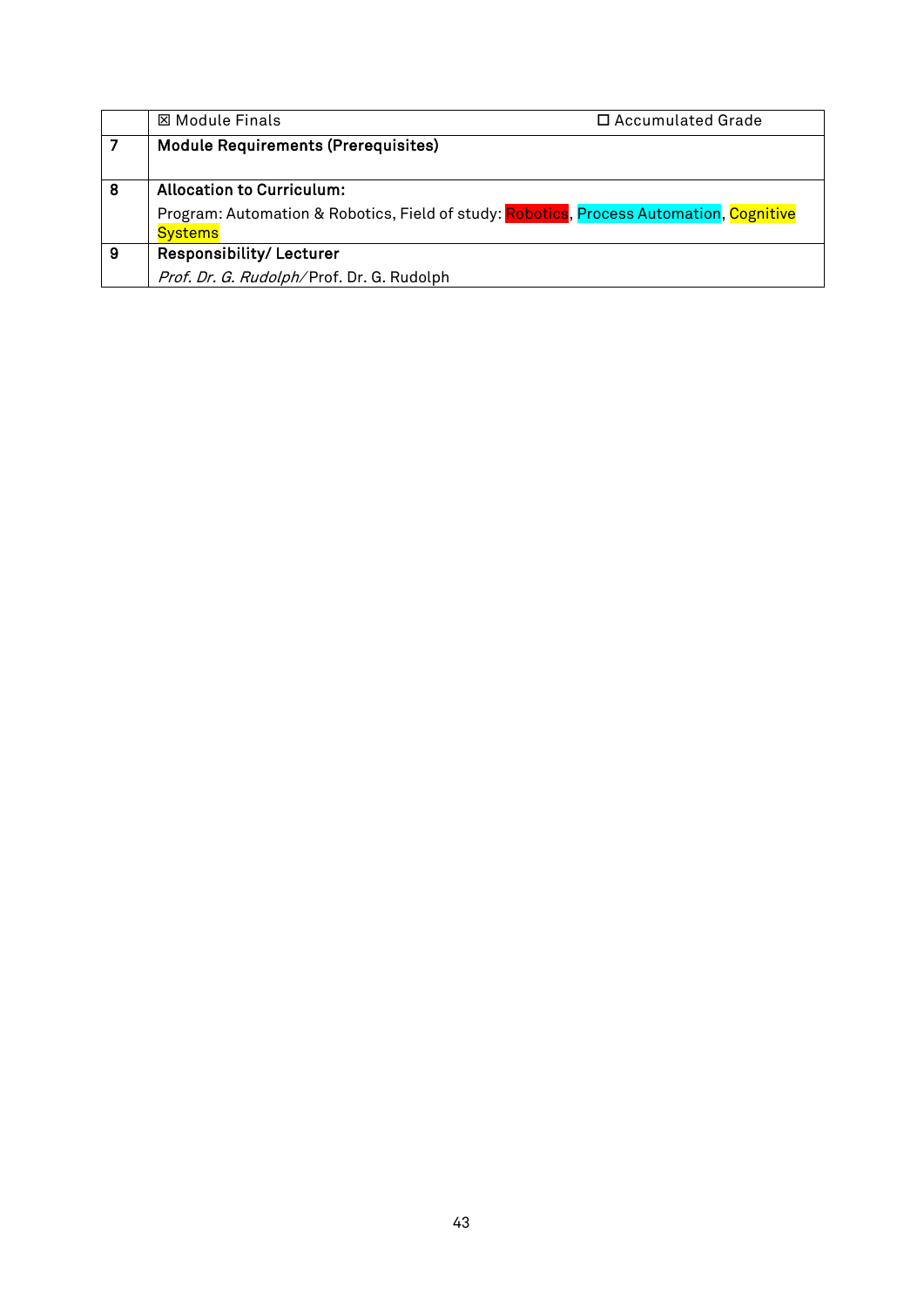| | | |
|---|---|---|
| | ☒ Module Finals | ☐ Accumulated Grade |
| 7 | **Module Requirements (Prerequisites)** | |
| 8 | **Allocation to Curriculum:**<br>Program: Automation & Robotics, Field of study: Robotics, Process Automation, Cognitive Systems | |
| 9 | **Responsibility/ Lecturer**<br>*Prof. Dr. G. Rudolph/* Prof. Dr. G. Rudolph | |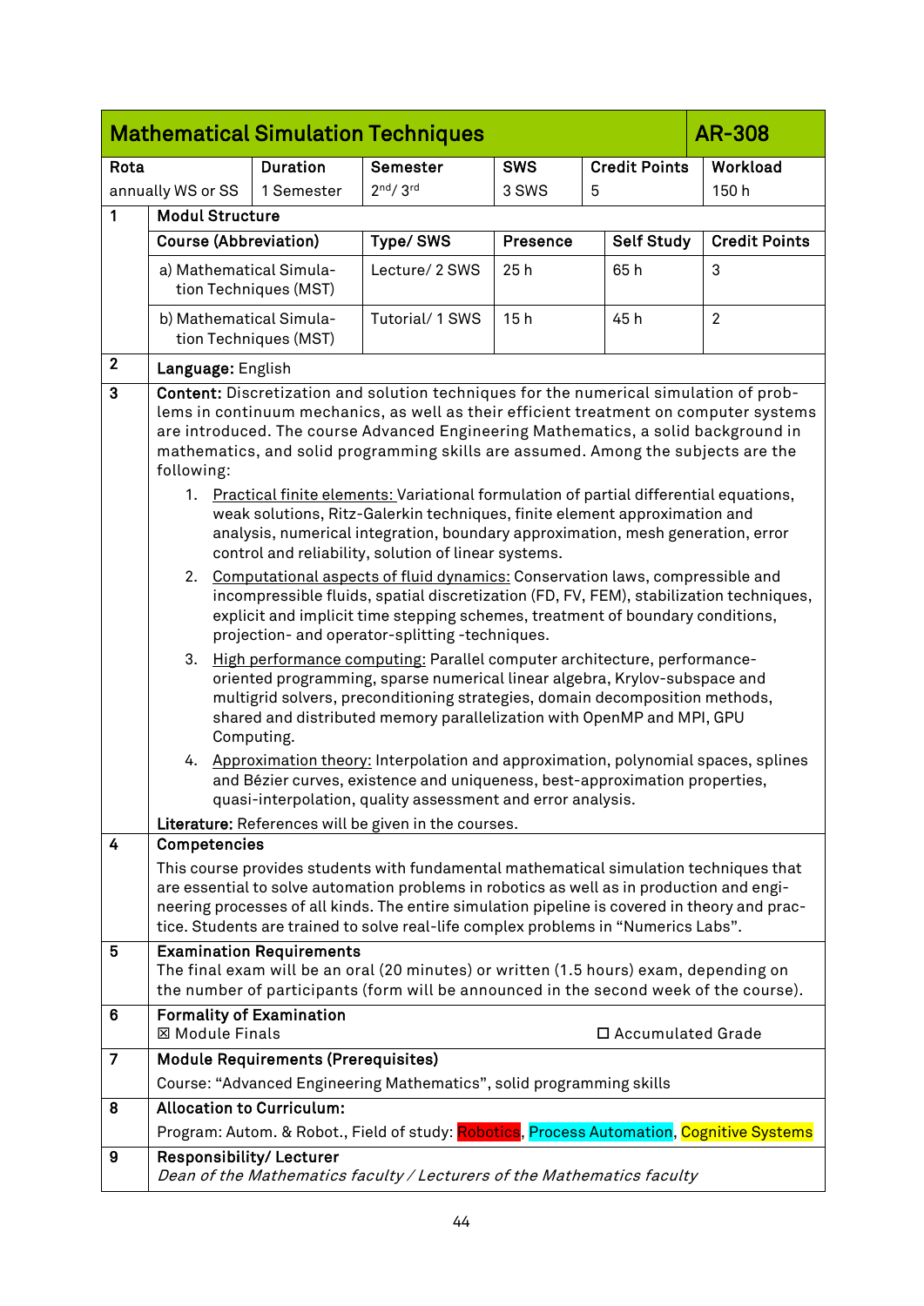## Mathematical Simulation Techniques — AR-308

| Rota | Duration | Semester | SWS | Credit Points | Workload |
|---|---|---|---|---|---|
| annually WS or SS | 1 Semester | 2nd/ 3rd | 3 SWS | 5 | 150 h |

**1 Modul Structure**

| Course (Abbreviation) | Type/ SWS | Presence | Self Study | Credit Points |
|---|---|---|---|---|
| a) Mathematical Simulation Techniques (MST) | Lecture/ 2 SWS | 25 h | 65 h | 3 |
| b) Mathematical Simulation Techniques (MST) | Tutorial/ 1 SWS | 15 h | 45 h | 2 |

**2 Language:** English

**3 Content:** Discretization and solution techniques for the numerical simulation of problems in continuum mechanics, as well as their efficient treatment on computer systems are introduced. The course Advanced Engineering Mathematics, a solid background in mathematics, and solid programming skills are assumed. Among the subjects are the following:

1. Practical finite elements: Variational formulation of partial differential equations, weak solutions, Ritz-Galerkin techniques, finite element approximation and analysis, numerical integration, boundary approximation, mesh generation, error control and reliability, solution of linear systems.
2. Computational aspects of fluid dynamics: Conservation laws, compressible and incompressible fluids, spatial discretization (FD, FV, FEM), stabilization techniques, explicit and implicit time stepping schemes, treatment of boundary conditions, projection- and operator-splitting -techniques.
3. High performance computing: Parallel computer architecture, performance-oriented programming, sparse numerical linear algebra, Krylov-subspace and multigrid solvers, preconditioning strategies, domain decomposition methods, shared and distributed memory parallelization with OpenMP and MPI, GPU Computing.
4. Approximation theory: Interpolation and approximation, polynomial spaces, splines and Bézier curves, existence and uniqueness, best-approximation properties, quasi-interpolation, quality assessment and error analysis.

**Literature:** References will be given in the courses.

**4 Competencies**

This course provides students with fundamental mathematical simulation techniques that are essential to solve automation problems in robotics as well as in production and engineering processes of all kinds. The entire simulation pipeline is covered in theory and practice. Students are trained to solve real-life complex problems in "Numerics Labs".

**5 Examination Requirements**

The final exam will be an oral (20 minutes) or written (1.5 hours) exam, depending on the number of participants (form will be announced in the second week of the course).

**6 Formality of Examination**

☒ Module Finals ☐ Accumulated Grade

**7 Module Requirements (Prerequisites)**

Course: "Advanced Engineering Mathematics", solid programming skills

**8 Allocation to Curriculum:**

Program: Autom. & Robot., Field of study: Robotics, Process Automation, Cognitive Systems

**9 Responsibility/ Lecturer**

*Dean of the Mathematics faculty / Lecturers of the Mathematics faculty*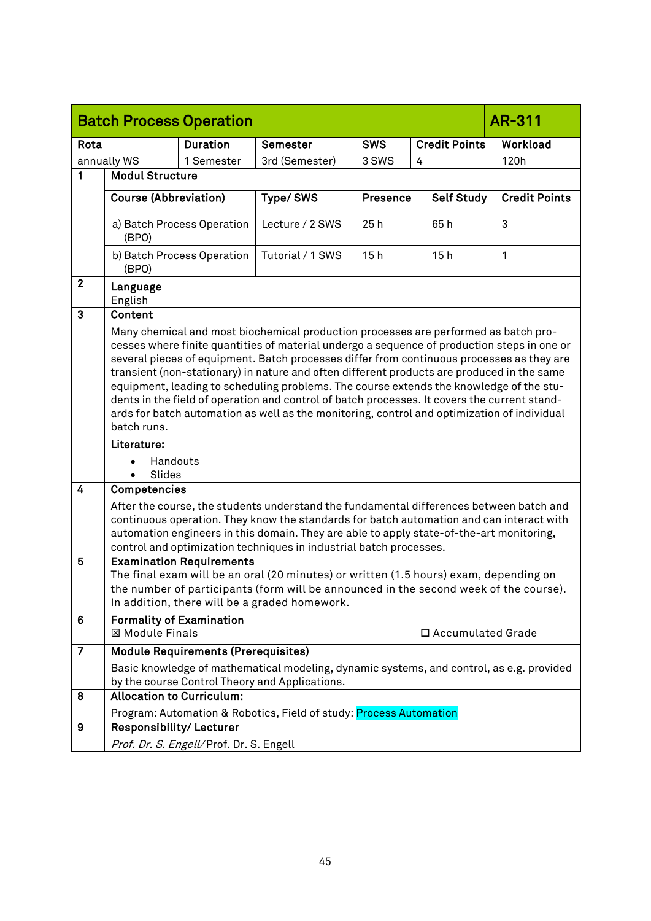## Batch Process Operation — AR-311

| Rota | Duration | Semester | SWS | Credit Points | Workload |
|---|---|---|---|---|---|
| annually WS | 1 Semester | 3rd (Semester) | 3 SWS | 4 | 120h |

**1 Modul Structure**

| Course (Abbreviation) | Type/ SWS | Presence | Self Study | Credit Points |
|---|---|---|---|---|
| a) Batch Process Operation (BPO) | Lecture / 2 SWS | 25 h | 65 h | 3 |
| b) Batch Process Operation (BPO) | Tutorial / 1 SWS | 15 h | 15 h | 1 |

**2 Language**

English

**3 Content**

Many chemical and most biochemical production processes are performed as batch processes where finite quantities of material undergo a sequence of production steps in one or several pieces of equipment. Batch processes differ from continuous processes as they are transient (non-stationary) in nature and often different products are produced in the same equipment, leading to scheduling problems. The course extends the knowledge of the students in the field of operation and control of batch processes. It covers the current standards for batch automation as well as the monitoring, control and optimization of individual batch runs.

**Literature:**

- Handouts
- Slides

**4 Competencies**

After the course, the students understand the fundamental differences between batch and continuous operation. They know the standards for batch automation and can interact with automation engineers in this domain. They are able to apply state-of-the-art monitoring, control and optimization techniques in industrial batch processes.

**5 Examination Requirements**

The final exam will be an oral (20 minutes) or written (1.5 hours) exam, depending on the number of participants (form will be announced in the second week of the course). In addition, there will be a graded homework.

**6 Formality of Examination**

☒ Module Finals ☐ Accumulated Grade

**7 Module Requirements (Prerequisites)**

Basic knowledge of mathematical modeling, dynamic systems, and control, as e.g. provided by the course Control Theory and Applications.

**8 Allocation to Curriculum:**

Program: Automation & Robotics, Field of study: Process Automation

**9 Responsibility/ Lecturer**

*Prof. Dr. S. Engell/* Prof. Dr. S. Engell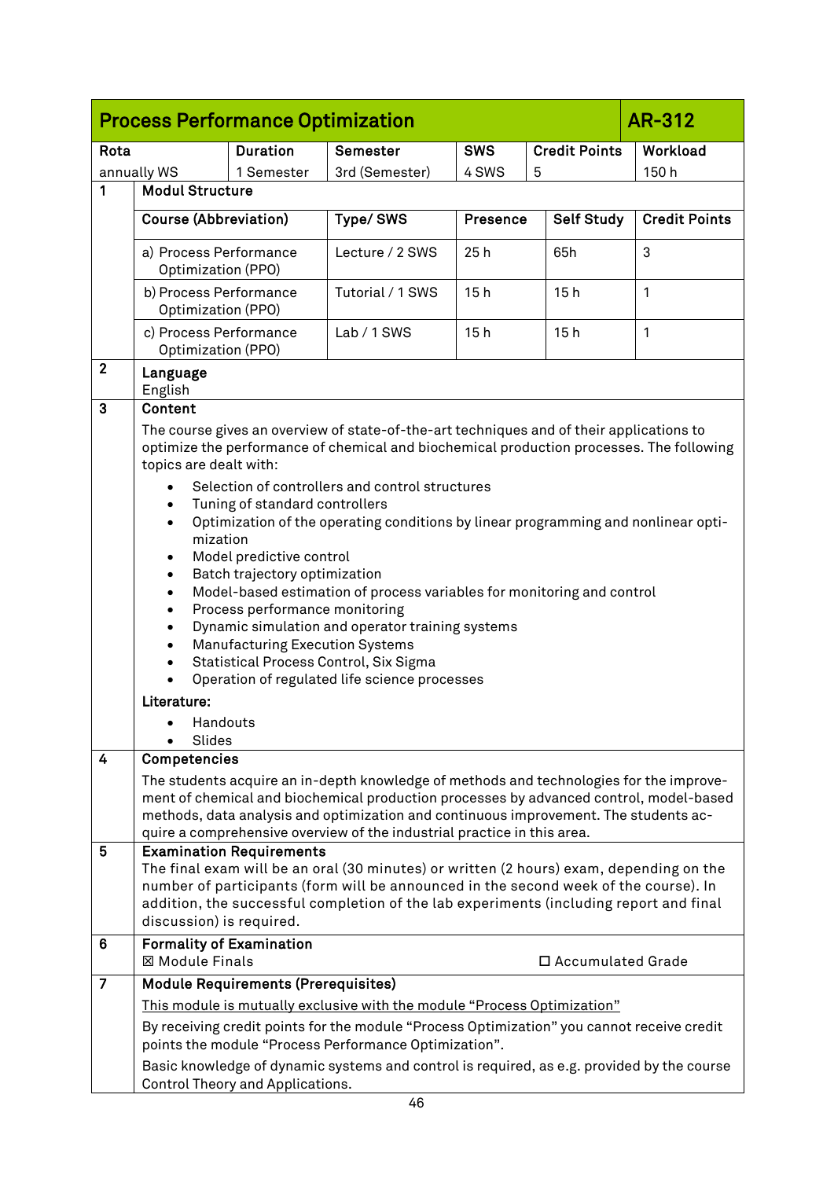## Process Performance Optimization — AR-312

| Rota | Duration | Semester | SWS | Credit Points | Workload |
|---|---|---|---|---|---|
| annually WS | 1 Semester | 3rd (Semester) | 4 SWS | 5 | 150 h |

**1 Modul Structure**

| Course (Abbreviation) | Type/ SWS | Presence | Self Study | Credit Points |
|---|---|---|---|---|
| a) Process Performance Optimization (PPO) | Lecture / 2 SWS | 25 h | 65h | 3 |
| b) Process Performance Optimization (PPO) | Tutorial / 1 SWS | 15 h | 15 h | 1 |
| c) Process Performance Optimization (PPO) | Lab / 1 SWS | 15 h | 15 h | 1 |

**2 Language**

English

**3 Content**

The course gives an overview of state-of-the-art techniques and of their applications to optimize the performance of chemical and biochemical production processes. The following topics are dealt with:

- Selection of controllers and control structures
- Tuning of standard controllers
- Optimization of the operating conditions by linear programming and nonlinear optimization
- Model predictive control
- Batch trajectory optimization
- Model-based estimation of process variables for monitoring and control
- Process performance monitoring
- Dynamic simulation and operator training systems
- Manufacturing Execution Systems
- Statistical Process Control, Six Sigma
- Operation of regulated life science processes

**Literature:**

- Handouts
- Slides

**4 Competencies**

The students acquire an in-depth knowledge of methods and technologies for the improvement of chemical and biochemical production processes by advanced control, model-based methods, data analysis and optimization and continuous improvement. The students acquire a comprehensive overview of the industrial practice in this area.

**5 Examination Requirements**

The final exam will be an oral (30 minutes) or written (2 hours) exam, depending on the number of participants (form will be announced in the second week of the course). In addition, the successful completion of the lab experiments (including report and final discussion) is required.

**6 Formality of Examination**

☒ Module Finals ☐ Accumulated Grade

**7 Module Requirements (Prerequisites)**

This module is mutually exclusive with the module "Process Optimization"

By receiving credit points for the module "Process Optimization" you cannot receive credit points the module "Process Performance Optimization".

Basic knowledge of dynamic systems and control is required, as e.g. provided by the course Control Theory and Applications.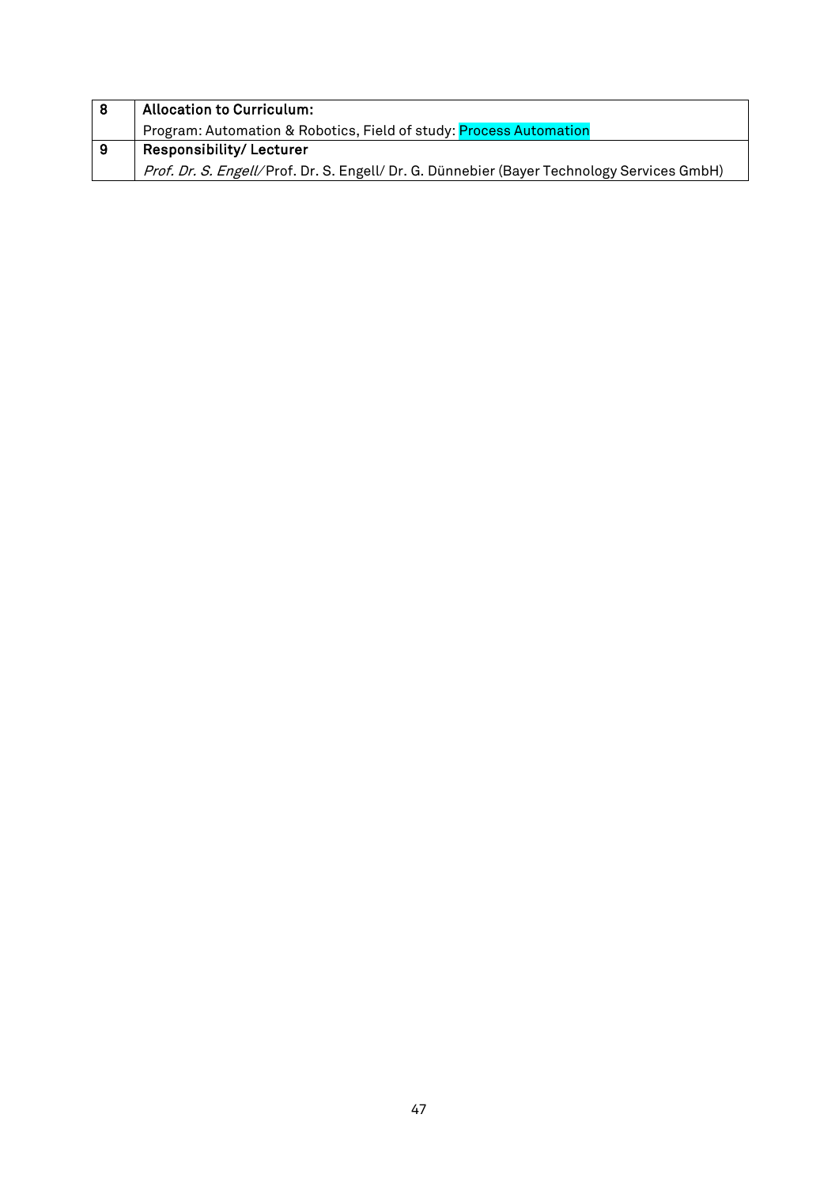| 8 | **Allocation to Curriculum:** |
|---|---|
| | Program: Automation & Robotics, Field of study: Process Automation |
| 9 | **Responsibility/ Lecturer** |
| | *Prof. Dr. S. Engell/* Prof. Dr. S. Engell/ Dr. G. Dünnebier (Bayer Technology Services GmbH) |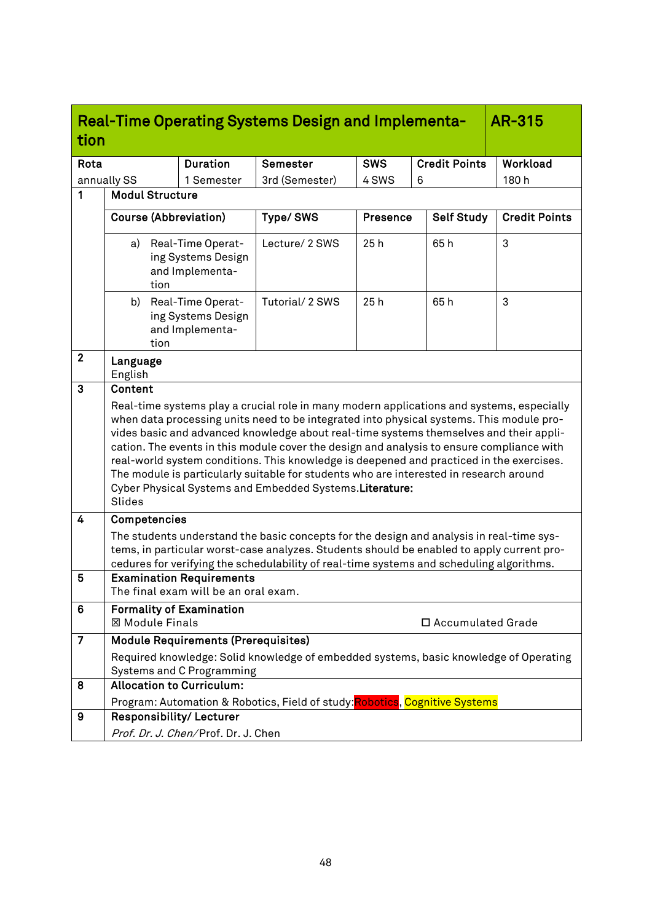## Real-Time Operating Systems Design and Implementation — AR-315

| Rota | Duration | Semester | SWS | Credit Points | Workload |
|---|---|---|---|---|---|
| annually SS | 1 Semester | 3rd (Semester) | 4 SWS | 6 | 180 h |

**1 Modul Structure**

| Course (Abbreviation) | Type/ SWS | Presence | Self Study | Credit Points |
|---|---|---|---|---|
| a) Real-Time Operating Systems Design and Implementation | Lecture/ 2 SWS | 25 h | 65 h | 3 |
| b) Real-Time Operating Systems Design and Implementation | Tutorial/ 2 SWS | 25 h | 65 h | 3 |

**2 Language**

English

**3 Content**

Real-time systems play a crucial role in many modern applications and systems, especially when data processing units need to be integrated into physical systems. This module provides basic and advanced knowledge about real-time systems themselves and their application. The events in this module cover the design and analysis to ensure compliance with real-world system conditions. This knowledge is deepened and practiced in the exercises. The module is particularly suitable for students who are interested in research around Cyber Physical Systems and Embedded Systems.**Literature:**
Slides

**4 Competencies**

The students understand the basic concepts for the design and analysis in real-time systems, in particular worst-case analyzes. Students should be enabled to apply current procedures for verifying the schedulability of real-time systems and scheduling algorithms.

**5 Examination Requirements**

The final exam will be an oral exam.

**6 Formality of Examination**

☒ Module Finals ☐ Accumulated Grade

**7 Module Requirements (Prerequisites)**

Required knowledge: Solid knowledge of embedded systems, basic knowledge of Operating Systems and C Programming

**8 Allocation to Curriculum:**

Program: Automation & Robotics, Field of study:Robotics, Cognitive Systems

**9 Responsibility/ Lecturer**

*Prof. Dr. J. Chen*/Prof. Dr. J. Chen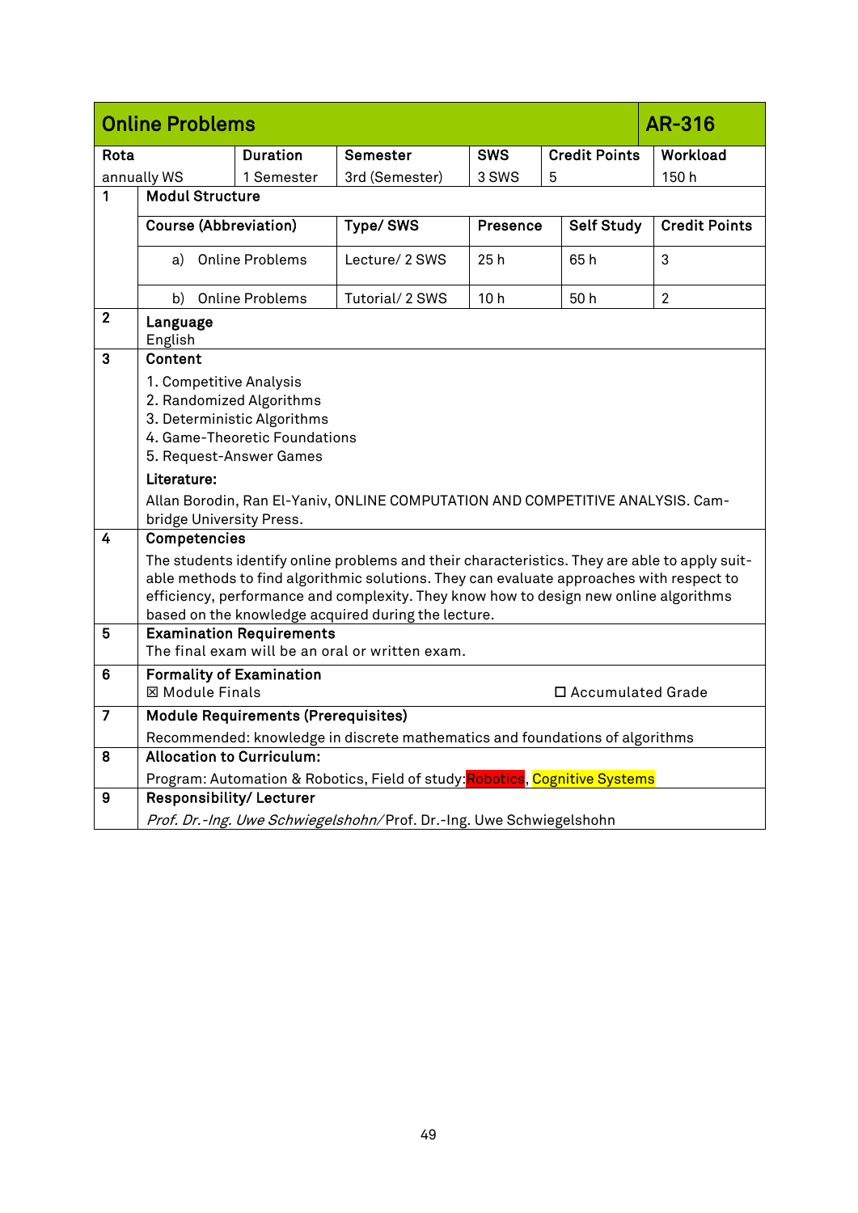| **Online Problems** | | | | | **AR-316** |
|---|---|---|---|---|---|
| **Rota** | **Duration** | **Semester** | **SWS** | **Credit Points** | **Workload** |
| annually WS | 1 Semester | 3rd (Semester) | 3 SWS | 5 | 150 h |

**1 Modul Structure**

| Course (Abbreviation) | Type/ SWS | Presence | Self Study | Credit Points |
|---|---|---|---|---|
| a) Online Problems | Lecture/ 2 SWS | 25 h | 65 h | 3 |
| b) Online Problems | Tutorial/ 2 SWS | 10 h | 50 h | 2 |

**2 Language**

English

**3 Content**

1. Competitive Analysis
2. Randomized Algorithms
3. Deterministic Algorithms
4. Game-Theoretic Foundations
5. Request-Answer Games

**Literature:**

Allan Borodin, Ran El-Yaniv, ONLINE COMPUTATION AND COMPETITIVE ANALYSIS. Cambridge University Press.

**4 Competencies**

The students identify online problems and their characteristics. They are able to apply suitable methods to find algorithmic solutions. They can evaluate approaches with respect to efficiency, performance and complexity. They know how to design new online algorithms based on the knowledge acquired during the lecture.

**5 Examination Requirements**

The final exam will be an oral or written exam.

**6 Formality of Examination**

☒ Module Finals ☐ Accumulated Grade

**7 Module Requirements (Prerequisites)**

Recommended: knowledge in discrete mathematics and foundations of algorithms

**8 Allocation to Curriculum:**

Program: Automation & Robotics, Field of study: Robotics, Cognitive Systems

**9 Responsibility/ Lecturer**

*Prof. Dr.-Ing. Uwe Schwiegelshohn*/ Prof. Dr.-Ing. Uwe Schwiegelshohn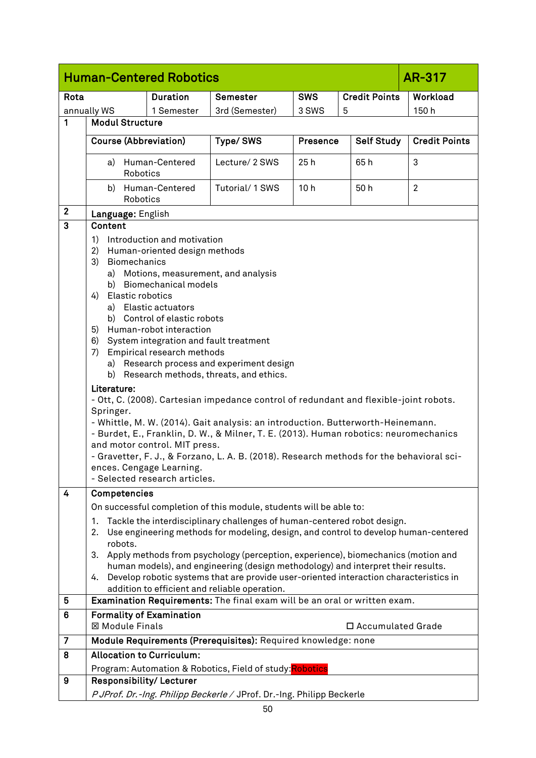## Human-Centered Robotics — AR-317

| Rota | Duration | Semester | SWS | Credit Points | Workload |
|---|---|---|---|---|---|
| annually WS | 1 Semester | 3rd (Semester) | 3 SWS | 5 | 150 h |

**1 Modul Structure**

| Course (Abbreviation) | Type/ SWS | Presence | Self Study | Credit Points |
|---|---|---|---|---|
| a) Human-Centered Robotics | Lecture/ 2 SWS | 25 h | 65 h | 3 |
| b) Human-Centered Robotics | Tutorial/ 1 SWS | 10 h | 50 h | 2 |

**2 Language:** English

**3 Content**

1) Introduction and motivation
2) Human-oriented design methods
3) Biomechanics
   a) Motions, measurement, and analysis
   b) Biomechanical models
4) Elastic robotics
   a) Elastic actuators
   b) Control of elastic robots
5) Human-robot interaction
6) System integration and fault treatment
7) Empirical research methods
   a) Research process and experiment design
   b) Research methods, threats, and ethics.

**Literature:**
- Ott, C. (2008). Cartesian impedance control of redundant and flexible-joint robots. Springer.
- Whittle, M. W. (2014). Gait analysis: an introduction. Butterworth-Heinemann.
- Burdet, E., Franklin, D. W., & Milner, T. E. (2013). Human robotics: neuromechanics and motor control. MIT press.
- Gravetter, F. J., & Forzano, L. A. B. (2018). Research methods for the behavioral sciences. Cengage Learning.
- Selected research articles.

**4 Competencies**

On successful completion of this module, students will be able to:

1. Tackle the interdisciplinary challenges of human-centered robot design.
2. Use engineering methods for modeling, design, and control to develop human-centered robots.
3. Apply methods from psychology (perception, experience), biomechanics (motion and human models), and engineering (design methodology) and interpret their results.
4. Develop robotic systems that are provide user-oriented interaction characteristics in addition to efficient and reliable operation.

**5 Examination Requirements:** The final exam will be an oral or written exam.

**6 Formality of Examination**

☒ Module Finals ☐ Accumulated Grade

**7 Module Requirements (Prerequisites):** Required knowledge: none

**8 Allocation to Curriculum:**

Program: Automation & Robotics, Field of study: Robotics

**9 Responsibility/ Lecturer**

*P JProf. Dr.-Ing. Philipp Beckerle /* JProf. Dr.-Ing. Philipp Beckerle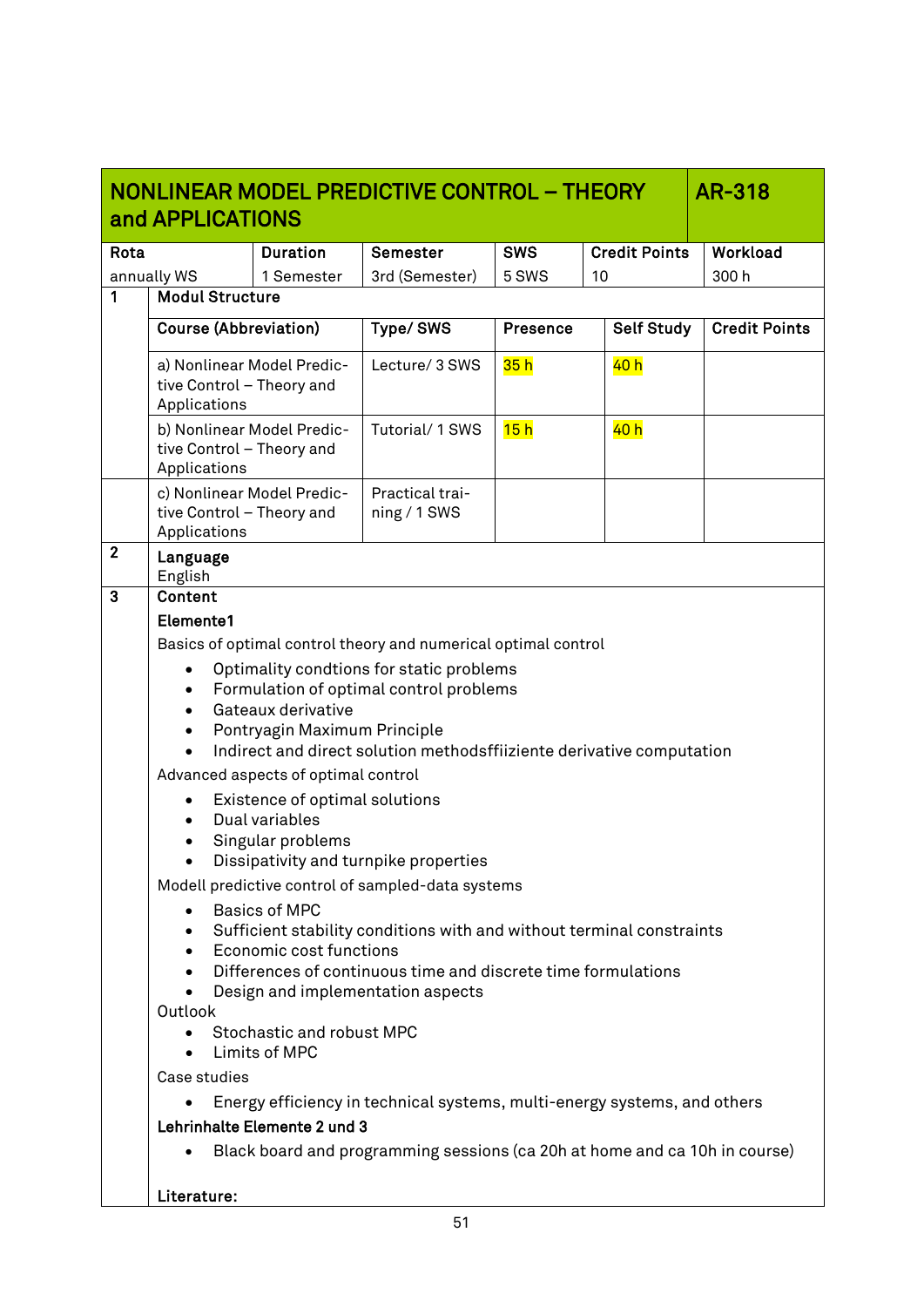| NONLINEAR MODEL PREDICTIVE CONTROL – THEORY and APPLICATIONS | | | | | AR-318 |
|---|---|---|---|---|---|
| Rota | Duration | Semester | SWS | Credit Points | Workload |
| annually WS | 1 Semester | 3rd (Semester) | 5 SWS | 10 | 300 h |

**1 Modul Structure**

| Course (Abbreviation) | Type/ SWS | Presence | Self Study | Credit Points |
|---|---|---|---|---|
| a) Nonlinear Model Predictive Control – Theory and Applications | Lecture/ 3 SWS | 35 h | 40 h | |
| b) Nonlinear Model Predictive Control – Theory and Applications | Tutorial/ 1 SWS | 15 h | 40 h | |
| c) Nonlinear Model Predictive Control – Theory and Applications | Practical training / 1 SWS | | | |

**2 Language**

English

**3 Content**

**Elemente1**

Basics of optimal control theory and numerical optimal control

- Optimality condtions for static problems
- Formulation of optimal control problems
- Gateaux derivative
- Pontryagin Maximum Principle
- Indirect and direct solution methodsffiiziente derivative computation

Advanced aspects of optimal control

- Existence of optimal solutions
- Dual variables
- Singular problems
- Dissipativity and turnpike properties

Modell predictive control of sampled-data systems

- Basics of MPC
- Sufficient stability conditions with and without terminal constraints
- Economic cost functions
- Differences of continuous time and discrete time formulations
- Design and implementation aspects

Outlook

- Stochastic and robust MPC
- Limits of MPC

Case studies

- Energy efficiency in technical systems, multi-energy systems, and others

**Lehrinhalte Elemente 2 und 3**

- Black board and programming sessions (ca 20h at home and ca 10h in course)

**Literature:**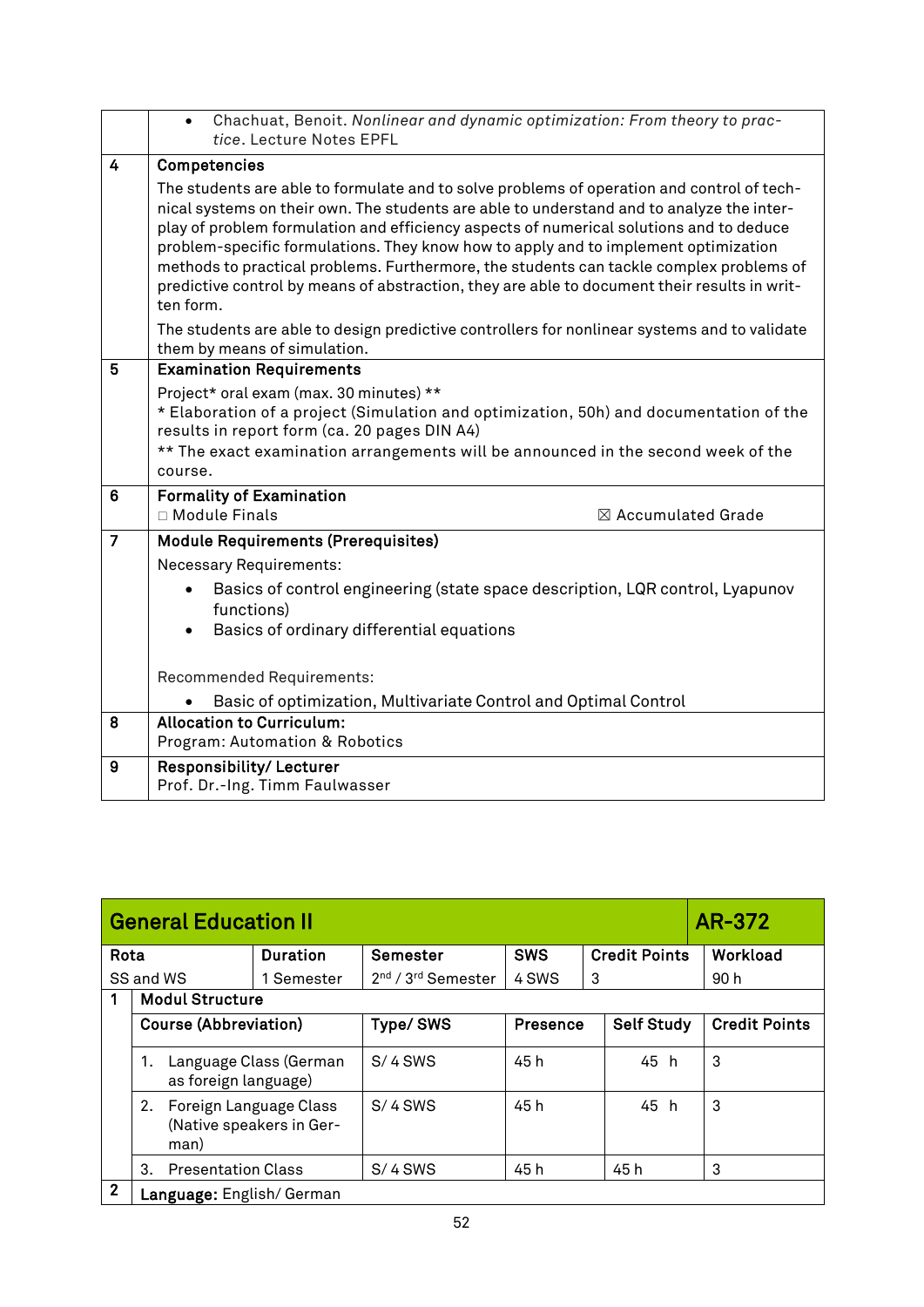| | |
|---|---|
| | • Chachuat, Benoit. *Nonlinear and dynamic optimization: From theory to practice*. Lecture Notes EPFL |
| 4 | **Competencies**<br>The students are able to formulate and to solve problems of operation and control of technical systems on their own. The students are able to understand and to analyze the interplay of problem formulation and efficiency aspects of numerical solutions and to deduce problem-specific formulations. They know how to apply and to implement optimization methods to practical problems. Furthermore, the students can tackle complex problems of predictive control by means of abstraction, they are able to document their results in written form.<br>The students are able to design predictive controllers for nonlinear systems and to validate them by means of simulation. |
| 5 | **Examination Requirements**<br>Project* oral exam (max. 30 minutes) **<br>* Elaboration of a project (Simulation and optimization, 50h) and documentation of the results in report form (ca. 20 pages DIN A4)<br>** The exact examination arrangements will be announced in the second week of the course. |
| 6 | **Formality of Examination**<br>☐ Module Finals ☒ Accumulated Grade |
| 7 | **Module Requirements (Prerequisites)**<br>Necessary Requirements:<br>• Basics of control engineering (state space description, LQR control, Lyapunov functions)<br>• Basics of ordinary differential equations<br><br>Recommended Requirements:<br>• Basic of optimization, Multivariate Control and Optimal Control |
| 8 | **Allocation to Curriculum:**<br>Program: Automation & Robotics |
| 9 | **Responsibility/ Lecturer**<br>Prof. Dr.-Ing. Timm Faulwasser |

## General Education II — AR-372

| Rota | Duration | Semester | SWS | Credit Points | Workload |
|---|---|---|---|---|---|
| SS and WS | 1 Semester | 2nd / 3rd Semester | 4 SWS | 3 | 90 h |

**1 Modul Structure**

| Course (Abbreviation) | Type/ SWS | Presence | Self Study | Credit Points |
|---|---|---|---|---|
| 1. Language Class (German as foreign language) | S/ 4 SWS | 45 h | 45 h | 3 |
| 2. Foreign Language Class (Native speakers in German) | S/ 4 SWS | 45 h | 45 h | 3 |
| 3. Presentation Class | S/ 4 SWS | 45 h | 45 h | 3 |

**2 Language:** English/ German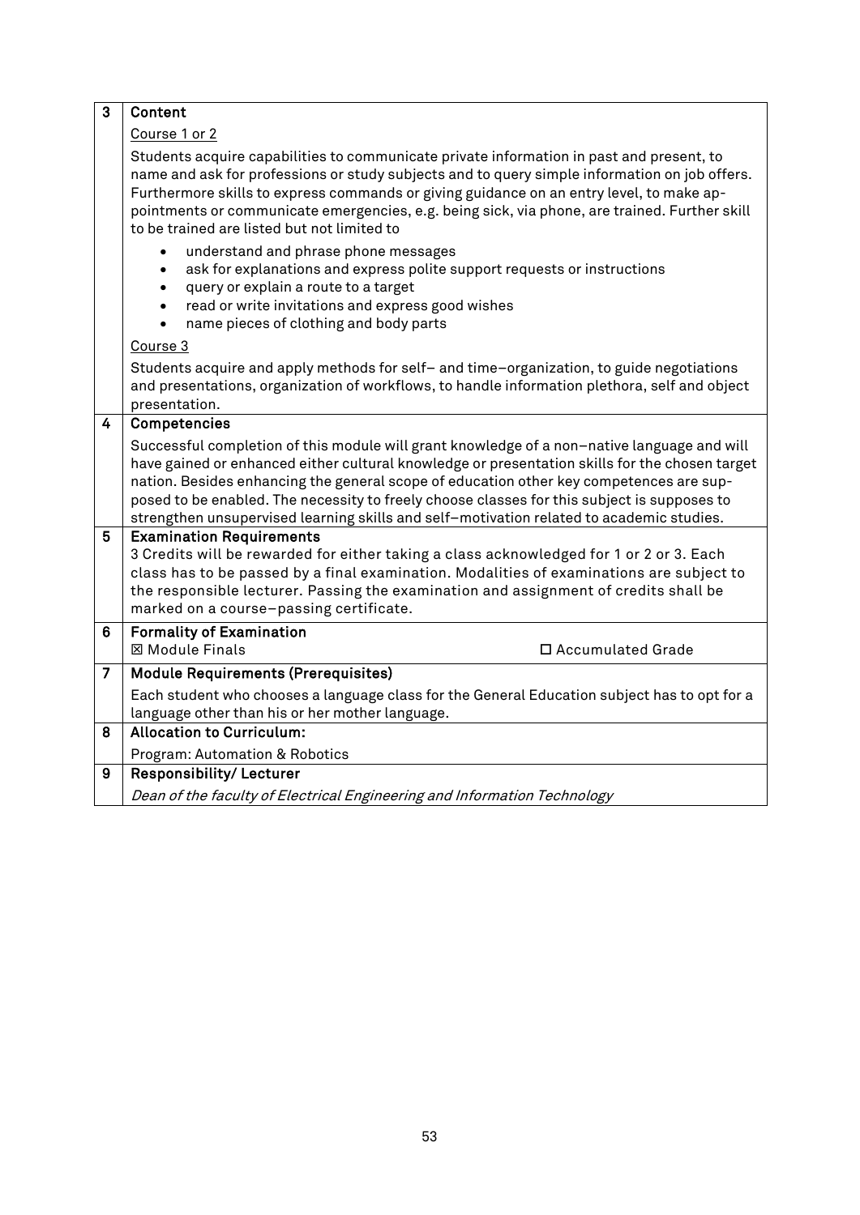| | |
|---|---|
| **3** | **Content**<br><br><u>Course 1 or 2</u><br><br>Students acquire capabilities to communicate private information in past and present, to name and ask for professions or study subjects and to query simple information on job offers. Furthermore skills to express commands or giving guidance on an entry level, to make ap-pointments or communicate emergencies, e.g. being sick, via phone, are trained. Further skill to be trained are listed but not limited to<br><br>• understand and phrase phone messages<br>• ask for explanations and express polite support requests or instructions<br>• query or explain a route to a target<br>• read or write invitations and express good wishes<br>• name pieces of clothing and body parts<br><br><u>Course 3</u><br><br>Students acquire and apply methods for self– and time–organization, to guide negotiations and presentations, organization of workflows, to handle information plethora, self and object presentation. |
| **4** | **Competencies**<br><br>Successful completion of this module will grant knowledge of a non–native language and will have gained or enhanced either cultural knowledge or presentation skills for the chosen target nation. Besides enhancing the general scope of education other key competences are sup-posed to be enabled. The necessity to freely choose classes for this subject is supposes to strengthen unsupervised learning skills and self–motivation related to academic studies. |
| **5** | **Examination Requirements**<br>3 Credits will be rewarded for either taking a class acknowledged for 1 or 2 or 3. Each class has to be passed by a final examination. Modalities of examinations are subject to the responsible lecturer. Passing the examination and assignment of credits shall be marked on a course–passing certificate. |
| **6** | **Formality of Examination**<br>☒ Module Finals ☐ Accumulated Grade |
| **7** | **Module Requirements (Prerequisites)**<br><br>Each student who chooses a language class for the General Education subject has to opt for a language other than his or her mother language. |
| **8** | **Allocation to Curriculum:**<br><br>Program: Automation & Robotics |
| **9** | **Responsibility/ Lecturer**<br><br>*Dean of the faculty of Electrical Engineering and Information Technology* |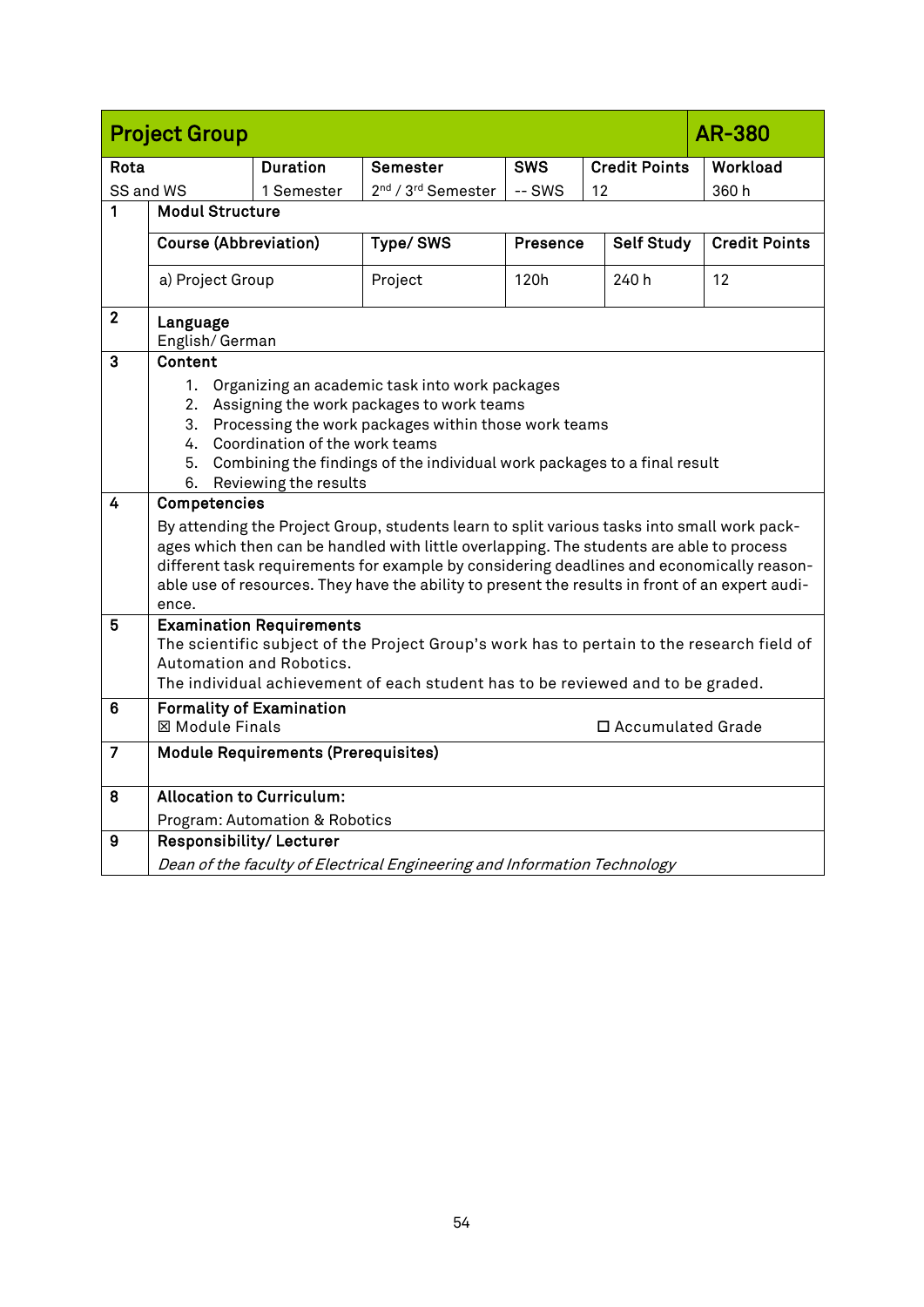| Project Group | | | | | AR-380 |
|---|---|---|---|---|---|
| **Rota** | **Duration** | **Semester** | **SWS** | **Credit Points** | **Workload** |
| SS and WS | 1 Semester | 2nd / 3rd Semester | -- SWS | 12 | 360 h |

**1 Modul Structure**

| Course (Abbreviation) | Type/ SWS | Presence | Self Study | Credit Points |
|---|---|---|---|---|
| a) Project Group | Project | 120h | 240 h | 12 |

**2 Language**

English/ German

**3 Content**

1. Organizing an academic task into work packages
2. Assigning the work packages to work teams
3. Processing the work packages within those work teams
4. Coordination of the work teams
5. Combining the findings of the individual work packages to a final result
6. Reviewing the results

**4 Competencies**

By attending the Project Group, students learn to split various tasks into small work packages which then can be handled with little overlapping. The students are able to process different task requirements for example by considering deadlines and economically reasonable use of resources. They have the ability to present the results in front of an expert audience.

**5 Examination Requirements**

The scientific subject of the Project Group's work has to pertain to the research field of Automation and Robotics.
The individual achievement of each student has to be reviewed and to be graded.

**6 Formality of Examination**

☒ Module Finals ☐ Accumulated Grade

**7 Module Requirements (Prerequisites)**

**8 Allocation to Curriculum:**

Program: Automation & Robotics

**9 Responsibility/ Lecturer**

*Dean of the faculty of Electrical Engineering and Information Technology*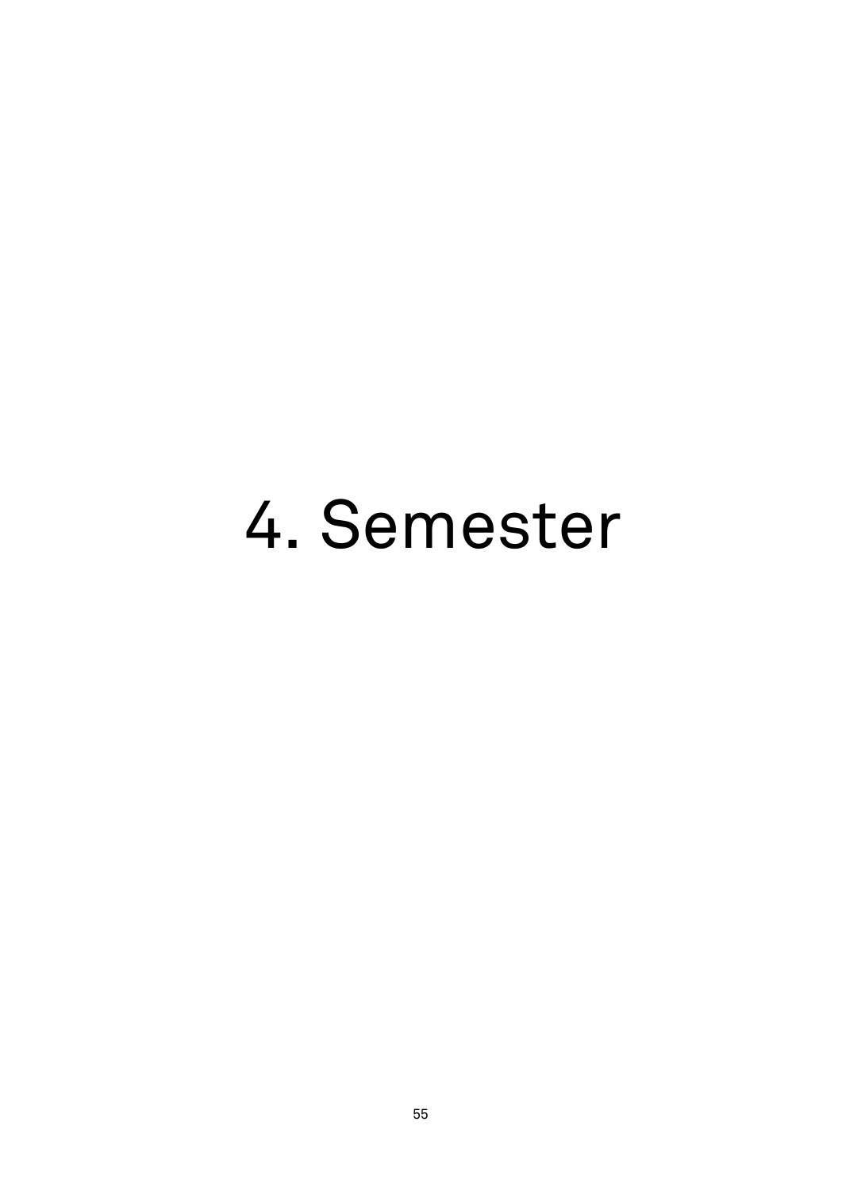# 4. Semester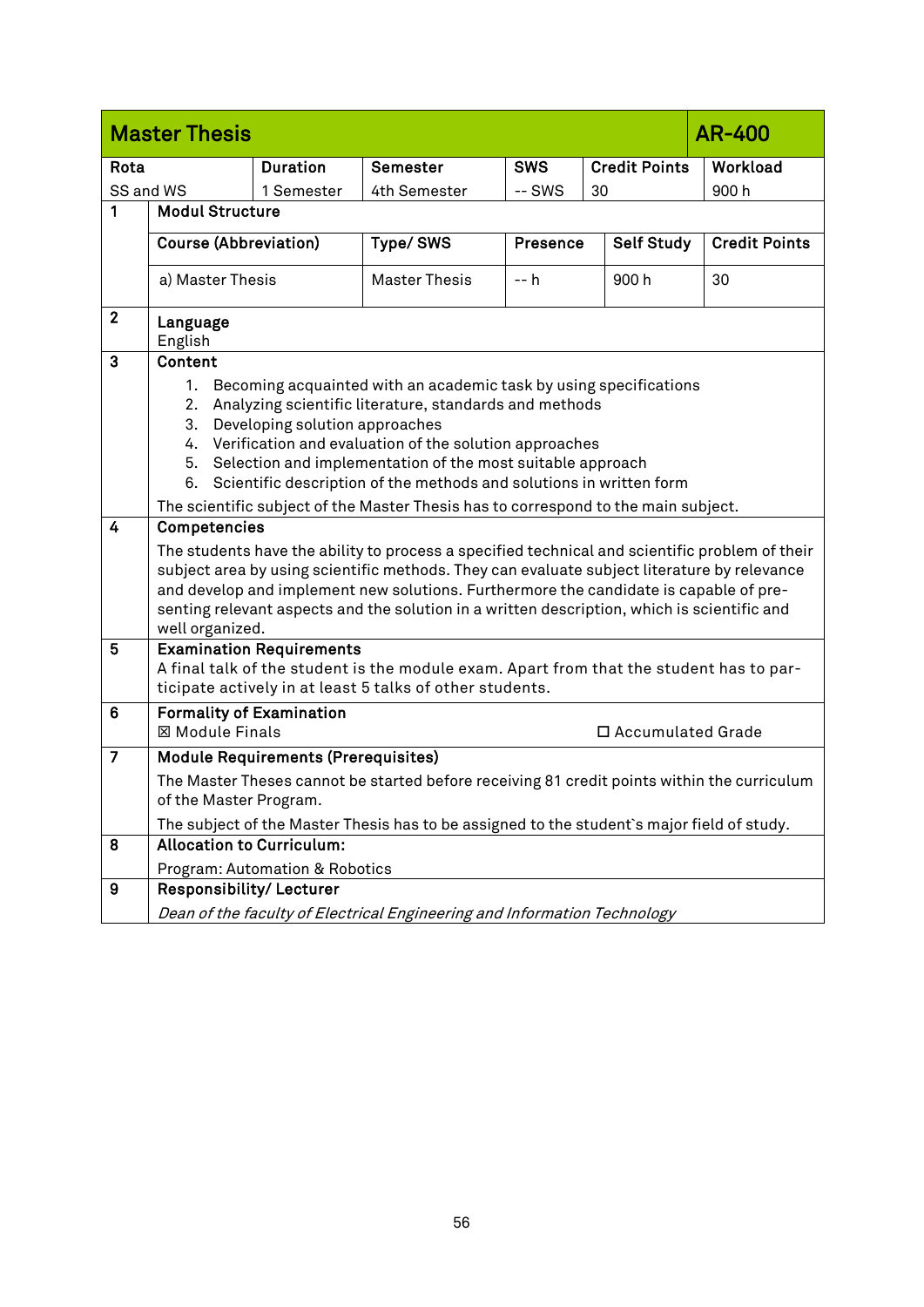## Master Thesis — AR-400

| Rota | Duration | Semester | SWS | Credit Points | Workload |
|---|---|---|---|---|---|
| SS and WS | 1 Semester | 4th Semester | -- SWS | 30 | 900 h |

**1 Modul Structure**

| Course (Abbreviation) | Type/ SWS | Presence | Self Study | Credit Points |
|---|---|---|---|---|
| a) Master Thesis | Master Thesis | -- h | 900 h | 30 |

**2 Language**

English

**3 Content**

1. Becoming acquainted with an academic task by using specifications
2. Analyzing scientific literature, standards and methods
3. Developing solution approaches
4. Verification and evaluation of the solution approaches
5. Selection and implementation of the most suitable approach
6. Scientific description of the methods and solutions in written form

The scientific subject of the Master Thesis has to correspond to the main subject.

**4 Competencies**

The students have the ability to process a specified technical and scientific problem of their subject area by using scientific methods. They can evaluate subject literature by relevance and develop and implement new solutions. Furthermore the candidate is capable of presenting relevant aspects and the solution in a written description, which is scientific and well organized.

**5 Examination Requirements**

A final talk of the student is the module exam. Apart from that the student has to participate actively in at least 5 talks of other students.

**6 Formality of Examination**

☒ Module Finals ☐ Accumulated Grade

**7 Module Requirements (Prerequisites)**

The Master Theses cannot be started before receiving 81 credit points within the curriculum of the Master Program.

The subject of the Master Thesis has to be assigned to the student`s major field of study.

**8 Allocation to Curriculum:**

Program: Automation & Robotics

**9 Responsibility/ Lecturer**

*Dean of the faculty of Electrical Engineering and Information Technology*